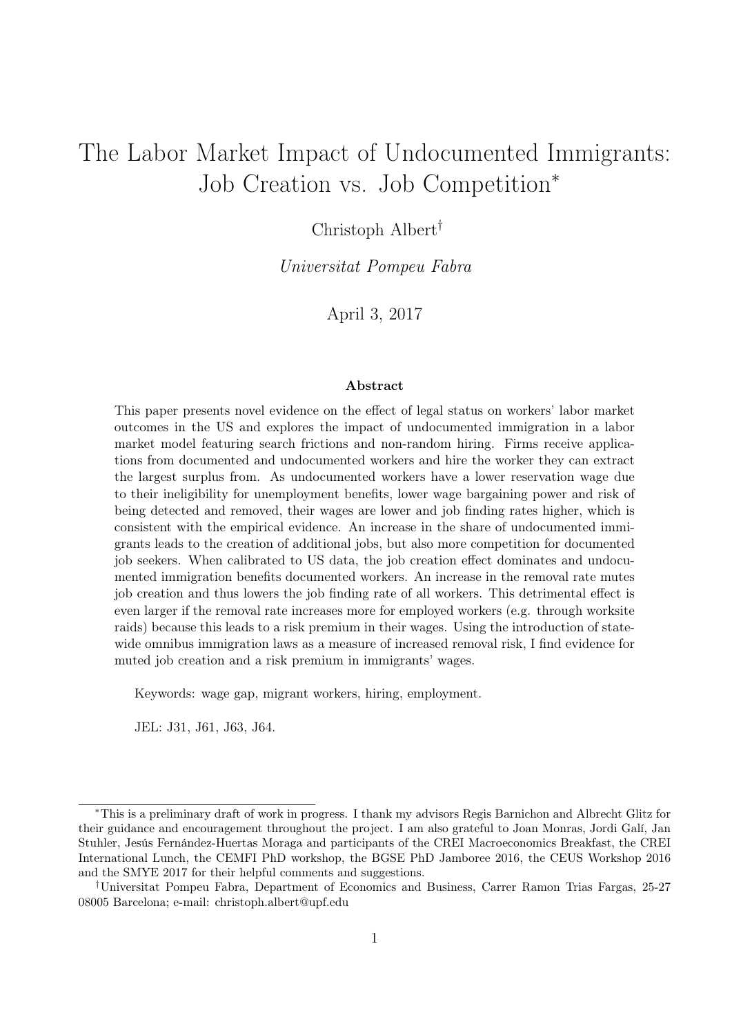# The Labor Market Impact of Undocumented Immigrants: Job Creation vs. Job Competition[*]

Christoph Albert[†]

*Universitat Pompeu Fabra*

April 3, 2017

### Abstract

This paper presents novel evidence on the effect of legal status on workers' labor market outcomes in the US and explores the impact of undocumented immigration in a labor market model featuring search frictions and non-random hiring. Firms receive applications from documented and undocumented workers and hire the worker they can extract the largest surplus from. As undocumented workers have a lower reservation wage due to their ineligibility for unemployment benefits, lower wage bargaining power and risk of being detected and removed, their wages are lower and job finding rates higher, which is consistent with the empirical evidence. An increase in the share of undocumented immigrants leads to the creation of additional jobs, but also more competition for documented job seekers. When calibrated to US data, the job creation effect dominates and undocumented immigration benefits documented workers. An increase in the removal rate mutes job creation and thus lowers the job finding rate of all workers. This detrimental effect is even larger if the removal rate increases more for employed workers (e.g. through worksite raids) because this leads to a risk premium in their wages. Using the introduction of statewide omnibus immigration laws as a measure of increased removal risk, I find evidence for muted job creation and a risk premium in immigrants' wages.

Keywords: wage gap, migrant workers, hiring, employment.

JEL: J31, J61, J63, J64.

---

[*] This is a preliminary draft of work in progress. I thank my advisors Regis Barnichon and Albrecht Glitz for their guidance and encouragement throughout the project. I am also grateful to Joan Monras, Jordi Galí, Jan Stuhler, Jesús Fernández-Huertas Moraga and participants of the CREI Macroeconomics Breakfast, the CREI International Lunch, the CEMFI PhD workshop, the BGSE PhD Jamboree 2016, the CEUS Workshop 2016 and the SMYE 2017 for their helpful comments and suggestions.

[†] Universitat Pompeu Fabra, Department of Economics and Business, Carrer Ramon Trias Fargas, 25-27 08005 Barcelona; e-mail: christoph.albert@upf.edu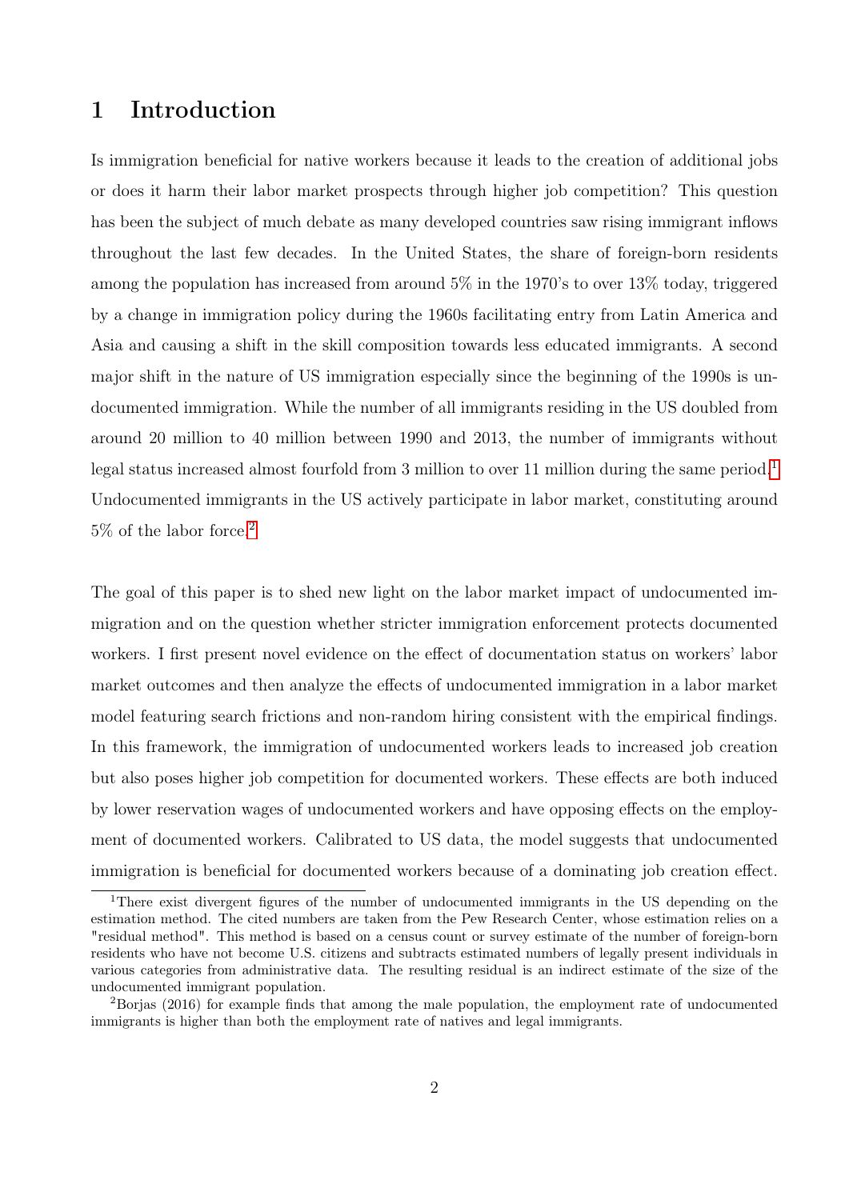## 1 Introduction

Is immigration beneficial for native workers because it leads to the creation of additional jobs or does it harm their labor market prospects through higher job competition? This question has been the subject of much debate as many developed countries saw rising immigrant inflows throughout the last few decades. In the United States, the share of foreign-born residents among the population has increased from around 5% in the 1970's to over 13% today, triggered by a change in immigration policy during the 1960s facilitating entry from Latin America and Asia and causing a shift in the skill composition towards less educated immigrants. A second major shift in the nature of US immigration especially since the beginning of the 1990s is undocumented immigration. While the number of all immigrants residing in the US doubled from around 20 million to 40 million between 1990 and 2013, the number of immigrants without legal status increased almost fourfold from 3 million to over 11 million during the same period.[1] Undocumented immigrants in the US actively participate in labor market, constituting around 5% of the labor force.[2]

The goal of this paper is to shed new light on the labor market impact of undocumented immigration and on the question whether stricter immigration enforcement protects documented workers. I first present novel evidence on the effect of documentation status on workers' labor market outcomes and then analyze the effects of undocumented immigration in a labor market model featuring search frictions and non-random hiring consistent with the empirical findings. In this framework, the immigration of undocumented workers leads to increased job creation but also poses higher job competition for documented workers. These effects are both induced by lower reservation wages of undocumented workers and have opposing effects on the employment of documented workers. Calibrated to US data, the model suggests that undocumented immigration is beneficial for documented workers because of a dominating job creation effect.

[1] There exist divergent figures of the number of undocumented immigrants in the US depending on the estimation method. The cited numbers are taken from the Pew Research Center, whose estimation relies on a "residual method". This method is based on a census count or survey estimate of the number of foreign-born residents who have not become U.S. citizens and subtracts estimated numbers of legally present individuals in various categories from administrative data. The resulting residual is an indirect estimate of the size of the undocumented immigrant population.

[2] Borjas (2016) for example finds that among the male population, the employment rate of undocumented immigrants is higher than both the employment rate of natives and legal immigrants.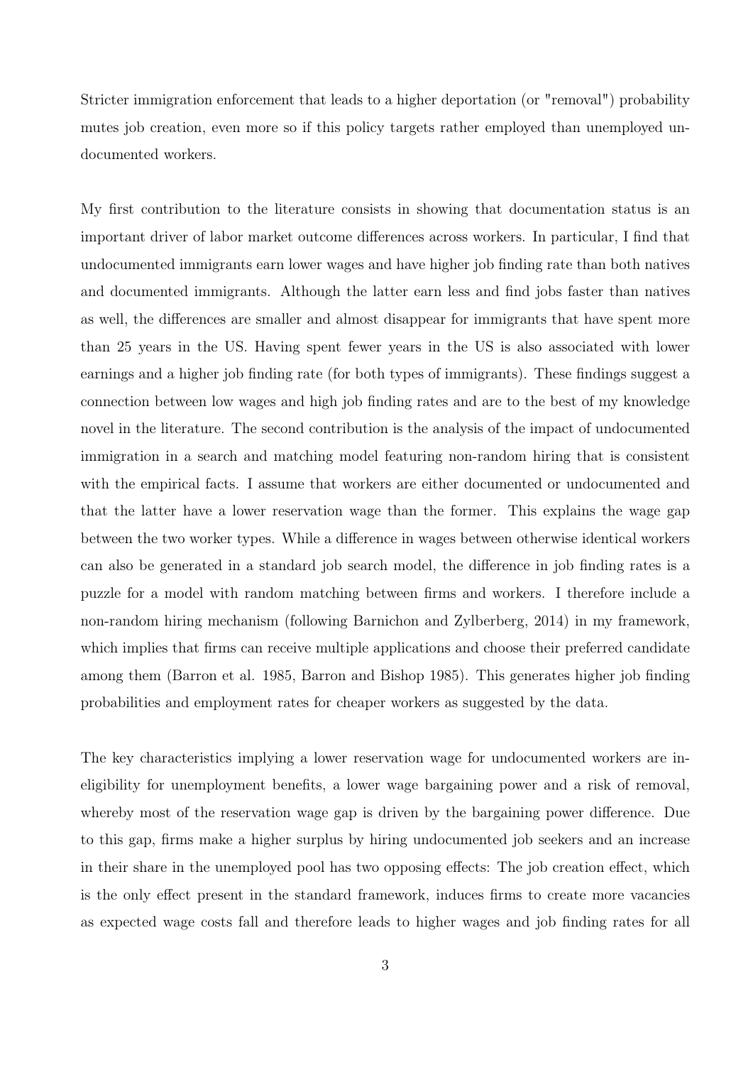Stricter immigration enforcement that leads to a higher deportation (or "removal") probability mutes job creation, even more so if this policy targets rather employed than unemployed undocumented workers.

My first contribution to the literature consists in showing that documentation status is an important driver of labor market outcome differences across workers. In particular, I find that undocumented immigrants earn lower wages and have higher job finding rate than both natives and documented immigrants. Although the latter earn less and find jobs faster than natives as well, the differences are smaller and almost disappear for immigrants that have spent more than 25 years in the US. Having spent fewer years in the US is also associated with lower earnings and a higher job finding rate (for both types of immigrants). These findings suggest a connection between low wages and high job finding rates and are to the best of my knowledge novel in the literature. The second contribution is the analysis of the impact of undocumented immigration in a search and matching model featuring non-random hiring that is consistent with the empirical facts. I assume that workers are either documented or undocumented and that the latter have a lower reservation wage than the former. This explains the wage gap between the two worker types. While a difference in wages between otherwise identical workers can also be generated in a standard job search model, the difference in job finding rates is a puzzle for a model with random matching between firms and workers. I therefore include a non-random hiring mechanism (following Barnichon and Zylberberg, 2014) in my framework, which implies that firms can receive multiple applications and choose their preferred candidate among them (Barron et al. 1985, Barron and Bishop 1985). This generates higher job finding probabilities and employment rates for cheaper workers as suggested by the data.

The key characteristics implying a lower reservation wage for undocumented workers are ineligibility for unemployment benefits, a lower wage bargaining power and a risk of removal, whereby most of the reservation wage gap is driven by the bargaining power difference. Due to this gap, firms make a higher surplus by hiring undocumented job seekers and an increase in their share in the unemployed pool has two opposing effects: The job creation effect, which is the only effect present in the standard framework, induces firms to create more vacancies as expected wage costs fall and therefore leads to higher wages and job finding rates for all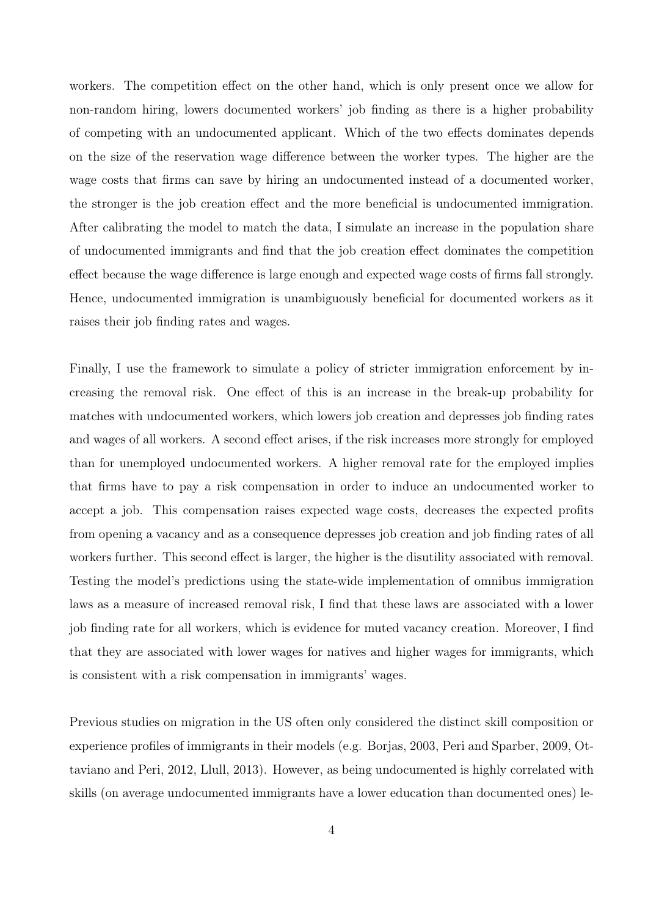workers. The competition effect on the other hand, which is only present once we allow for non-random hiring, lowers documented workers' job finding as there is a higher probability of competing with an undocumented applicant. Which of the two effects dominates depends on the size of the reservation wage difference between the worker types. The higher are the wage costs that firms can save by hiring an undocumented instead of a documented worker, the stronger is the job creation effect and the more beneficial is undocumented immigration. After calibrating the model to match the data, I simulate an increase in the population share of undocumented immigrants and find that the job creation effect dominates the competition effect because the wage difference is large enough and expected wage costs of firms fall strongly. Hence, undocumented immigration is unambiguously beneficial for documented workers as it raises their job finding rates and wages.

Finally, I use the framework to simulate a policy of stricter immigration enforcement by increasing the removal risk. One effect of this is an increase in the break-up probability for matches with undocumented workers, which lowers job creation and depresses job finding rates and wages of all workers. A second effect arises, if the risk increases more strongly for employed than for unemployed undocumented workers. A higher removal rate for the employed implies that firms have to pay a risk compensation in order to induce an undocumented worker to accept a job. This compensation raises expected wage costs, decreases the expected profits from opening a vacancy and as a consequence depresses job creation and job finding rates of all workers further. This second effect is larger, the higher is the disutility associated with removal. Testing the model's predictions using the state-wide implementation of omnibus immigration laws as a measure of increased removal risk, I find that these laws are associated with a lower job finding rate for all workers, which is evidence for muted vacancy creation. Moreover, I find that they are associated with lower wages for natives and higher wages for immigrants, which is consistent with a risk compensation in immigrants' wages.

Previous studies on migration in the US often only considered the distinct skill composition or experience profiles of immigrants in their models (e.g. Borjas, 2003, Peri and Sparber, 2009, Ottaviano and Peri, 2012, Llull, 2013). However, as being undocumented is highly correlated with skills (on average undocumented immigrants have a lower education than documented ones) le-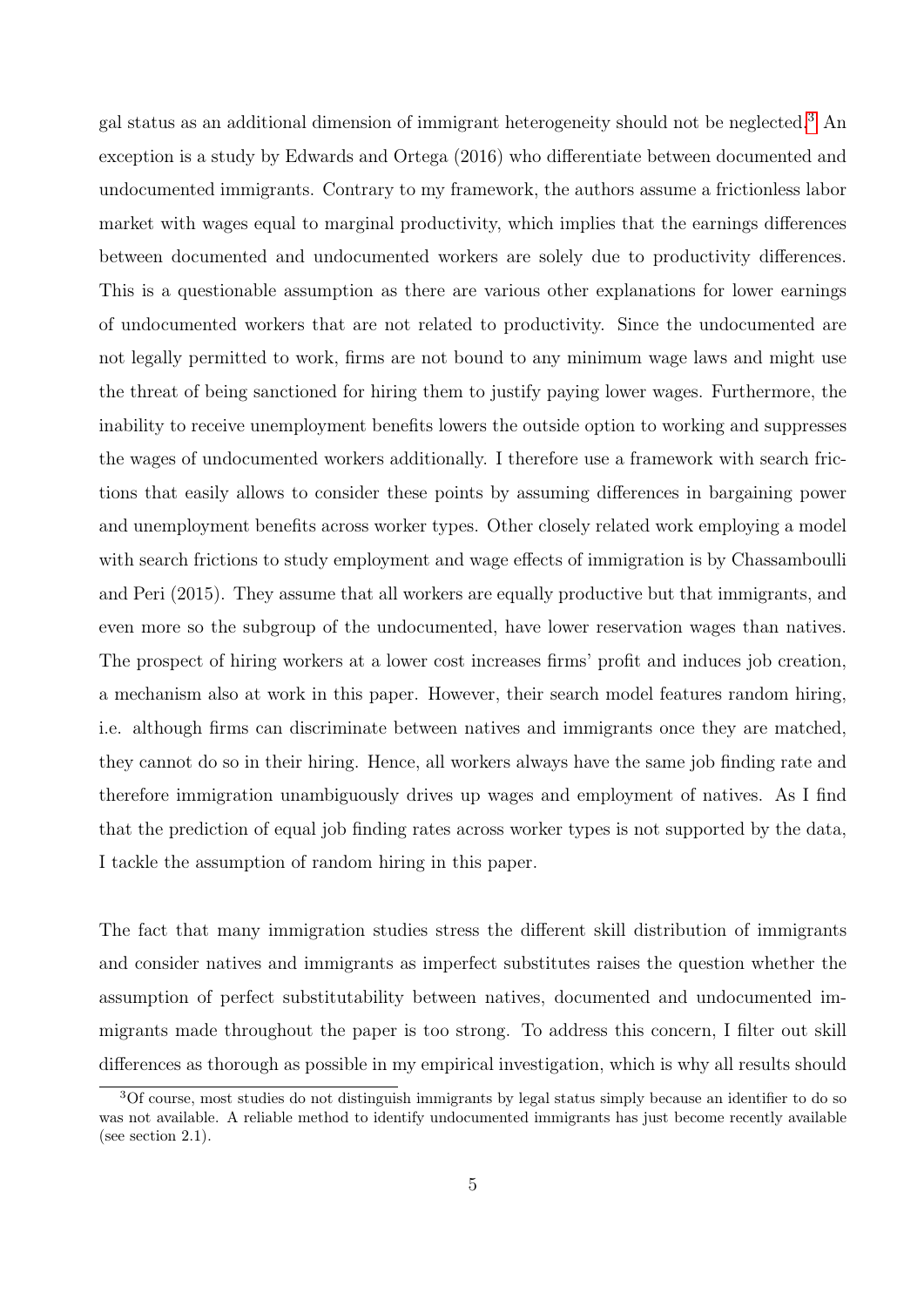gal status as an additional dimension of immigrant heterogeneity should not be neglected.[3] An exception is a study by Edwards and Ortega (2016) who differentiate between documented and undocumented immigrants. Contrary to my framework, the authors assume a frictionless labor market with wages equal to marginal productivity, which implies that the earnings differences between documented and undocumented workers are solely due to productivity differences. This is a questionable assumption as there are various other explanations for lower earnings of undocumented workers that are not related to productivity. Since the undocumented are not legally permitted to work, firms are not bound to any minimum wage laws and might use the threat of being sanctioned for hiring them to justify paying lower wages. Furthermore, the inability to receive unemployment benefits lowers the outside option to working and suppresses the wages of undocumented workers additionally. I therefore use a framework with search frictions that easily allows to consider these points by assuming differences in bargaining power and unemployment benefits across worker types. Other closely related work employing a model with search frictions to study employment and wage effects of immigration is by Chassamboulli and Peri (2015). They assume that all workers are equally productive but that immigrants, and even more so the subgroup of the undocumented, have lower reservation wages than natives. The prospect of hiring workers at a lower cost increases firms' profit and induces job creation, a mechanism also at work in this paper. However, their search model features random hiring, i.e. although firms can discriminate between natives and immigrants once they are matched, they cannot do so in their hiring. Hence, all workers always have the same job finding rate and therefore immigration unambiguously drives up wages and employment of natives. As I find that the prediction of equal job finding rates across worker types is not supported by the data, I tackle the assumption of random hiring in this paper.

The fact that many immigration studies stress the different skill distribution of immigrants and consider natives and immigrants as imperfect substitutes raises the question whether the assumption of perfect substitutability between natives, documented and undocumented immigrants made throughout the paper is too strong. To address this concern, I filter out skill differences as thorough as possible in my empirical investigation, which is why all results should

[3]Of course, most studies do not distinguish immigrants by legal status simply because an identifier to do so was not available. A reliable method to identify undocumented immigrants has just become recently available (see section 2.1).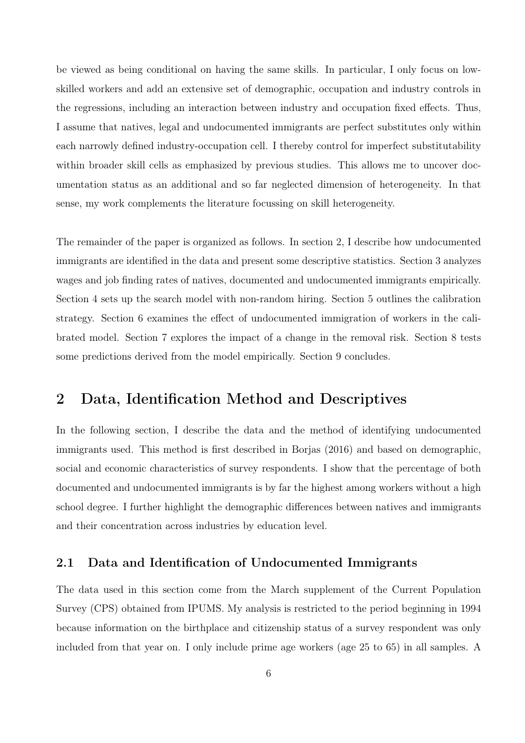be viewed as being conditional on having the same skills. In particular, I only focus on low-skilled workers and add an extensive set of demographic, occupation and industry controls in the regressions, including an interaction between industry and occupation fixed effects. Thus, I assume that natives, legal and undocumented immigrants are perfect substitutes only within each narrowly defined industry-occupation cell. I thereby control for imperfect substitutability within broader skill cells as emphasized by previous studies. This allows me to uncover documentation status as an additional and so far neglected dimension of heterogeneity. In that sense, my work complements the literature focussing on skill heterogeneity.

The remainder of the paper is organized as follows. In section 2, I describe how undocumented immigrants are identified in the data and present some descriptive statistics. Section 3 analyzes wages and job finding rates of natives, documented and undocumented immigrants empirically. Section 4 sets up the search model with non-random hiring. Section 5 outlines the calibration strategy. Section 6 examines the effect of undocumented immigration of workers in the calibrated model. Section 7 explores the impact of a change in the removal risk. Section 8 tests some predictions derived from the model empirically. Section 9 concludes.

## 2 Data, Identification Method and Descriptives

In the following section, I describe the data and the method of identifying undocumented immigrants used. This method is first described in Borjas (2016) and based on demographic, social and economic characteristics of survey respondents. I show that the percentage of both documented and undocumented immigrants is by far the highest among workers without a high school degree. I further highlight the demographic differences between natives and immigrants and their concentration across industries by education level.

### 2.1 Data and Identification of Undocumented Immigrants

The data used in this section come from the March supplement of the Current Population Survey (CPS) obtained from IPUMS. My analysis is restricted to the period beginning in 1994 because information on the birthplace and citizenship status of a survey respondent was only included from that year on. I only include prime age workers (age 25 to 65) in all samples. A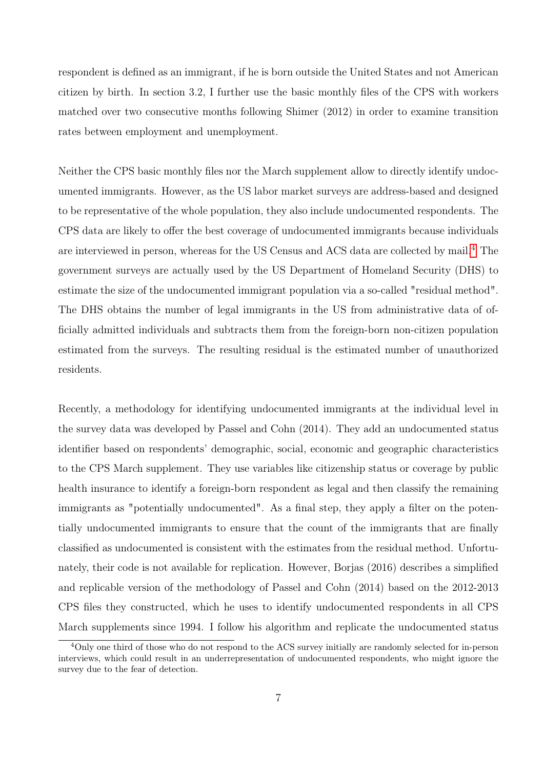respondent is defined as an immigrant, if he is born outside the United States and not American citizen by birth. In section 3.2, I further use the basic monthly files of the CPS with workers matched over two consecutive months following Shimer (2012) in order to examine transition rates between employment and unemployment.

Neither the CPS basic monthly files nor the March supplement allow to directly identify undocumented immigrants. However, as the US labor market surveys are address-based and designed to be representative of the whole population, they also include undocumented respondents. The CPS data are likely to offer the best coverage of undocumented immigrants because individuals are interviewed in person, whereas for the US Census and ACS data are collected by mail.[4] The government surveys are actually used by the US Department of Homeland Security (DHS) to estimate the size of the undocumented immigrant population via a so-called "residual method". The DHS obtains the number of legal immigrants in the US from administrative data of officially admitted individuals and subtracts them from the foreign-born non-citizen population estimated from the surveys. The resulting residual is the estimated number of unauthorized residents.

Recently, a methodology for identifying undocumented immigrants at the individual level in the survey data was developed by Passel and Cohn (2014). They add an undocumented status identifier based on respondents' demographic, social, economic and geographic characteristics to the CPS March supplement. They use variables like citizenship status or coverage by public health insurance to identify a foreign-born respondent as legal and then classify the remaining immigrants as "potentially undocumented". As a final step, they apply a filter on the potentially undocumented immigrants to ensure that the count of the immigrants that are finally classified as undocumented is consistent with the estimates from the residual method. Unfortunately, their code is not available for replication. However, Borjas (2016) describes a simplified and replicable version of the methodology of Passel and Cohn (2014) based on the 2012-2013 CPS files they constructed, which he uses to identify undocumented respondents in all CPS March supplements since 1994. I follow his algorithm and replicate the undocumented status

[4] Only one third of those who do not respond to the ACS survey initially are randomly selected for in-person interviews, which could result in an underrepresentation of undocumented respondents, who might ignore the survey due to the fear of detection.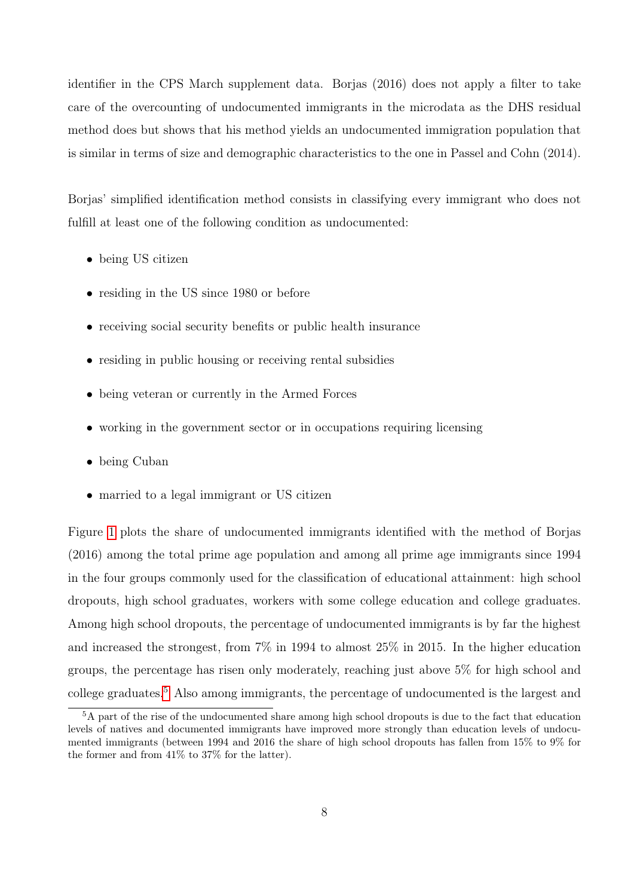identifier in the CPS March supplement data. Borjas (2016) does not apply a filter to take care of the overcounting of undocumented immigrants in the microdata as the DHS residual method does but shows that his method yields an undocumented immigration population that is similar in terms of size and demographic characteristics to the one in Passel and Cohn (2014).

Borjas' simplified identification method consists in classifying every immigrant who does not fulfill at least one of the following condition as undocumented:

- being US citizen
- residing in the US since 1980 or before
- receiving social security benefits or public health insurance
- residing in public housing or receiving rental subsidies
- being veteran or currently in the Armed Forces
- working in the government sector or in occupations requiring licensing
- being Cuban
- married to a legal immigrant or US citizen

Figure 1 plots the share of undocumented immigrants identified with the method of Borjas (2016) among the total prime age population and among all prime age immigrants since 1994 in the four groups commonly used for the classification of educational attainment: high school dropouts, high school graduates, workers with some college education and college graduates. Among high school dropouts, the percentage of undocumented immigrants is by far the highest and increased the strongest, from 7% in 1994 to almost 25% in 2015. In the higher education groups, the percentage has risen only moderately, reaching just above 5% for high school and college graduates.[5] Also among immigrants, the percentage of undocumented is the largest and

[5] A part of the rise of the undocumented share among high school dropouts is due to the fact that education levels of natives and documented immigrants have improved more strongly than education levels of undocumented immigrants (between 1994 and 2016 the share of high school dropouts has fallen from 15% to 9% for the former and from 41% to 37% for the latter).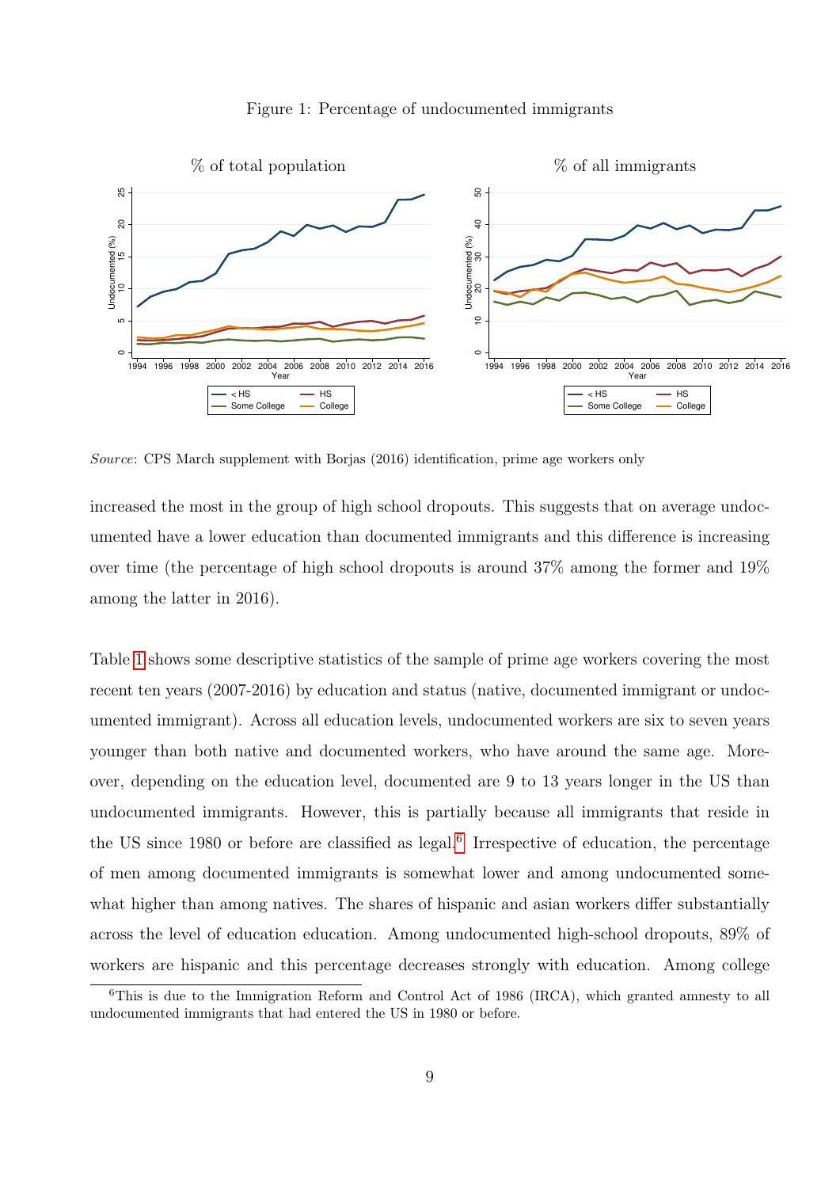Figure 1: Percentage of undocumented immigrants

*Source*: CPS March supplement with Borjas (2016) identification, prime age workers only

increased the most in the group of high school dropouts. This suggests that on average undocumented have a lower education than documented immigrants and this difference is increasing over time (the percentage of high school dropouts is around 37% among the former and 19% among the latter in 2016).

Table 1 shows some descriptive statistics of the sample of prime age workers covering the most recent ten years (2007-2016) by education and status (native, documented immigrant or undocumented immigrant). Across all education levels, undocumented workers are six to seven years younger than both native and documented workers, who have around the same age. Moreover, depending on the education level, documented are 9 to 13 years longer in the US than undocumented immigrants. However, this is partially because all immigrants that reside in the US since 1980 or before are classified as legal.[6] Irrespective of education, the percentage of men among documented immigrants is somewhat lower and among undocumented somewhat higher than among natives. The shares of hispanic and asian workers differ substantially across the level of education education. Among undocumented high-school dropouts, 89% of workers are hispanic and this percentage decreases strongly with education. Among college

[6] This is due to the Immigration Reform and Control Act of 1986 (IRCA), which granted amnesty to all undocumented immigrants that had entered the US in 1980 or before.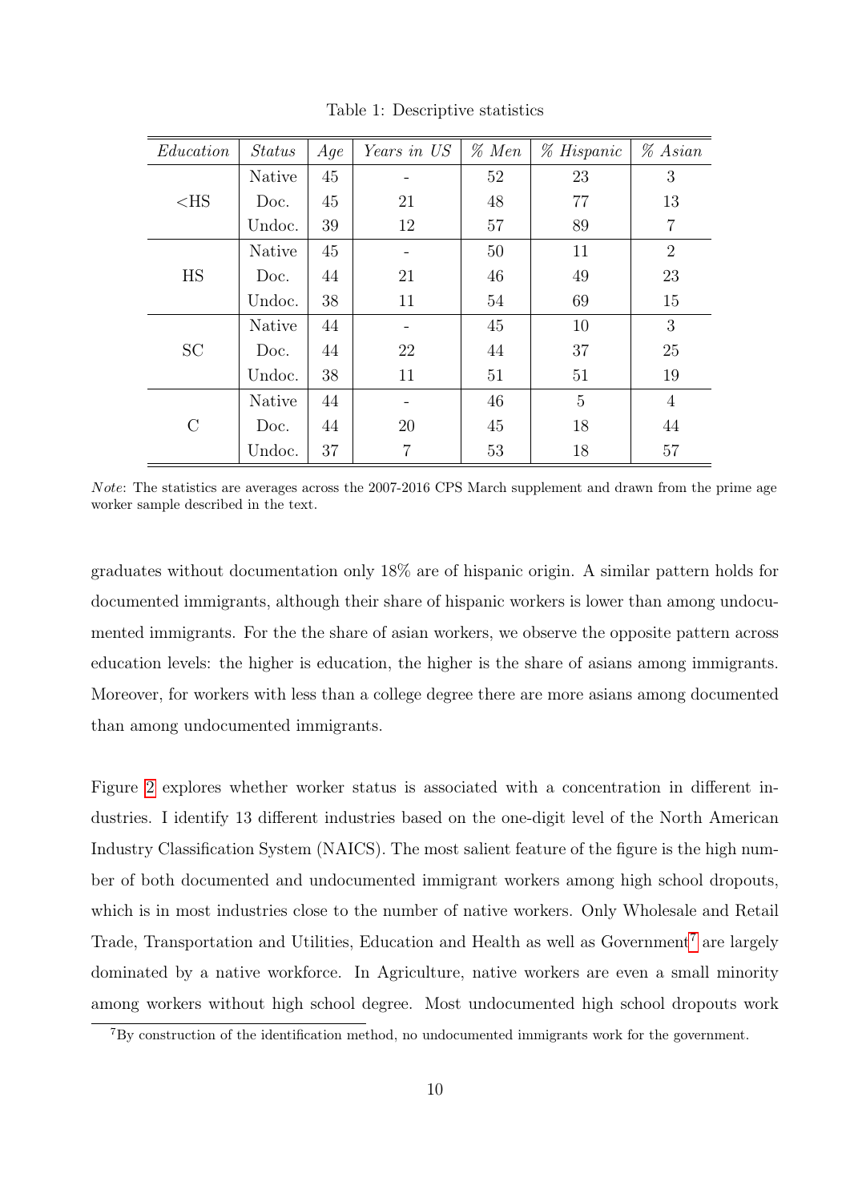Table 1: Descriptive statistics

| *Education* | *Status* | *Age* | *Years in US* | *% Men* | *% Hispanic* | *% Asian* |
|---|---|---|---|---|---|---|
| <HS | Native | 45 | - | 52 | 23 | 3 |
| | Doc. | 45 | 21 | 48 | 77 | 13 |
| | Undoc. | 39 | 12 | 57 | 89 | 7 |
| HS | Native | 45 | - | 50 | 11 | 2 |
| | Doc. | 44 | 21 | 46 | 49 | 23 |
| | Undoc. | 38 | 11 | 54 | 69 | 15 |
| SC | Native | 44 | - | 45 | 10 | 3 |
| | Doc. | 44 | 22 | 44 | 37 | 25 |
| | Undoc. | 38 | 11 | 51 | 51 | 19 |
| C | Native | 44 | - | 46 | 5 | 4 |
| | Doc. | 44 | 20 | 45 | 18 | 44 |
| | Undoc. | 37 | 7 | 53 | 18 | 57 |

*Note*: The statistics are averages across the 2007-2016 CPS March supplement and drawn from the prime age worker sample described in the text.

graduates without documentation only 18% are of hispanic origin. A similar pattern holds for documented immigrants, although their share of hispanic workers is lower than among undocumented immigrants. For the the share of asian workers, we observe the opposite pattern across education levels: the higher is education, the higher is the share of asians among immigrants. Moreover, for workers with less than a college degree there are more asians among documented than among undocumented immigrants.

Figure 2 explores whether worker status is associated with a concentration in different industries. I identify 13 different industries based on the one-digit level of the North American Industry Classification System (NAICS). The most salient feature of the figure is the high number of both documented and undocumented immigrant workers among high school dropouts, which is in most industries close to the number of native workers. Only Wholesale and Retail Trade, Transportation and Utilities, Education and Health as well as Government[7] are largely dominated by a native workforce. In Agriculture, native workers are even a small minority among workers without high school degree. Most undocumented high school dropouts work

[7] By construction of the identification method, no undocumented immigrants work for the government.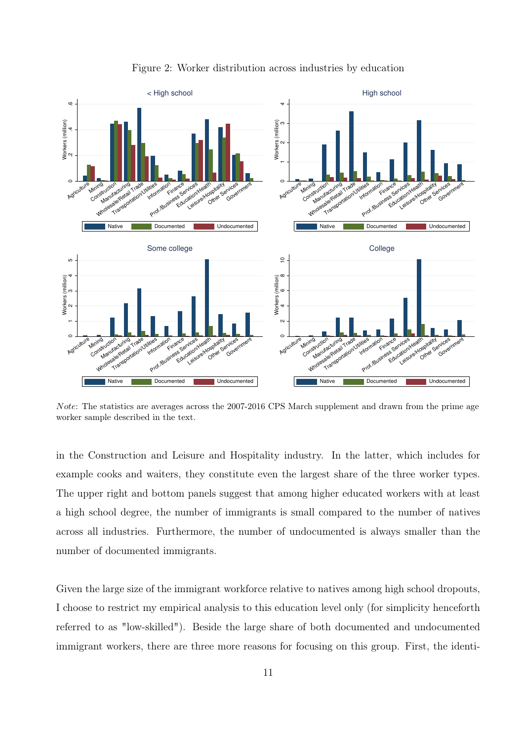Figure 2: Worker distribution across industries by education

*Note*: The statistics are averages across the 2007-2016 CPS March supplement and drawn from the prime age worker sample described in the text.

in the Construction and Leisure and Hospitality industry. In the latter, which includes for example cooks and waiters, they constitute even the largest share of the three worker types. The upper right and bottom panels suggest that among higher educated workers with at least a high school degree, the number of immigrants is small compared to the number of natives across all industries. Furthermore, the number of undocumented is always smaller than the number of documented immigrants.

Given the large size of the immigrant workforce relative to natives among high school dropouts, I choose to restrict my empirical analysis to this education level only (for simplicity henceforth referred to as "low-skilled"). Beside the large share of both documented and undocumented immigrant workers, there are three more reasons for focusing on this group. First, the identi-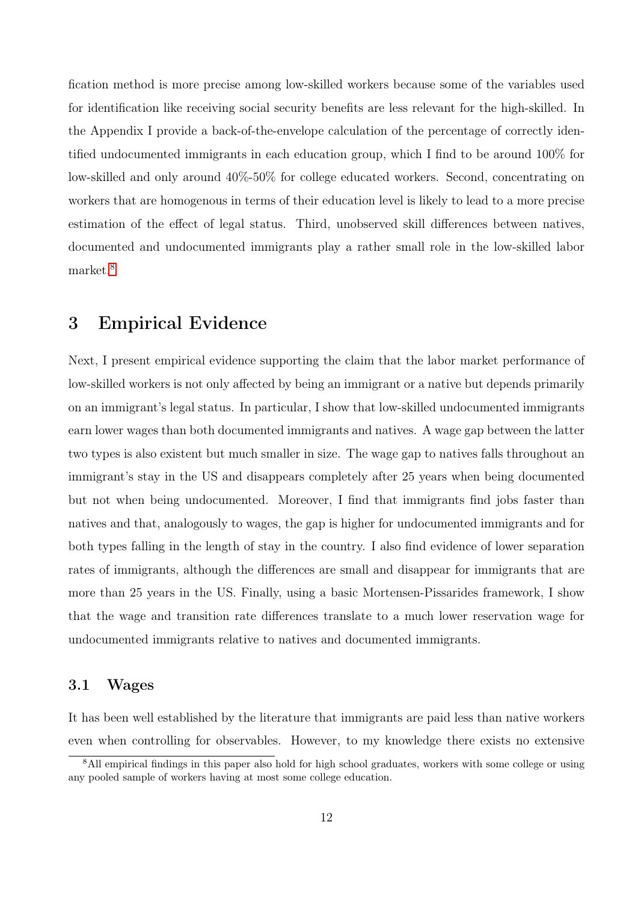fication method is more precise among low-skilled workers because some of the variables used for identification like receiving social security benefits are less relevant for the high-skilled. In the Appendix I provide a back-of-the-envelope calculation of the percentage of correctly identified undocumented immigrants in each education group, which I find to be around 100% for low-skilled and only around 40%-50% for college educated workers. Second, concentrating on workers that are homogenous in terms of their education level is likely to lead to a more precise estimation of the effect of legal status. Third, unobserved skill differences between natives, documented and undocumented immigrants play a rather small role in the low-skilled labor market.[8]

# 3 Empirical Evidence

Next, I present empirical evidence supporting the claim that the labor market performance of low-skilled workers is not only affected by being an immigrant or a native but depends primarily on an immigrant's legal status. In particular, I show that low-skilled undocumented immigrants earn lower wages than both documented immigrants and natives. A wage gap between the latter two types is also existent but much smaller in size. The wage gap to natives falls throughout an immigrant's stay in the US and disappears completely after 25 years when being documented but not when being undocumented. Moreover, I find that immigrants find jobs faster than natives and that, analogously to wages, the gap is higher for undocumented immigrants and for both types falling in the length of stay in the country. I also find evidence of lower separation rates of immigrants, although the differences are small and disappear for immigrants that are more than 25 years in the US. Finally, using a basic Mortensen-Pissarides framework, I show that the wage and transition rate differences translate to a much lower reservation wage for undocumented immigrants relative to natives and documented immigrants.

## 3.1 Wages

It has been well established by the literature that immigrants are paid less than native workers even when controlling for observables. However, to my knowledge there exists no extensive

---

[8] All empirical findings in this paper also hold for high school graduates, workers with some college or using any pooled sample of workers having at most some college education.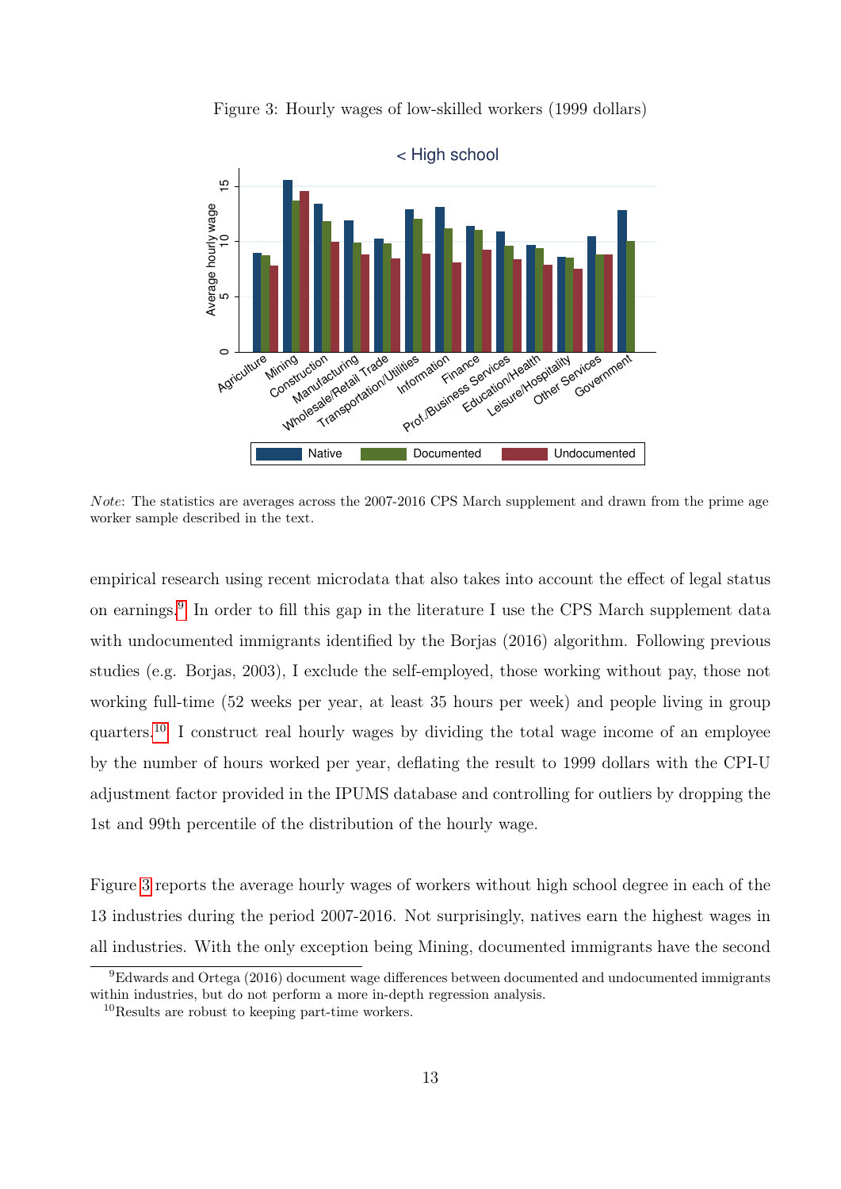Figure 3: Hourly wages of low-skilled workers (1999 dollars)

*Note*: The statistics are averages across the 2007-2016 CPS March supplement and drawn from the prime age worker sample described in the text.

empirical research using recent microdata that also takes into account the effect of legal status on earnings.[9] In order to fill this gap in the literature I use the CPS March supplement data with undocumented immigrants identified by the Borjas (2016) algorithm. Following previous studies (e.g. Borjas, 2003), I exclude the self-employed, those working without pay, those not working full-time (52 weeks per year, at least 35 hours per week) and people living in group quarters.[10] I construct real hourly wages by dividing the total wage income of an employee by the number of hours worked per year, deflating the result to 1999 dollars with the CPI-U adjustment factor provided in the IPUMS database and controlling for outliers by dropping the 1st and 99th percentile of the distribution of the hourly wage.

Figure 3 reports the average hourly wages of workers without high school degree in each of the 13 industries during the period 2007-2016. Not surprisingly, natives earn the highest wages in all industries. With the only exception being Mining, documented immigrants have the second

[9] Edwards and Ortega (2016) document wage differences between documented and undocumented immigrants within industries, but do not perform a more in-depth regression analysis.

[10] Results are robust to keeping part-time workers.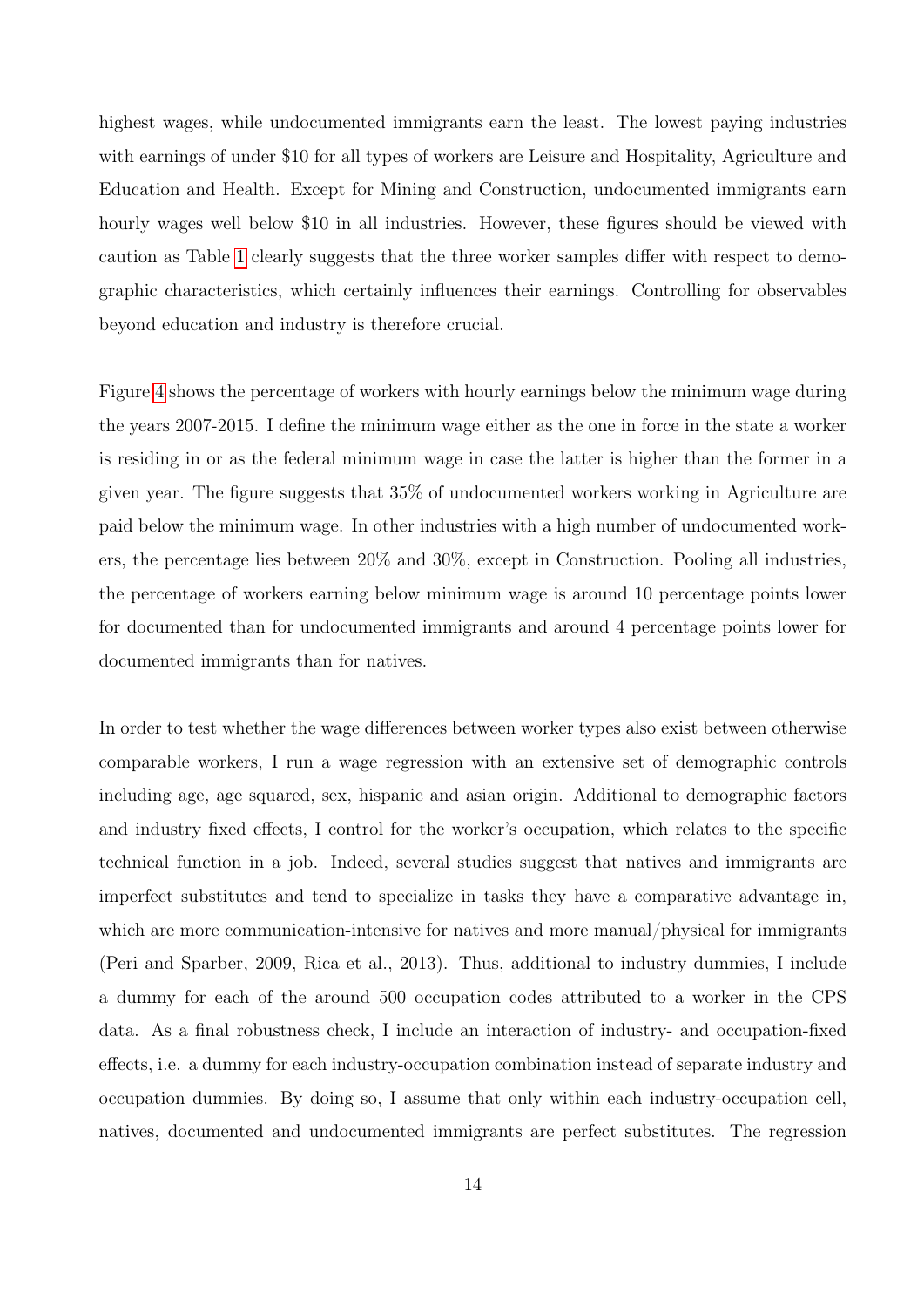highest wages, while undocumented immigrants earn the least. The lowest paying industries with earnings of under $10 for all types of workers are Leisure and Hospitality, Agriculture and Education and Health. Except for Mining and Construction, undocumented immigrants earn hourly wages well below $10 in all industries. However, these figures should be viewed with caution as Table 1 clearly suggests that the three worker samples differ with respect to demographic characteristics, which certainly influences their earnings. Controlling for observables beyond education and industry is therefore crucial.

Figure 4 shows the percentage of workers with hourly earnings below the minimum wage during the years 2007-2015. I define the minimum wage either as the one in force in the state a worker is residing in or as the federal minimum wage in case the latter is higher than the former in a given year. The figure suggests that 35% of undocumented workers working in Agriculture are paid below the minimum wage. In other industries with a high number of undocumented workers, the percentage lies between 20% and 30%, except in Construction. Pooling all industries, the percentage of workers earning below minimum wage is around 10 percentage points lower for documented than for undocumented immigrants and around 4 percentage points lower for documented immigrants than for natives.

In order to test whether the wage differences between worker types also exist between otherwise comparable workers, I run a wage regression with an extensive set of demographic controls including age, age squared, sex, hispanic and asian origin. Additional to demographic factors and industry fixed effects, I control for the worker's occupation, which relates to the specific technical function in a job. Indeed, several studies suggest that natives and immigrants are imperfect substitutes and tend to specialize in tasks they have a comparative advantage in, which are more communication-intensive for natives and more manual/physical for immigrants (Peri and Sparber, 2009, Rica et al., 2013). Thus, additional to industry dummies, I include a dummy for each of the around 500 occupation codes attributed to a worker in the CPS data. As a final robustness check, I include an interaction of industry- and occupation-fixed effects, i.e. a dummy for each industry-occupation combination instead of separate industry and occupation dummies. By doing so, I assume that only within each industry-occupation cell, natives, documented and undocumented immigrants are perfect substitutes. The regression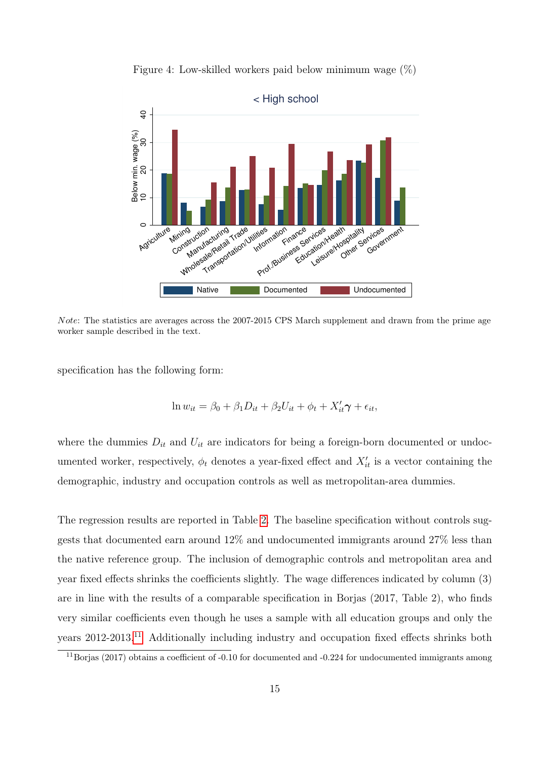Figure 4: Low-skilled workers paid below minimum wage (%)

*Note*: The statistics are averages across the 2007-2015 CPS March supplement and drawn from the prime age worker sample described in the text.

specification has the following form:

$$\ln w_{it} = \beta_0 + \beta_1 D_{it} + \beta_2 U_{it} + \phi_t + X_{it}' \boldsymbol{\gamma} + \epsilon_{it},$$

where the dummies $D_{it}$ and $U_{it}$ are indicators for being a foreign-born documented or undocumented worker, respectively, $\phi_t$ denotes a year-fixed effect and $X_{it}'$ is a vector containing the demographic, industry and occupation controls as well as metropolitan-area dummies.

The regression results are reported in Table 2. The baseline specification without controls suggests that documented earn around 12% and undocumented immigrants around 27% less than the native reference group. The inclusion of demographic controls and metropolitan area and year fixed effects shrinks the coefficients slightly. The wage differences indicated by column (3) are in line with the results of a comparable specification in Borjas (2017, Table 2), who finds very similar coefficients even though he uses a sample with all education groups and only the years 2012-2013.[11] Additionally including industry and occupation fixed effects shrinks both

[11] Borjas (2017) obtains a coefficient of -0.10 for documented and -0.224 for undocumented immigrants among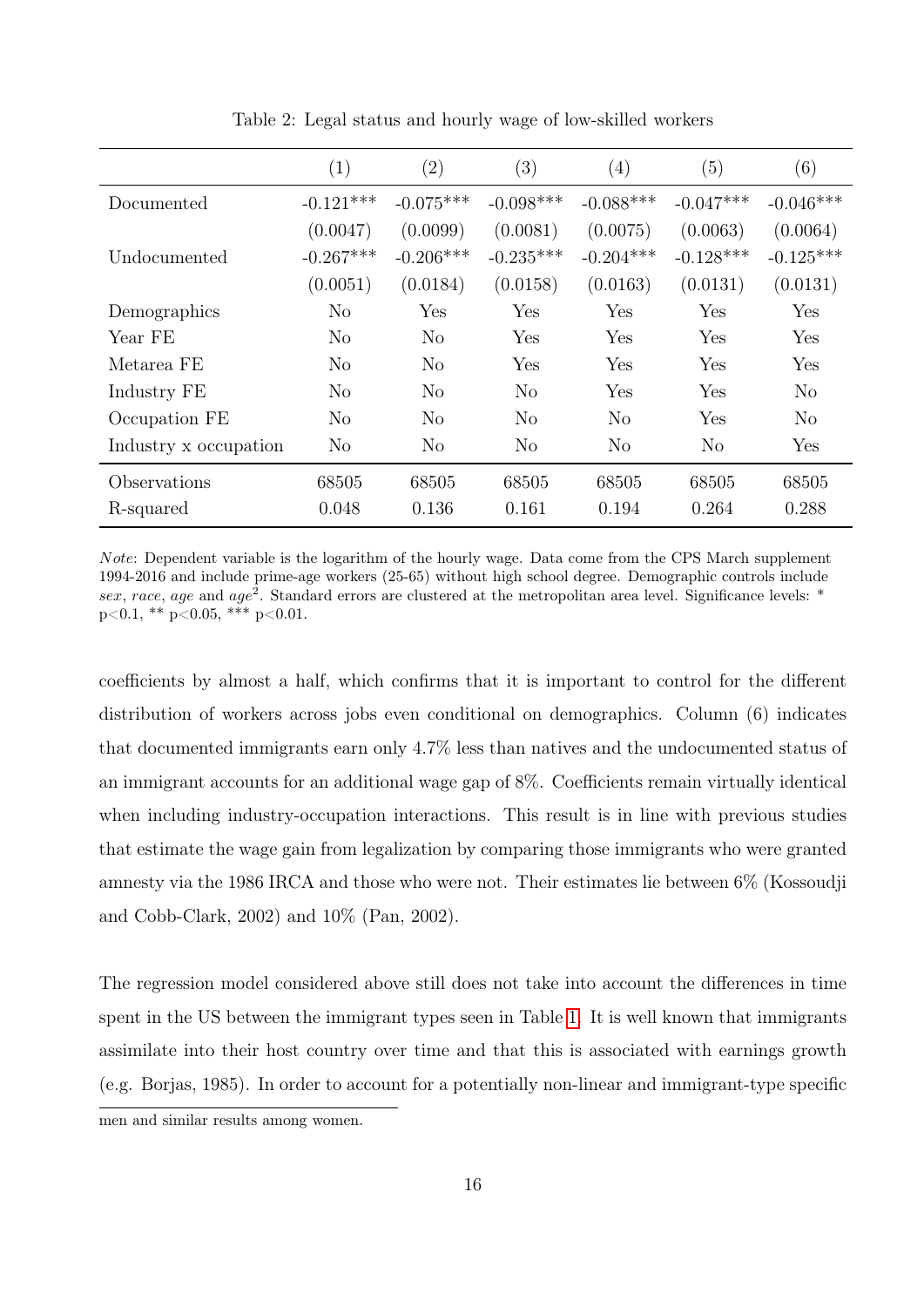Table 2: Legal status and hourly wage of low-skilled workers

| | (1) | (2) | (3) | (4) | (5) | (6) |
|---|---|---|---|---|---|---|
| Documented | -0.121*** | -0.075*** | -0.098*** | -0.088*** | -0.047*** | -0.046*** |
| | (0.0047) | (0.0099) | (0.0081) | (0.0075) | (0.0063) | (0.0064) |
| Undocumented | -0.267*** | -0.206*** | -0.235*** | -0.204*** | -0.128*** | -0.125*** |
| | (0.0051) | (0.0184) | (0.0158) | (0.0163) | (0.0131) | (0.0131) |
| Demographics | No | Yes | Yes | Yes | Yes | Yes |
| Year FE | No | No | Yes | Yes | Yes | Yes |
| Metarea FE | No | No | Yes | Yes | Yes | Yes |
| Industry FE | No | No | No | Yes | Yes | No |
| Occupation FE | No | No | No | No | Yes | No |
| Industry x occupation | No | No | No | No | No | Yes |
| Observations | 68505 | 68505 | 68505 | 68505 | 68505 | 68505 |
| R-squared | 0.048 | 0.136 | 0.161 | 0.194 | 0.264 | 0.288 |

*Note*: Dependent variable is the logarithm of the hourly wage. Data come from the CPS March supplement 1994-2016 and include prime-age workers (25-65) without high school degree. Demographic controls include *sex*, *race*, *age* and $age^2$. Standard errors are clustered at the metropolitan area level. Significance levels: * p<0.1, ** p<0.05, *** p<0.01.

coefficients by almost a half, which confirms that it is important to control for the different distribution of workers across jobs even conditional on demographics. Column (6) indicates that documented immigrants earn only 4.7% less than natives and the undocumented status of an immigrant accounts for an additional wage gap of 8%. Coefficients remain virtually identical when including industry-occupation interactions. This result is in line with previous studies that estimate the wage gain from legalization by comparing those immigrants who were granted amnesty via the 1986 IRCA and those who were not. Their estimates lie between 6% (Kossoudji and Cobb-Clark, 2002) and 10% (Pan, 2002).

The regression model considered above still does not take into account the differences in time spent in the US between the immigrant types seen in Table 1. It is well known that immigrants assimilate into their host country over time and that this is associated with earnings growth (e.g. Borjas, 1985). In order to account for a potentially non-linear and immigrant-type specific

men and similar results among women.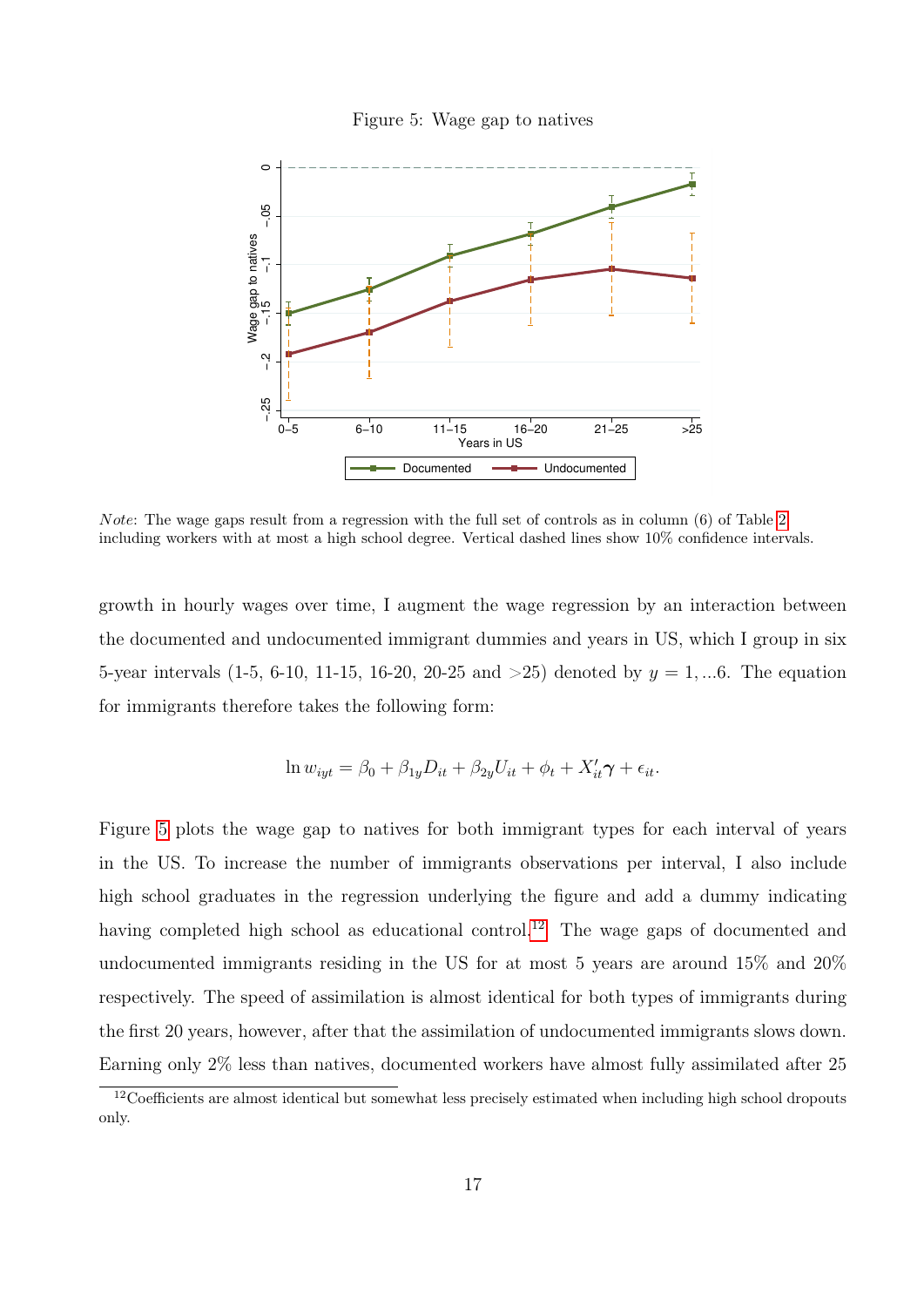Figure 5: Wage gap to natives

*Note*: The wage gaps result from a regression with the full set of controls as in column (6) of Table 2 including workers with at most a high school degree. Vertical dashed lines show 10% confidence intervals.

growth in hourly wages over time, I augment the wage regression by an interaction between the documented and undocumented immigrant dummies and years in US, which I group in six 5-year intervals (1-5, 6-10, 11-15, 16-20, 20-25 and >25) denoted by $y = 1, ...6$. The equation for immigrants therefore takes the following form:

$$\ln w_{iyt} = \beta_0 + \beta_{1y} D_{it} + \beta_{2y} U_{it} + \phi_t + X_{it}' \gamma + \epsilon_{it}.$$

Figure 5 plots the wage gap to natives for both immigrant types for each interval of years in the US. To increase the number of immigrants observations per interval, I also include high school graduates in the regression underlying the figure and add a dummy indicating having completed high school as educational control.[12] The wage gaps of documented and undocumented immigrants residing in the US for at most 5 years are around 15% and 20% respectively. The speed of assimilation is almost identical for both types of immigrants during the first 20 years, however, after that the assimilation of undocumented immigrants slows down. Earning only 2% less than natives, documented workers have almost fully assimilated after 25

[12] Coefficients are almost identical but somewhat less precisely estimated when including high school dropouts only.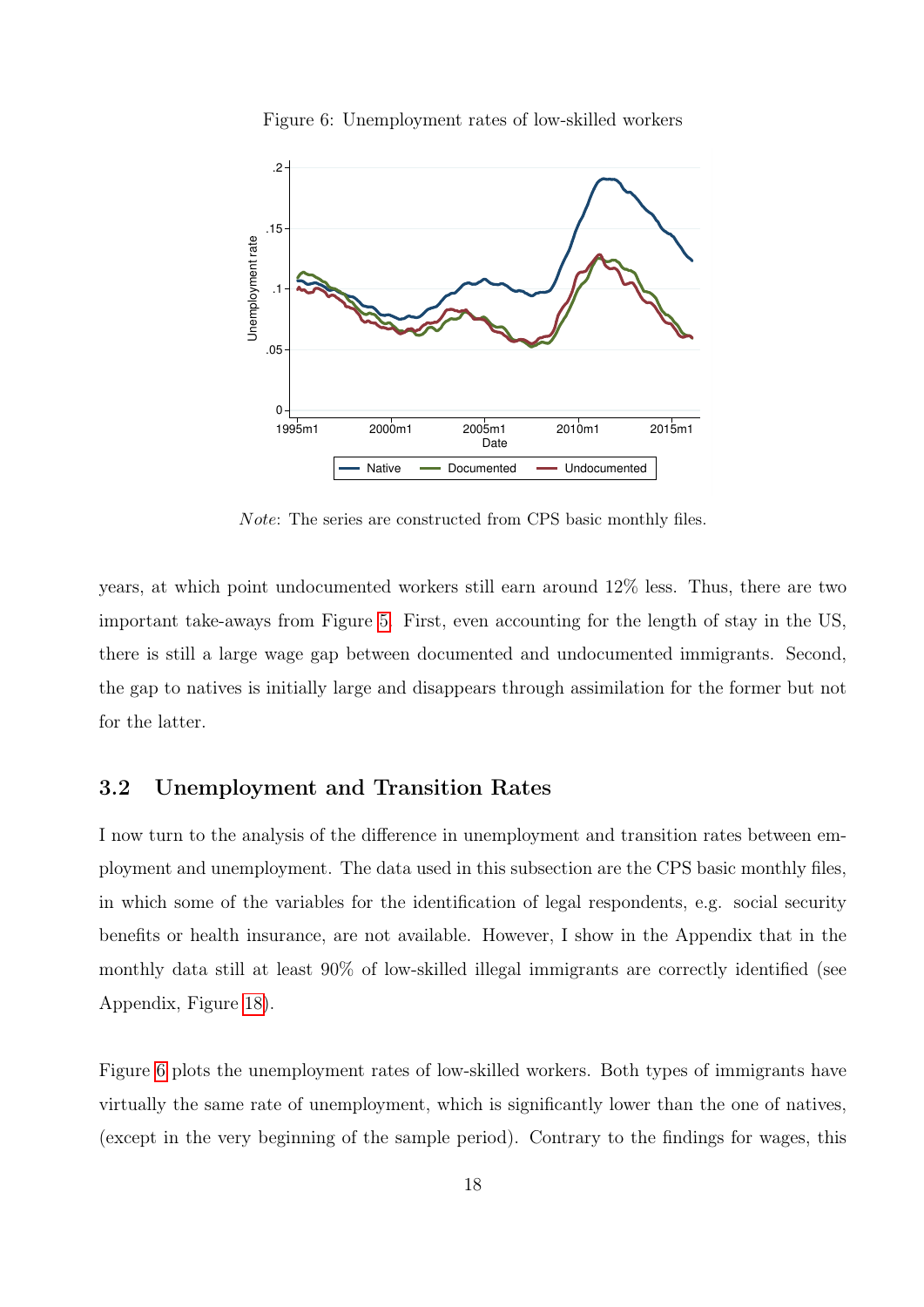Figure 6: Unemployment rates of low-skilled workers

*Note*: The series are constructed from CPS basic monthly files.

years, at which point undocumented workers still earn around 12% less. Thus, there are two important take-aways from Figure 5. First, even accounting for the length of stay in the US, there is still a large wage gap between documented and undocumented immigrants. Second, the gap to natives is initially large and disappears through assimilation for the former but not for the latter.

## 3.2 Unemployment and Transition Rates

I now turn to the analysis of the difference in unemployment and transition rates between employment and unemployment. The data used in this subsection are the CPS basic monthly files, in which some of the variables for the identification of legal respondents, e.g. social security benefits or health insurance, are not available. However, I show in the Appendix that in the monthly data still at least 90% of low-skilled illegal immigrants are correctly identified (see Appendix, Figure 18).

Figure 6 plots the unemployment rates of low-skilled workers. Both types of immigrants have virtually the same rate of unemployment, which is significantly lower than the one of natives, (except in the very beginning of the sample period). Contrary to the findings for wages, this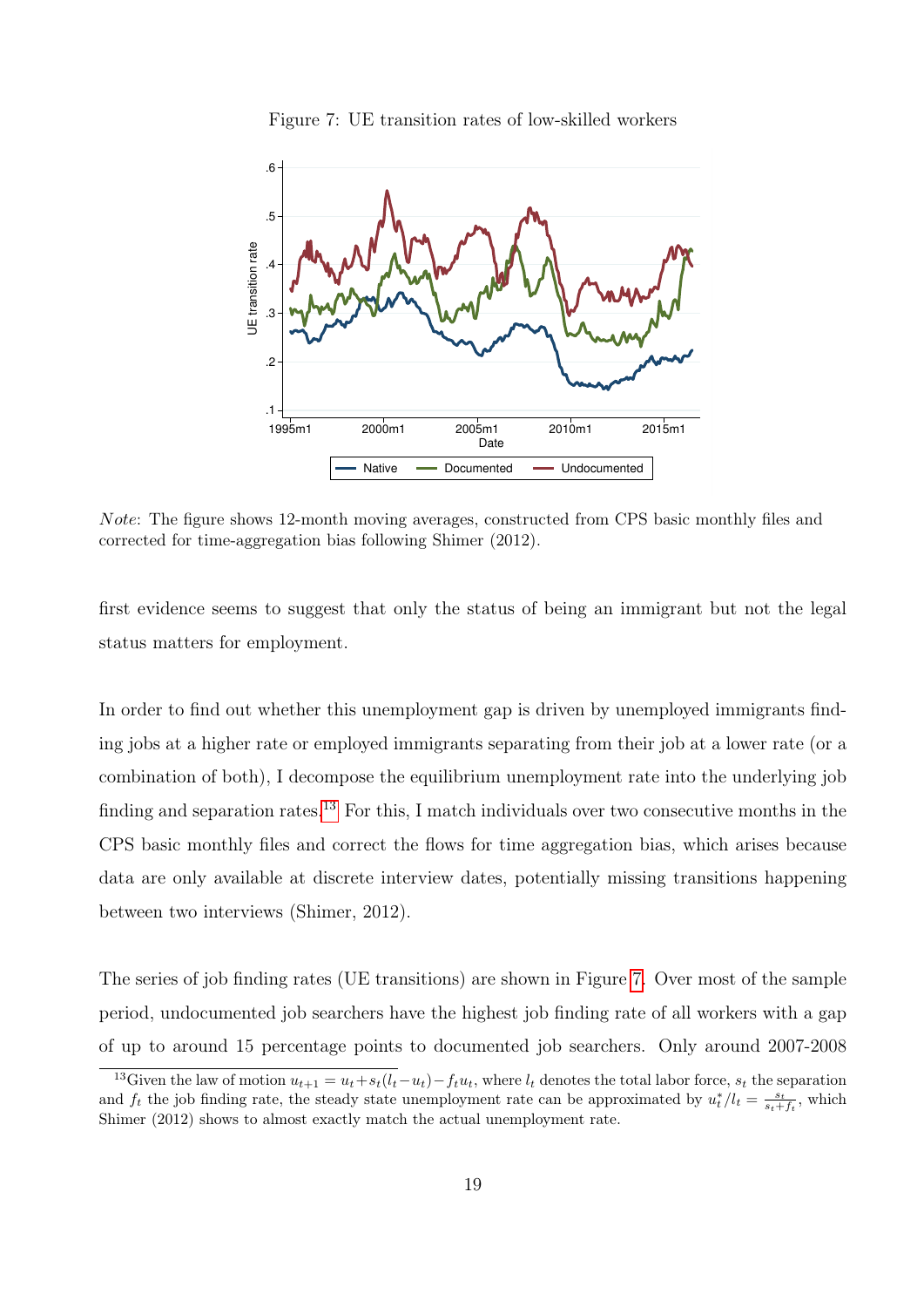Figure 7: UE transition rates of low-skilled workers

*Note*: The figure shows 12-month moving averages, constructed from CPS basic monthly files and corrected for time-aggregation bias following Shimer (2012).

first evidence seems to suggest that only the status of being an immigrant but not the legal status matters for employment.

In order to find out whether this unemployment gap is driven by unemployed immigrants finding jobs at a higher rate or employed immigrants separating from their job at a lower rate (or a combination of both), I decompose the equilibrium unemployment rate into the underlying job finding and separation rates.[13] For this, I match individuals over two consecutive months in the CPS basic monthly files and correct the flows for time aggregation bias, which arises because data are only available at discrete interview dates, potentially missing transitions happening between two interviews (Shimer, 2012).

The series of job finding rates (UE transitions) are shown in Figure 7. Over most of the sample period, undocumented job searchers have the highest job finding rate of all workers with a gap of up to around 15 percentage points to documented job searchers. Only around 2007-2008

[13] Given the law of motion $u_{t+1} = u_t + s_t(l_t - u_t) - f_t u_t$, where $l_t$ denotes the total labor force, $s_t$ the separation and $f_t$ the job finding rate, the steady state unemployment rate can be approximated by $u_t^*/l_t = \frac{s_t}{s_t + f_t}$, which Shimer (2012) shows to almost exactly match the actual unemployment rate.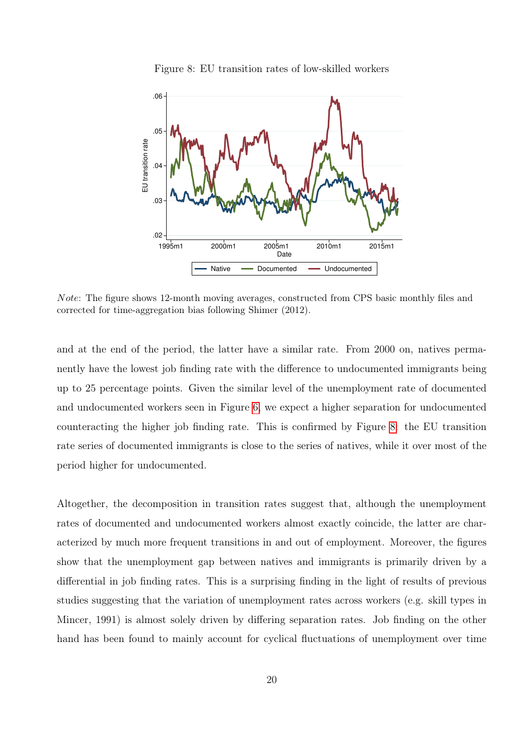Figure 8: EU transition rates of low-skilled workers

*Note*: The figure shows 12-month moving averages, constructed from CPS basic monthly files and corrected for time-aggregation bias following Shimer (2012).

and at the end of the period, the latter have a similar rate. From 2000 on, natives permanently have the lowest job finding rate with the difference to undocumented immigrants being up to 25 percentage points. Given the similar level of the unemployment rate of documented and undocumented workers seen in Figure 6, we expect a higher separation for undocumented counteracting the higher job finding rate. This is confirmed by Figure 8: the EU transition rate series of documented immigrants is close to the series of natives, while it over most of the period higher for undocumented.

Altogether, the decomposition in transition rates suggest that, although the unemployment rates of documented and undocumented workers almost exactly coincide, the latter are characterized by much more frequent transitions in and out of employment. Moreover, the figures show that the unemployment gap between natives and immigrants is primarily driven by a differential in job finding rates. This is a surprising finding in the light of results of previous studies suggesting that the variation of unemployment rates across workers (e.g. skill types in Mincer, 1991) is almost solely driven by differing separation rates. Job finding on the other hand has been found to mainly account for cyclical fluctuations of unemployment over time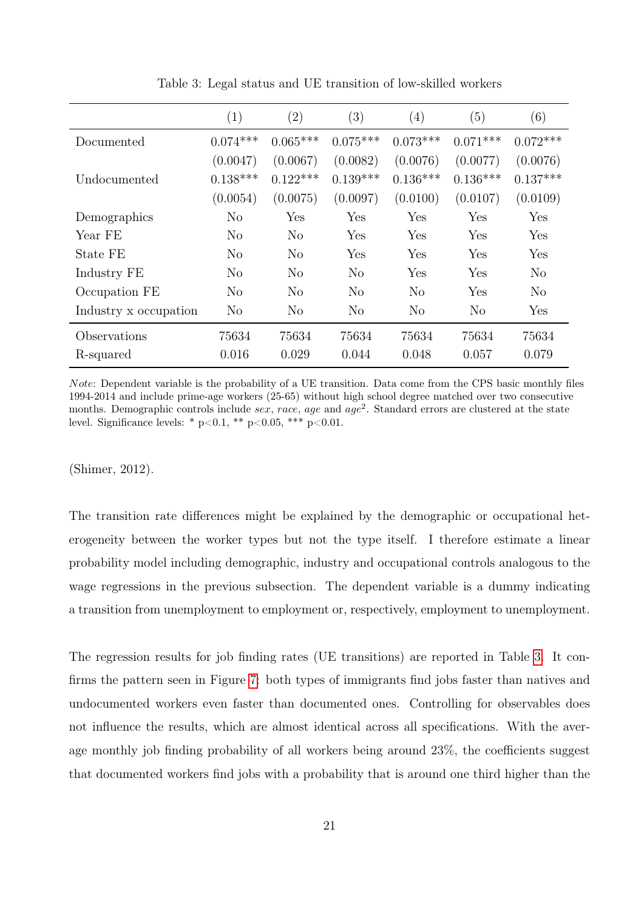Table 3: Legal status and UE transition of low-skilled workers

| | (1) | (2) | (3) | (4) | (5) | (6) |
|---|---|---|---|---|---|---|
| Documented | 0.074*** | 0.065*** | 0.075*** | 0.073*** | 0.071*** | 0.072*** |
| | (0.0047) | (0.0067) | (0.0082) | (0.0076) | (0.0077) | (0.0076) |
| Undocumented | 0.138*** | 0.122*** | 0.139*** | 0.136*** | 0.136*** | 0.137*** |
| | (0.0054) | (0.0075) | (0.0097) | (0.0100) | (0.0107) | (0.0109) |
| Demographics | No | Yes | Yes | Yes | Yes | Yes |
| Year FE | No | No | Yes | Yes | Yes | Yes |
| State FE | No | No | Yes | Yes | Yes | Yes |
| Industry FE | No | No | No | Yes | Yes | No |
| Occupation FE | No | No | No | No | Yes | No |
| Industry x occupation | No | No | No | No | No | Yes |
| Observations | 75634 | 75634 | 75634 | 75634 | 75634 | 75634 |
| R-squared | 0.016 | 0.029 | 0.044 | 0.048 | 0.057 | 0.079 |

*Note*: Dependent variable is the probability of a UE transition. Data come from the CPS basic monthly files 1994-2014 and include prime-age workers (25-65) without high school degree matched over two consecutive months. Demographic controls include *sex*, *race*, *age* and $age^2$. Standard errors are clustered at the state level. Significance levels: * p<0.1, ** p<0.05, *** p<0.01.

(Shimer, 2012).

The transition rate differences might be explained by the demographic or occupational heterogeneity between the worker types but not the type itself. I therefore estimate a linear probability model including demographic, industry and occupational controls analogous to the wage regressions in the previous subsection. The dependent variable is a dummy indicating a transition from unemployment to employment or, respectively, employment to unemployment.

The regression results for job finding rates (UE transitions) are reported in Table 3. It confirms the pattern seen in Figure 7: both types of immigrants find jobs faster than natives and undocumented workers even faster than documented ones. Controlling for observables does not influence the results, which are almost identical across all specifications. With the average monthly job finding probability of all workers being around 23%, the coefficients suggest that documented workers find jobs with a probability that is around one third higher than the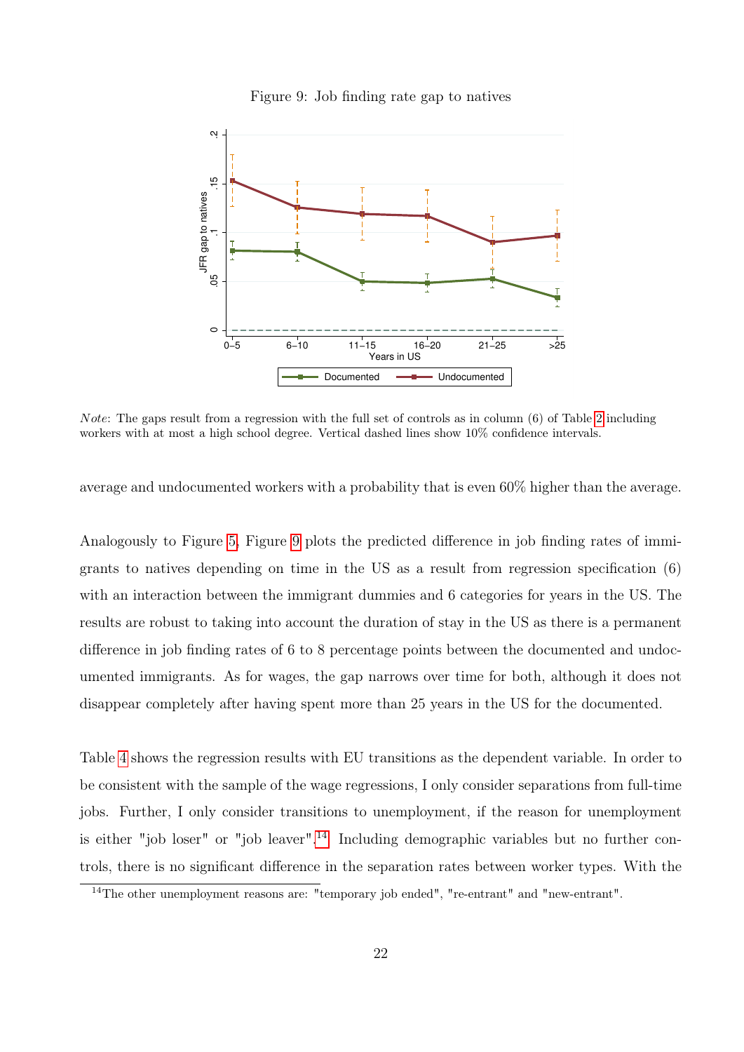Figure 9: Job finding rate gap to natives

*Note*: The gaps result from a regression with the full set of controls as in column (6) of Table 2 including workers with at most a high school degree. Vertical dashed lines show 10% confidence intervals.

average and undocumented workers with a probability that is even 60% higher than the average.

Analogously to Figure 5, Figure 9 plots the predicted difference in job finding rates of immigrants to natives depending on time in the US as a result from regression specification (6) with an interaction between the immigrant dummies and 6 categories for years in the US. The results are robust to taking into account the duration of stay in the US as there is a permanent difference in job finding rates of 6 to 8 percentage points between the documented and undocumented immigrants. As for wages, the gap narrows over time for both, although it does not disappear completely after having spent more than 25 years in the US for the documented.

Table 4 shows the regression results with EU transitions as the dependent variable. In order to be consistent with the sample of the wage regressions, I only consider separations from full-time jobs. Further, I only consider transitions to unemployment, if the reason for unemployment is either "job loser" or "job leaver".[14] Including demographic variables but no further controls, there is no significant difference in the separation rates between worker types. With the

[14] The other unemployment reasons are: "temporary job ended", "re-entrant" and "new-entrant".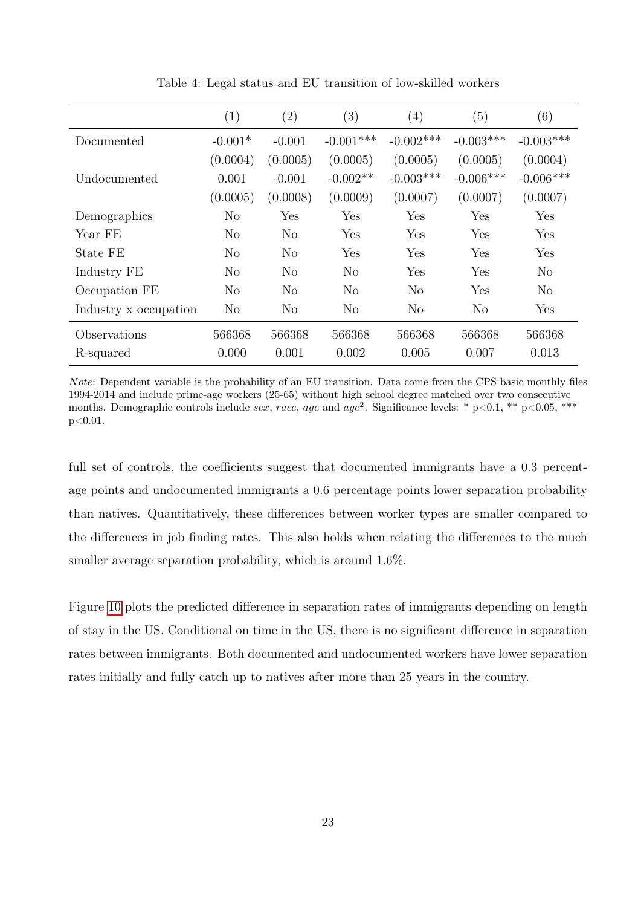Table 4: Legal status and EU transition of low-skilled workers

| | (1) | (2) | (3) | (4) | (5) | (6) |
|---|---|---|---|---|---|---|
| Documented | -0.001* | -0.001 | -0.001*** | -0.002*** | -0.003*** | -0.003*** |
| | (0.0004) | (0.0005) | (0.0005) | (0.0005) | (0.0005) | (0.0004) |
| Undocumented | 0.001 | -0.001 | -0.002** | -0.003*** | -0.006*** | -0.006*** |
| | (0.0005) | (0.0008) | (0.0009) | (0.0007) | (0.0007) | (0.0007) |
| Demographics | No | Yes | Yes | Yes | Yes | Yes |
| Year FE | No | No | Yes | Yes | Yes | Yes |
| State FE | No | No | Yes | Yes | Yes | Yes |
| Industry FE | No | No | No | Yes | Yes | No |
| Occupation FE | No | No | No | No | Yes | No |
| Industry x occupation | No | No | No | No | No | Yes |
| Observations | 566368 | 566368 | 566368 | 566368 | 566368 | 566368 |
| R-squared | 0.000 | 0.001 | 0.002 | 0.005 | 0.007 | 0.013 |

*Note*: Dependent variable is the probability of an EU transition. Data come from the CPS basic monthly files 1994-2014 and include prime-age workers (25-65) without high school degree matched over two consecutive months. Demographic controls include *sex*, *race*, *age* and $age^2$. Significance levels: * $p<0.1$, ** $p<0.05$, *** $p<0.01$.

full set of controls, the coefficients suggest that documented immigrants have a 0.3 percentage points and undocumented immigrants a 0.6 percentage points lower separation probability than natives. Quantitatively, these differences between worker types are smaller compared to the differences in job finding rates. This also holds when relating the differences to the much smaller average separation probability, which is around 1.6%.

Figure 10 plots the predicted difference in separation rates of immigrants depending on length of stay in the US. Conditional on time in the US, there is no significant difference in separation rates between immigrants. Both documented and undocumented workers have lower separation rates initially and fully catch up to natives after more than 25 years in the country.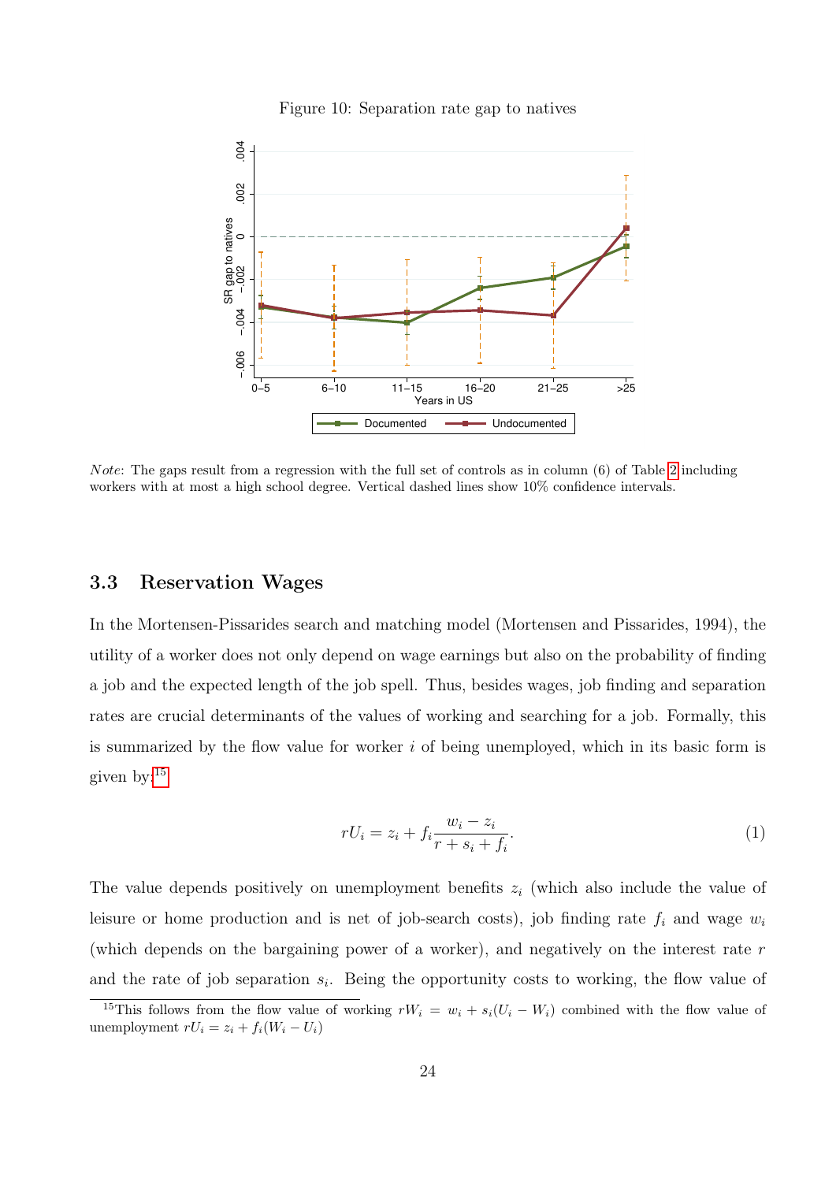Figure 10: Separation rate gap to natives

*Note*: The gaps result from a regression with the full set of controls as in column (6) of Table 2 including workers with at most a high school degree. Vertical dashed lines show 10% confidence intervals.

### 3.3 Reservation Wages

In the Mortensen-Pissarides search and matching model (Mortensen and Pissarides, 1994), the utility of a worker does not only depend on wage earnings but also on the probability of finding a job and the expected length of the job spell. Thus, besides wages, job finding and separation rates are crucial determinants of the values of working and searching for a job. Formally, this is summarized by the flow value for worker $i$ of being unemployed, which in its basic form is given by:[15]

$$rU_i = z_i + f_i \frac{w_i - z_i}{r + s_i + f_i}. \tag{1}$$

The value depends positively on unemployment benefits $z_i$ (which also include the value of leisure or home production and is net of job-search costs), job finding rate $f_i$ and wage $w_i$ (which depends on the bargaining power of a worker), and negatively on the interest rate $r$ and the rate of job separation $s_i$. Being the opportunity costs to working, the flow value of

[15]This follows from the flow value of working $rW_i = w_i + s_i(U_i - W_i)$ combined with the flow value of unemployment $rU_i = z_i + f_i(W_i - U_i)$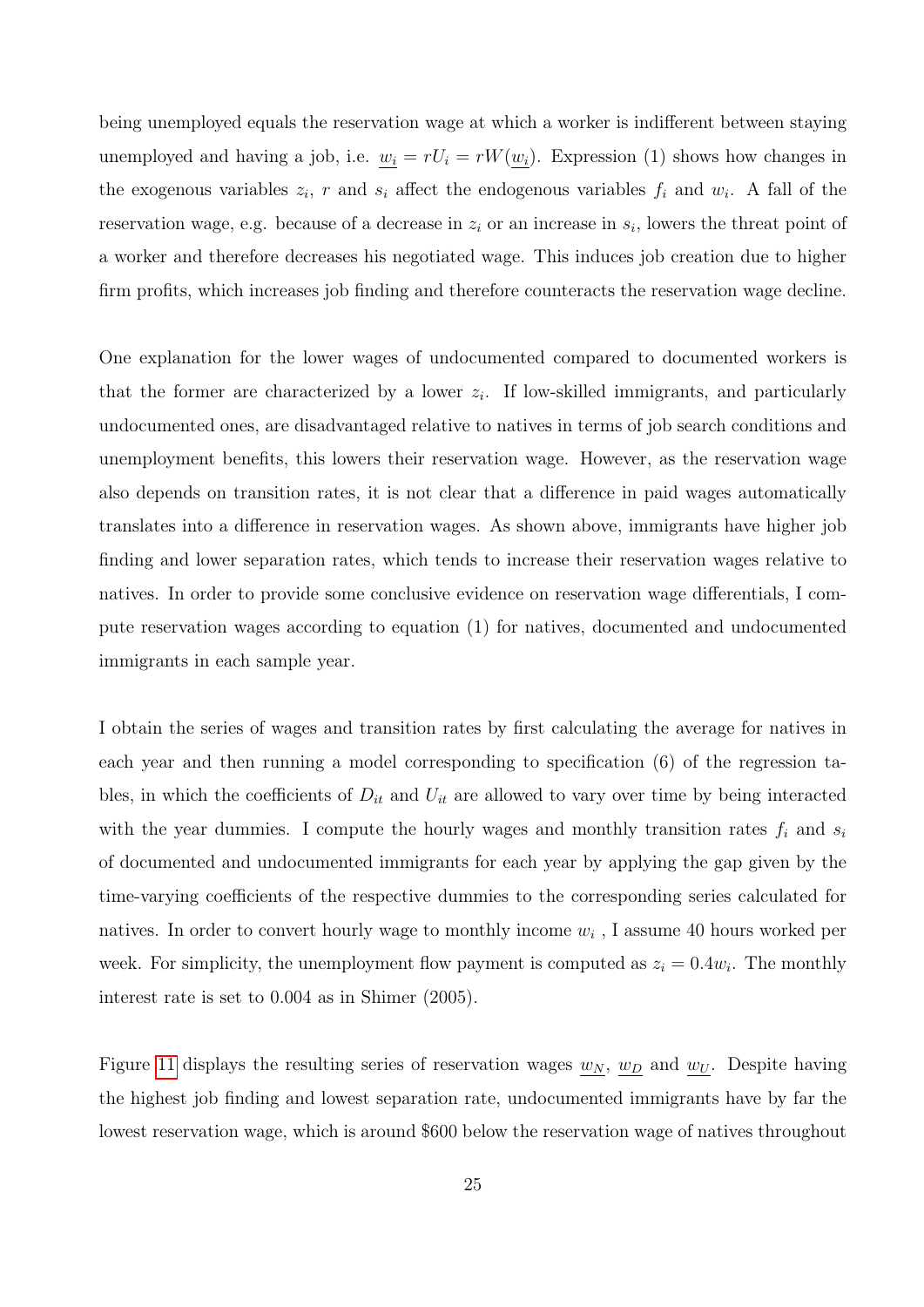being unemployed equals the reservation wage at which a worker is indifferent between staying unemployed and having a job, i.e. $\underline{w_i} = rU_i = rW(\underline{w_i})$. Expression (1) shows how changes in the exogenous variables $z_i$, $r$ and $s_i$ affect the endogenous variables $f_i$ and $w_i$. A fall of the reservation wage, e.g. because of a decrease in $z_i$ or an increase in $s_i$, lowers the threat point of a worker and therefore decreases his negotiated wage. This induces job creation due to higher firm profits, which increases job finding and therefore counteracts the reservation wage decline.

One explanation for the lower wages of undocumented compared to documented workers is that the former are characterized by a lower $z_i$. If low-skilled immigrants, and particularly undocumented ones, are disadvantaged relative to natives in terms of job search conditions and unemployment benefits, this lowers their reservation wage. However, as the reservation wage also depends on transition rates, it is not clear that a difference in paid wages automatically translates into a difference in reservation wages. As shown above, immigrants have higher job finding and lower separation rates, which tends to increase their reservation wages relative to natives. In order to provide some conclusive evidence on reservation wage differentials, I compute reservation wages according to equation (1) for natives, documented and undocumented immigrants in each sample year.

I obtain the series of wages and transition rates by first calculating the average for natives in each year and then running a model corresponding to specification (6) of the regression tables, in which the coefficients of $D_{it}$ and $U_{it}$ are allowed to vary over time by being interacted with the year dummies. I compute the hourly wages and monthly transition rates $f_i$ and $s_i$ of documented and undocumented immigrants for each year by applying the gap given by the time-varying coefficients of the respective dummies to the corresponding series calculated for natives. In order to convert hourly wage to monthly income $w_i$ , I assume 40 hours worked per week. For simplicity, the unemployment flow payment is computed as $z_i = 0.4w_i$. The monthly interest rate is set to 0.004 as in Shimer (2005).

Figure 11 displays the resulting series of reservation wages $\underline{w_N}$, $\underline{w_D}$ and $\underline{w_U}$. Despite having the highest job finding and lowest separation rate, undocumented immigrants have by far the lowest reservation wage, which is around \$600 below the reservation wage of natives throughout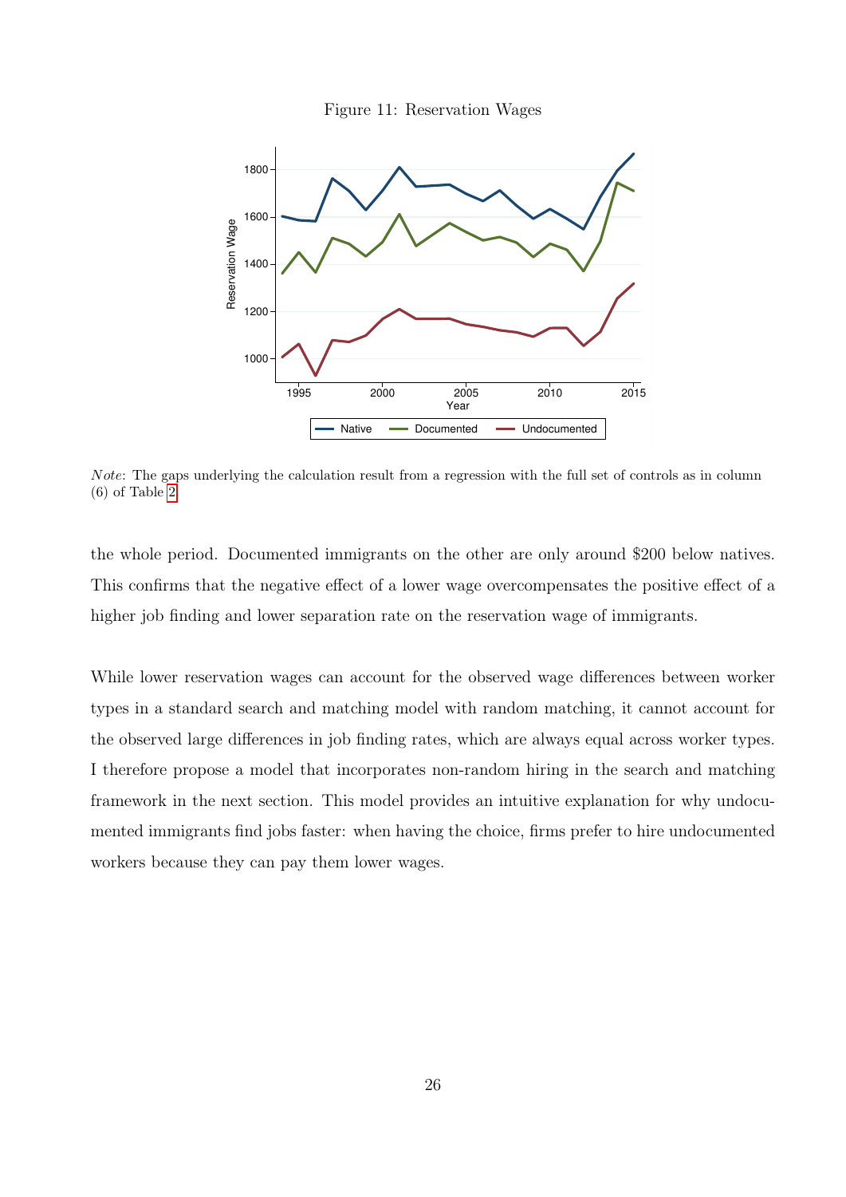Figure 11: Reservation Wages

*Note*: The gaps underlying the calculation result from a regression with the full set of controls as in column (6) of Table 2.

the whole period. Documented immigrants on the other are only around $200 below natives. This confirms that the negative effect of a lower wage overcompensates the positive effect of a higher job finding and lower separation rate on the reservation wage of immigrants.

While lower reservation wages can account for the observed wage differences between worker types in a standard search and matching model with random matching, it cannot account for the observed large differences in job finding rates, which are always equal across worker types. I therefore propose a model that incorporates non-random hiring in the search and matching framework in the next section. This model provides an intuitive explanation for why undocumented immigrants find jobs faster: when having the choice, firms prefer to hire undocumented workers because they can pay them lower wages.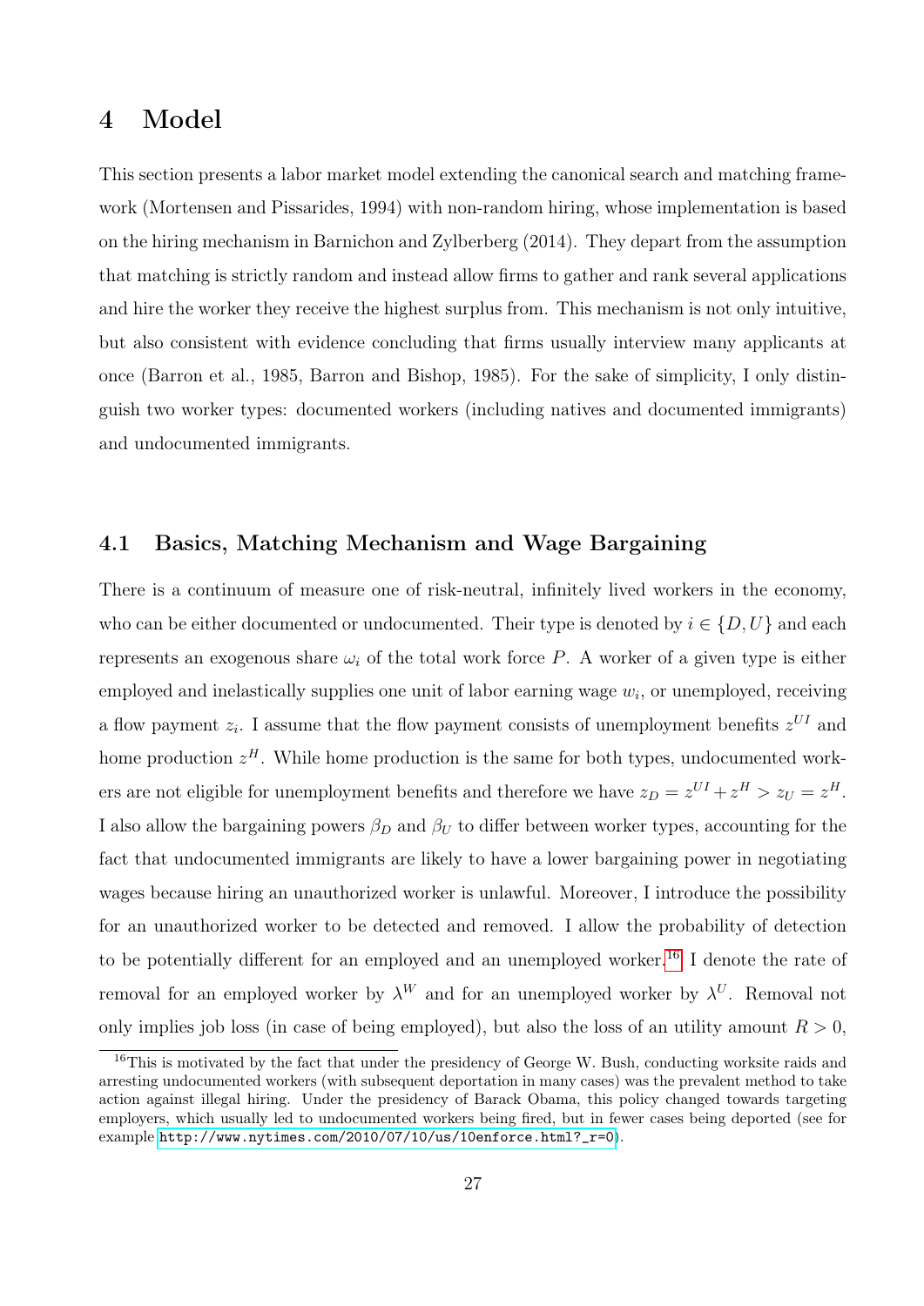# 4 Model

This section presents a labor market model extending the canonical search and matching framework (Mortensen and Pissarides, 1994) with non-random hiring, whose implementation is based on the hiring mechanism in Barnichon and Zylberberg (2014). They depart from the assumption that matching is strictly random and instead allow firms to gather and rank several applications and hire the worker they receive the highest surplus from. This mechanism is not only intuitive, but also consistent with evidence concluding that firms usually interview many applicants at once (Barron et al., 1985, Barron and Bishop, 1985). For the sake of simplicity, I only distinguish two worker types: documented workers (including natives and documented immigrants) and undocumented immigrants.

## 4.1 Basics, Matching Mechanism and Wage Bargaining

There is a continuum of measure one of risk-neutral, infinitely lived workers in the economy, who can be either documented or undocumented. Their type is denoted by $i \in \{D, U\}$ and each represents an exogenous share $\omega_i$ of the total work force $P$. A worker of a given type is either employed and inelastically supplies one unit of labor earning wage $w_i$, or unemployed, receiving a flow payment $z_i$. I assume that the flow payment consists of unemployment benefits $z^{UI}$ and home production $z^H$. While home production is the same for both types, undocumented workers are not eligible for unemployment benefits and therefore we have $z_D = z^{UI} + z^H > z_U = z^H$. I also allow the bargaining powers $\beta_D$ and $\beta_U$ to differ between worker types, accounting for the fact that undocumented immigrants are likely to have a lower bargaining power in negotiating wages because hiring an unauthorized worker is unlawful. Moreover, I introduce the possibility for an unauthorized worker to be detected and removed. I allow the probability of detection to be potentially different for an employed and an unemployed worker.[16] I denote the rate of removal for an employed worker by $\lambda^W$ and for an unemployed worker by $\lambda^U$. Removal not only implies job loss (in case of being employed), but also the loss of an utility amount $R > 0$,

[16] This is motivated by the fact that under the presidency of George W. Bush, conducting worksite raids and arresting undocumented workers (with subsequent deportation in many cases) was the prevalent method to take action against illegal hiring. Under the presidency of Barack Obama, this policy changed towards targeting employers, which usually led to undocumented workers being fired, but in fewer cases being deported (see for example http://www.nytimes.com/2010/07/10/us/10enforce.html?_r=0).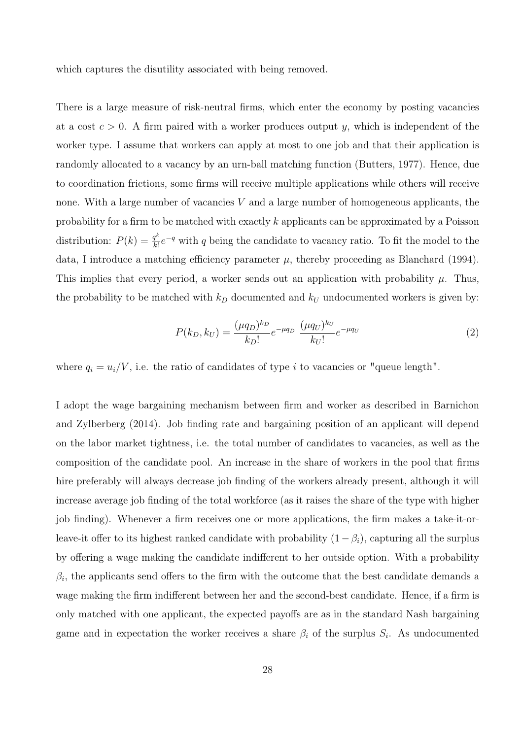which captures the disutility associated with being removed.

There is a large measure of risk-neutral firms, which enter the economy by posting vacancies at a cost $c > 0$. A firm paired with a worker produces output $y$, which is independent of the worker type. I assume that workers can apply at most to one job and that their application is randomly allocated to a vacancy by an urn-ball matching function (Butters, 1977). Hence, due to coordination frictions, some firms will receive multiple applications while others will receive none. With a large number of vacancies $V$ and a large number of homogeneous applicants, the probability for a firm to be matched with exactly $k$ applicants can be approximated by a Poisson distribution: $P(k) = \frac{q^k}{k!}e^{-q}$ with $q$ being the candidate to vacancy ratio. To fit the model to the data, I introduce a matching efficiency parameter $\mu$, thereby proceeding as Blanchard (1994). This implies that every period, a worker sends out an application with probability $\mu$. Thus, the probability to be matched with $k_D$ documented and $k_U$ undocumented workers is given by:

$$P(k_D, k_U) = \frac{(\mu q_D)^{k_D}}{k_D!}e^{-\mu q_D} \; \frac{(\mu q_U)^{k_U}}{k_U!}e^{-\mu q_U} \tag{2}$$

where $q_i = u_i/V$, i.e. the ratio of candidates of type $i$ to vacancies or "queue length".

I adopt the wage bargaining mechanism between firm and worker as described in Barnichon and Zylberberg (2014). Job finding rate and bargaining position of an applicant will depend on the labor market tightness, i.e. the total number of candidates to vacancies, as well as the composition of the candidate pool. An increase in the share of workers in the pool that firms hire preferably will always decrease job finding of the workers already present, although it will increase average job finding of the total workforce (as it raises the share of the type with higher job finding). Whenever a firm receives one or more applications, the firm makes a take-it-or-leave-it offer to its highest ranked candidate with probability $(1 - \beta_i)$, capturing all the surplus by offering a wage making the candidate indifferent to her outside option. With a probability $\beta_i$, the applicants send offers to the firm with the outcome that the best candidate demands a wage making the firm indifferent between her and the second-best candidate. Hence, if a firm is only matched with one applicant, the expected payoffs are as in the standard Nash bargaining game and in expectation the worker receives a share $\beta_i$ of the surplus $S_i$. As undocumented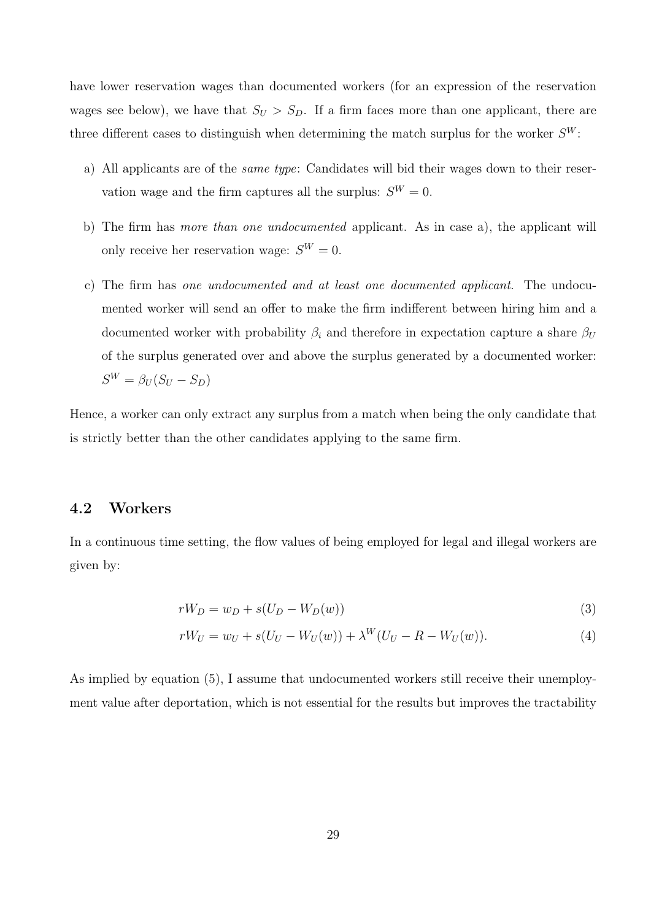have lower reservation wages than documented workers (for an expression of the reservation wages see below), we have that $S_U > S_D$. If a firm faces more than one applicant, there are three different cases to distinguish when determining the match surplus for the worker $S^W$:

a) All applicants are of the *same type*: Candidates will bid their wages down to their reservation wage and the firm captures all the surplus: $S^W = 0$.

b) The firm has *more than one undocumented* applicant. As in case a), the applicant will only receive her reservation wage: $S^W = 0$.

c) The firm has *one undocumented and at least one documented applicant*. The undocumented worker will send an offer to make the firm indifferent between hiring him and a documented worker with probability $\beta_i$ and therefore in expectation capture a share $\beta_U$ of the surplus generated over and above the surplus generated by a documented worker: $S^W = \beta_U(S_U - S_D)$

Hence, a worker can only extract any surplus from a match when being the only candidate that is strictly better than the other candidates applying to the same firm.

## 4.2 Workers

In a continuous time setting, the flow values of being employed for legal and illegal workers are given by:

$$rW_D = w_D + s(U_D - W_D(w)) \tag{3}$$

$$rW_U = w_U + s(U_U - W_U(w)) + \lambda^W(U_U - R - W_U(w)). \tag{4}$$

As implied by equation (5), I assume that undocumented workers still receive their unemployment value after deportation, which is not essential for the results but improves the tractability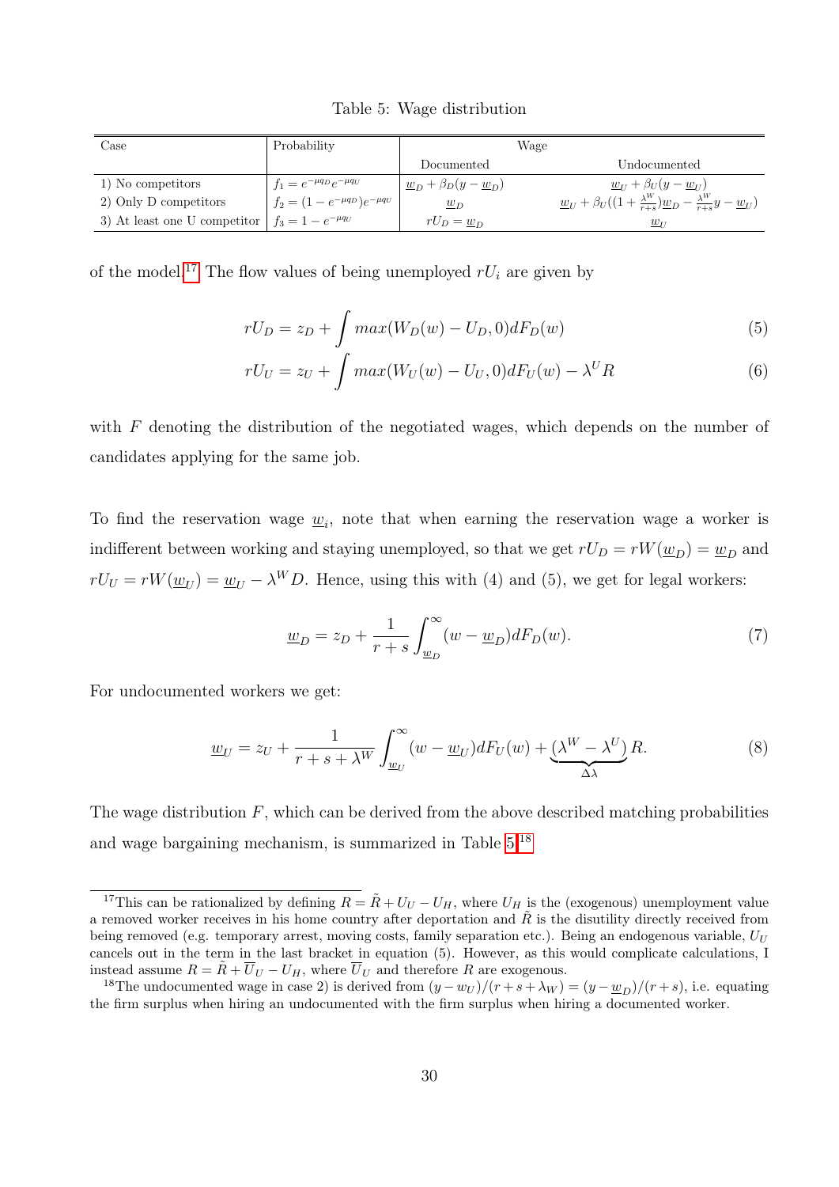Table 5: Wage distribution

| Case | Probability | Wage | |
|---|---|---|---|
| | | Documented | Undocumented |
| 1) No competitors | $f_1 = e^{-\mu q_D} e^{-\mu q_U}$ | $\underline{w}_D + \beta_D(y - \underline{w}_D)$ | $\underline{w}_U + \beta_U(y - \underline{w}_U)$ |
| 2) Only D competitors | $f_2 = (1 - e^{-\mu q_D}) e^{-\mu q_U}$ | $\underline{w}_D$ | $\underline{w}_U + \beta_U((1 + \frac{\lambda^W}{r+s})\underline{w}_D - \frac{\lambda^W}{r+s} y - \underline{w}_U)$ |
| 3) At least one U competitor | $f_3 = 1 - e^{-\mu q_U}$ | $rU_D = \underline{w}_D$ | $\underline{w}_U$ |

of the model.[17] The flow values of being unemployed $rU_i$ are given by

$$rU_D = z_D + \int max(W_D(w) - U_D, 0) dF_D(w) \tag{5}$$

$$rU_U = z_U + \int max(W_U(w) - U_U, 0) dF_U(w) - \lambda^U R \tag{6}$$

with $F$ denoting the distribution of the negotiated wages, which depends on the number of candidates applying for the same job.

To find the reservation wage $\underline{w}_i$, note that when earning the reservation wage a worker is indifferent between working and staying unemployed, so that we get $rU_D = rW(\underline{w}_D) = \underline{w}_D$ and $rU_U = rW(\underline{w}_U) = \underline{w}_U - \lambda^W D$. Hence, using this with (4) and (5), we get for legal workers:

$$\underline{w}_D = z_D + \frac{1}{r+s} \int_{\underline{w}_D}^{\infty} (w - \underline{w}_D) dF_D(w). \tag{7}$$

For undocumented workers we get:

$$\underline{w}_U = z_U + \frac{1}{r+s+\lambda^W} \int_{\underline{w}_U}^{\infty} (w - \underline{w}_U) dF_U(w) + \underbrace{(\lambda^W - \lambda^U)}_{\Delta\lambda} R. \tag{8}$$

The wage distribution $F$, which can be derived from the above described matching probabilities and wage bargaining mechanism, is summarized in Table 5.[18]

[17] This can be rationalized by defining $R = \tilde{R} + U_U - U_H$, where $U_H$ is the (exogenous) unemployment value a removed worker receives in his home country after deportation and $\tilde{R}$ is the disutility directly received from being removed (e.g. temporary arrest, moving costs, family separation etc.). Being an endogenous variable, $U_U$ cancels out in the term in the last bracket in equation (5). However, as this would complicate calculations, I instead assume $R = \tilde{R} + \overline{U}_U - U_H$, where $\overline{U}_U$ and therefore $R$ are exogenous.

[18] The undocumented wage in case 2) is derived from $(y - w_U)/(r + s + \lambda_W) = (y - \underline{w}_D)/(r + s)$, i.e. equating the firm surplus when hiring an undocumented with the firm surplus when hiring a documented worker.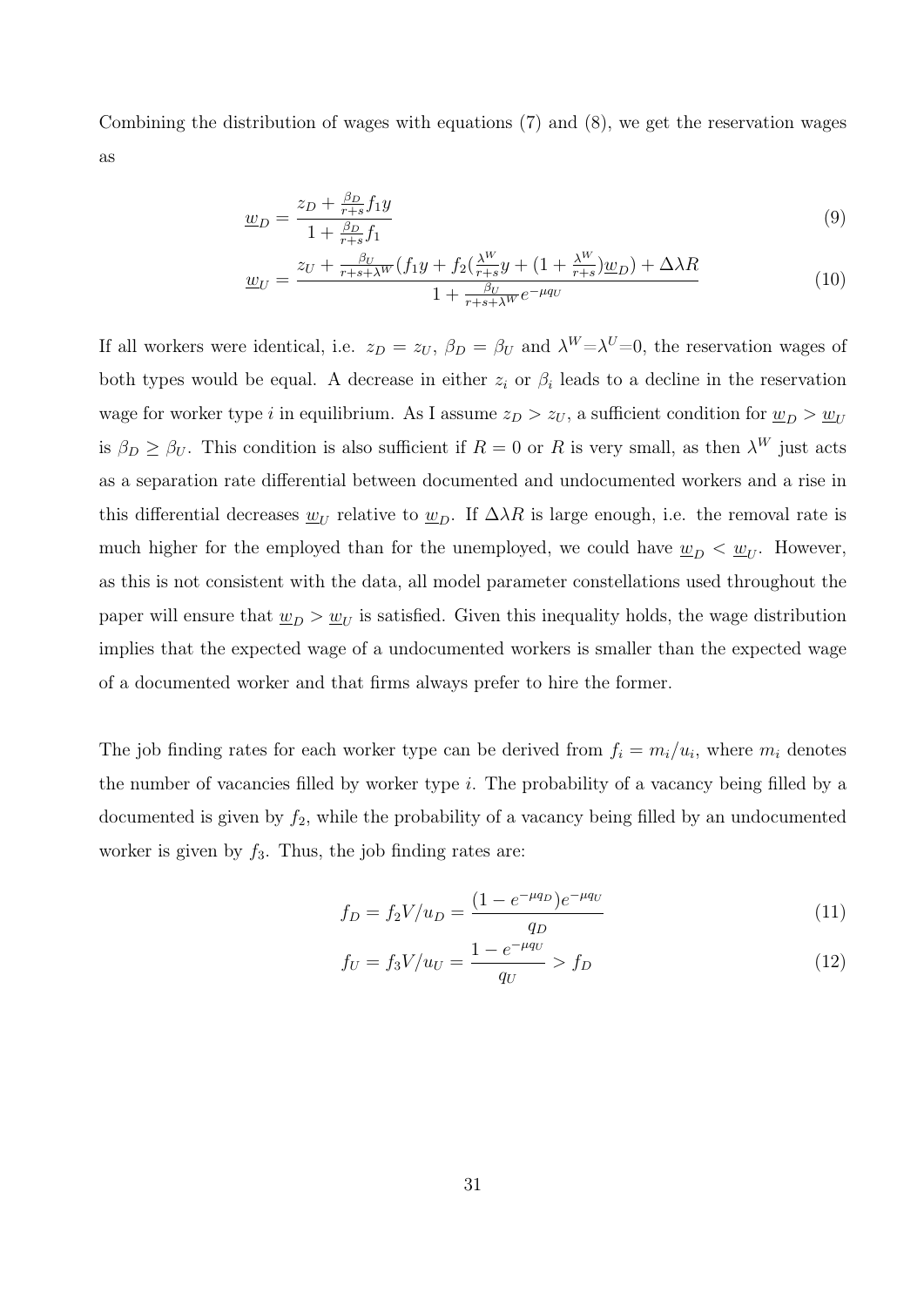Combining the distribution of wages with equations (7) and (8), we get the reservation wages as

$$\underline{w}_D = \frac{z_D + \frac{\beta_D}{r+s} f_1 y}{1 + \frac{\beta_D}{r+s} f_1} \tag{9}$$

$$\underline{w}_U = \frac{z_U + \frac{\beta_U}{r+s+\lambda^W} (f_1 y + f_2 (\frac{\lambda^W}{r+s} y + (1 + \frac{\lambda^W}{r+s}) \underline{w}_D) + \Delta\lambda R}{1 + \frac{\beta_U}{r+s+\lambda^W} e^{-\mu q_U}} \tag{10}$$

If all workers were identical, i.e. $z_D = z_U$, $\beta_D = \beta_U$ and $\lambda^W = \lambda^U = 0$, the reservation wages of both types would be equal. A decrease in either $z_i$ or $\beta_i$ leads to a decline in the reservation wage for worker type $i$ in equilibrium. As I assume $z_D > z_U$, a sufficient condition for $\underline{w}_D > \underline{w}_U$ is $\beta_D \geq \beta_U$. This condition is also sufficient if $R = 0$ or $R$ is very small, as then $\lambda^W$ just acts as a separation rate differential between documented and undocumented workers and a rise in this differential decreases $\underline{w}_U$ relative to $\underline{w}_D$. If $\Delta\lambda R$ is large enough, i.e. the removal rate is much higher for the employed than for the unemployed, we could have $\underline{w}_D < \underline{w}_U$. However, as this is not consistent with the data, all model parameter constellations used throughout the paper will ensure that $\underline{w}_D > \underline{w}_U$ is satisfied. Given this inequality holds, the wage distribution implies that the expected wage of a undocumented workers is smaller than the expected wage of a documented worker and that firms always prefer to hire the former.

The job finding rates for each worker type can be derived from $f_i = m_i/u_i$, where $m_i$ denotes the number of vacancies filled by worker type $i$. The probability of a vacancy being filled by a documented is given by $f_2$, while the probability of a vacancy being filled by an undocumented worker is given by $f_3$. Thus, the job finding rates are:

$$f_D = f_2 V/u_D = \frac{(1 - e^{-\mu q_D}) e^{-\mu q_U}}{q_D} \tag{11}$$

$$f_U = f_3 V/u_U = \frac{1 - e^{-\mu q_U}}{q_U} > f_D \tag{12}$$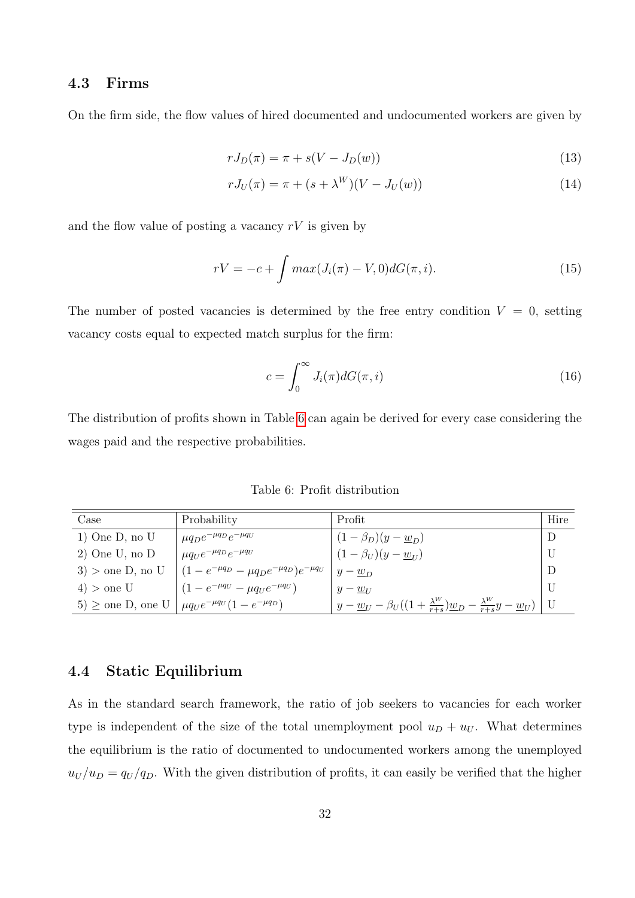## 4.3 Firms

On the firm side, the flow values of hired documented and undocumented workers are given by

$$rJ_D(\pi) = \pi + s(V - J_D(w)) \tag{13}$$

$$rJ_U(\pi) = \pi + (s + \lambda^W)(V - J_U(w)) \tag{14}$$

and the flow value of posting a vacancy $rV$ is given by

$$rV = -c + \int max(J_i(\pi) - V, 0)dG(\pi, i). \tag{15}$$

The number of posted vacancies is determined by the free entry condition $V = 0$, setting vacancy costs equal to expected match surplus for the firm:

$$c = \int_0^\infty J_i(\pi)dG(\pi, i) \tag{16}$$

The distribution of profits shown in Table 6 can again be derived for every case considering the wages paid and the respective probabilities.

Table 6: Profit distribution

| Case | Probability | Profit | Hire |
|---|---|---|---|
| 1) One D, no U | $\mu q_D e^{-\mu q_D} e^{-\mu q_U}$ | $(1 - \beta_D)(y - \underline{w}_D)$ | D |
| 2) One U, no D | $\mu q_U e^{-\mu q_D} e^{-\mu q_U}$ | $(1 - \beta_U)(y - \underline{w}_U)$ | U |
| 3) > one D, no U | $(1 - e^{-\mu q_D} - \mu q_D e^{-\mu q_D})e^{-\mu q_U}$ | $y - \underline{w}_D$ | D |
| 4) > one U | $(1 - e^{-\mu q_U} - \mu q_U e^{-\mu q_U})$ | $y - \underline{w}_U$ | U |
| 5) ≥ one D, one U | $\mu q_U e^{-\mu q_U}(1 - e^{-\mu q_D})$ | $y - \underline{w}_U - \beta_U((1 + \frac{\lambda^W}{r+s})\underline{w}_D - \frac{\lambda^W}{r+s}y - \underline{w}_U)$ | U |

## 4.4 Static Equilibrium

As in the standard search framework, the ratio of job seekers to vacancies for each worker type is independent of the size of the total unemployment pool $u_D + u_U$. What determines the equilibrium is the ratio of documented to undocumented workers among the unemployed $u_U/u_D = q_U/q_D$. With the given distribution of profits, it can easily be verified that the higher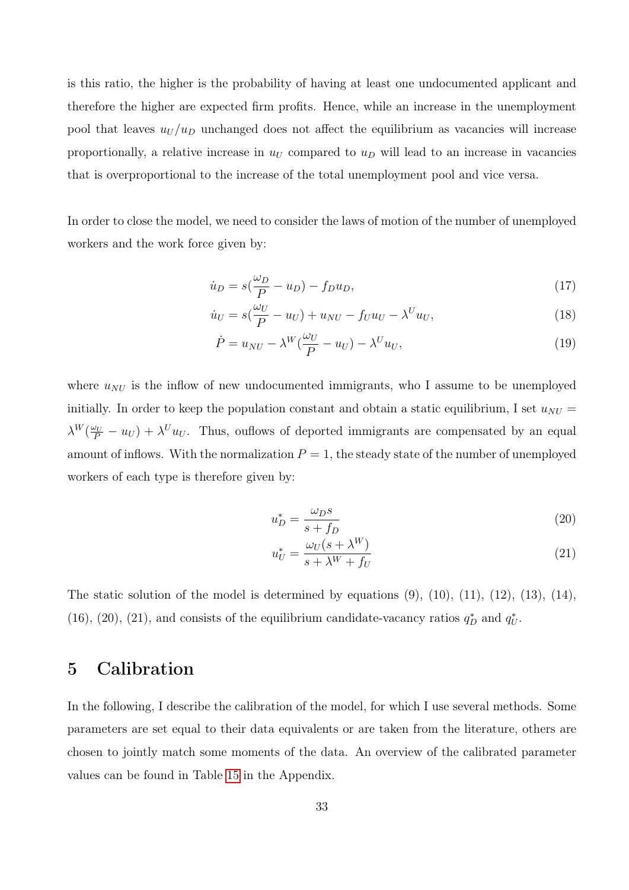is this ratio, the higher is the probability of having at least one undocumented applicant and therefore the higher are expected firm profits. Hence, while an increase in the unemployment pool that leaves $u_U/u_D$ unchanged does not affect the equilibrium as vacancies will increase proportionally, a relative increase in $u_U$ compared to $u_D$ will lead to an increase in vacancies that is overproportional to the increase of the total unemployment pool and vice versa.

In order to close the model, we need to consider the laws of motion of the number of unemployed workers and the work force given by:

$$\dot{u}_D = s(\frac{\omega_D}{P} - u_D) - f_D u_D, \tag{17}$$

$$\dot{u}_U = s(\frac{\omega_U}{P} - u_U) + u_{NU} - f_U u_U - \lambda^U u_U, \tag{18}$$

$$\dot{P} = u_{NU} - \lambda^W(\frac{\omega_U}{P} - u_U) - \lambda^U u_U, \tag{19}$$

where $u_{NU}$ is the inflow of new undocumented immigrants, who I assume to be unemployed initially. In order to keep the population constant and obtain a static equilibrium, I set $u_{NU} = \lambda^W(\frac{\omega_U}{P} - u_U) + \lambda^U u_U$. Thus, ouflows of deported immigrants are compensated by an equal amount of inflows. With the normalization $P = 1$, the steady state of the number of unemployed workers of each type is therefore given by:

$$u_D^* = \frac{\omega_D s}{s + f_D} \tag{20}$$

$$u_U^* = \frac{\omega_U(s + \lambda^W)}{s + \lambda^W + f_U} \tag{21}$$

The static solution of the model is determined by equations (9), (10), (11), (12), (13), (14), (16), (20), (21), and consists of the equilibrium candidate-vacancy ratios $q_D^*$ and $q_U^*$.

# 5 Calibration

In the following, I describe the calibration of the model, for which I use several methods. Some parameters are set equal to their data equivalents or are taken from the literature, others are chosen to jointly match some moments of the data. An overview of the calibrated parameter values can be found in Table 15 in the Appendix.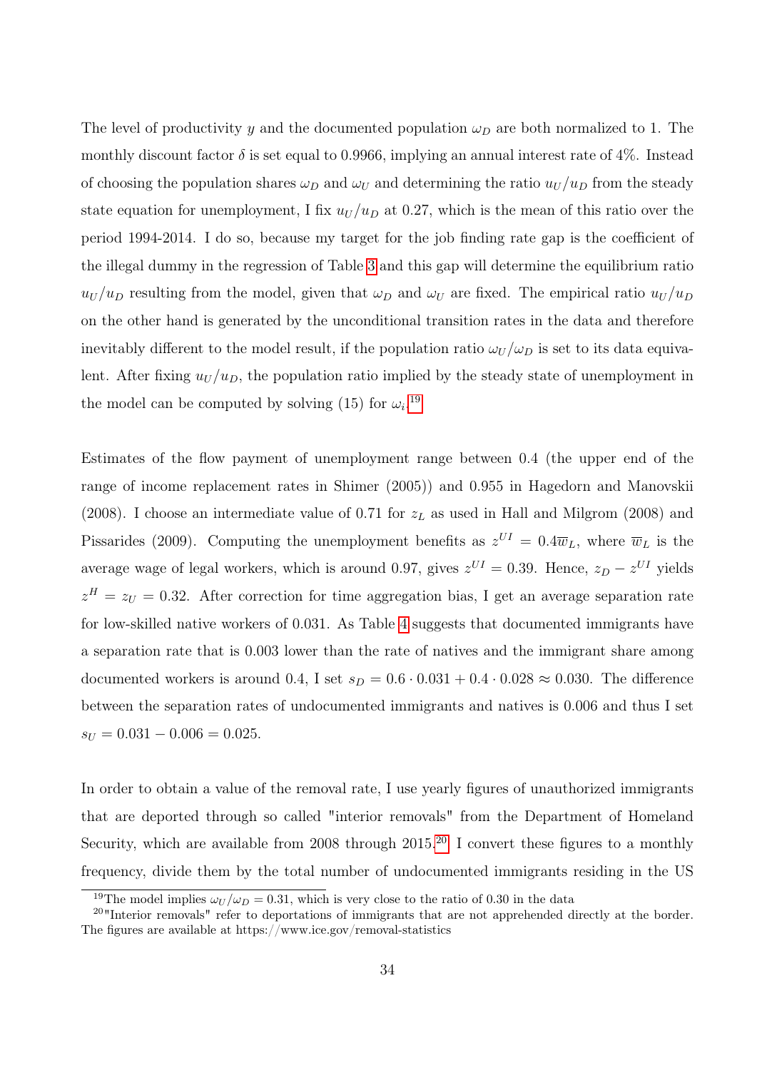The level of productivity $y$ and the documented population $\omega_D$ are both normalized to 1. The monthly discount factor $\delta$ is set equal to 0.9966, implying an annual interest rate of 4%. Instead of choosing the population shares $\omega_D$ and $\omega_U$ and determining the ratio $u_U/u_D$ from the steady state equation for unemployment, I fix $u_U/u_D$ at 0.27, which is the mean of this ratio over the period 1994-2014. I do so, because my target for the job finding rate gap is the coefficient of the illegal dummy in the regression of Table 3 and this gap will determine the equilibrium ratio $u_U/u_D$ resulting from the model, given that $\omega_D$ and $\omega_U$ are fixed. The empirical ratio $u_U/u_D$ on the other hand is generated by the unconditional transition rates in the data and therefore inevitably different to the model result, if the population ratio $\omega_U/\omega_D$ is set to its data equivalent. After fixing $u_U/u_D$, the population ratio implied by the steady state of unemployment in the model can be computed by solving (15) for $\omega_i$.[19]

Estimates of the flow payment of unemployment range between 0.4 (the upper end of the range of income replacement rates in Shimer (2005)) and 0.955 in Hagedorn and Manovskii (2008). I choose an intermediate value of 0.71 for $z_L$ as used in Hall and Milgrom (2008) and Pissarides (2009). Computing the unemployment benefits as $z^{UI} = 0.4\overline{w}_L$, where $\overline{w}_L$ is the average wage of legal workers, which is around 0.97, gives $z^{UI} = 0.39$. Hence, $z_D - z^{UI}$ yields $z^H = z_U = 0.32$. After correction for time aggregation bias, I get an average separation rate for low-skilled native workers of 0.031. As Table 4 suggests that documented immigrants have a separation rate that is 0.003 lower than the rate of natives and the immigrant share among documented workers is around 0.4, I set $s_D = 0.6 \cdot 0.031 + 0.4 \cdot 0.028 \approx 0.030$. The difference between the separation rates of undocumented immigrants and natives is 0.006 and thus I set $s_U = 0.031 - 0.006 = 0.025$.

In order to obtain a value of the removal rate, I use yearly figures of unauthorized immigrants that are deported through so called "interior removals" from the Department of Homeland Security, which are available from 2008 through 2015.[20] I convert these figures to a monthly frequency, divide them by the total number of undocumented immigrants residing in the US

[19] The model implies $\omega_U/\omega_D = 0.31$, which is very close to the ratio of 0.30 in the data

[20] "Interior removals" refer to deportations of immigrants that are not apprehended directly at the border. The figures are available at https://www.ice.gov/removal-statistics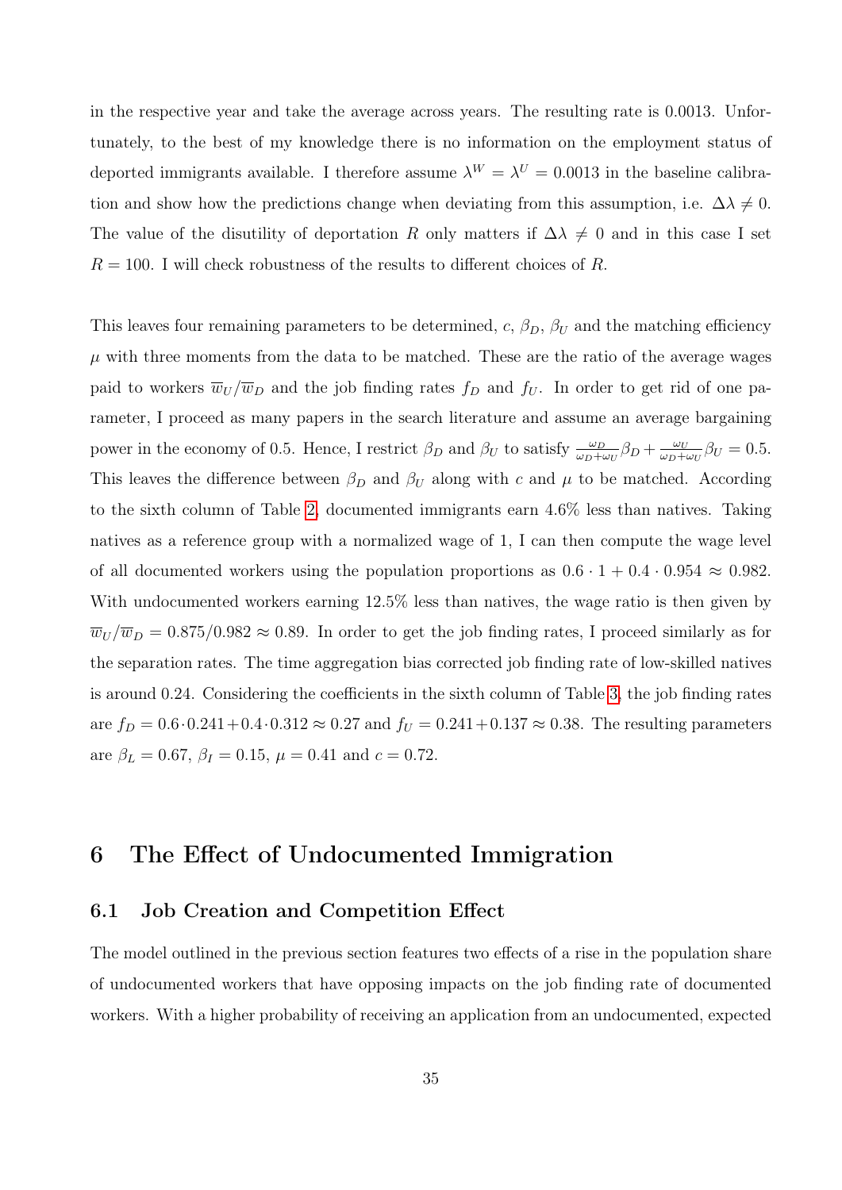in the respective year and take the average across years. The resulting rate is 0.0013. Unfortunately, to the best of my knowledge there is no information on the employment status of deported immigrants available. I therefore assume $\lambda^W = \lambda^U = 0.0013$ in the baseline calibration and show how the predictions change when deviating from this assumption, i.e. $\Delta\lambda \neq 0$. The value of the disutility of deportation $R$ only matters if $\Delta\lambda \neq 0$ and in this case I set $R = 100$. I will check robustness of the results to different choices of $R$.

This leaves four remaining parameters to be determined, $c$, $\beta_D$, $\beta_U$ and the matching efficiency $\mu$ with three moments from the data to be matched. These are the ratio of the average wages paid to workers $\overline{w}_U/\overline{w}_D$ and the job finding rates $f_D$ and $f_U$. In order to get rid of one parameter, I proceed as many papers in the search literature and assume an average bargaining power in the economy of 0.5. Hence, I restrict $\beta_D$ and $\beta_U$ to satisfy $\frac{\omega_D}{\omega_D+\omega_U}\beta_D + \frac{\omega_U}{\omega_D+\omega_U}\beta_U = 0.5$. This leaves the difference between $\beta_D$ and $\beta_U$ along with $c$ and $\mu$ to be matched. According to the sixth column of Table 2, documented immigrants earn 4.6% less than natives. Taking natives as a reference group with a normalized wage of 1, I can then compute the wage level of all documented workers using the population proportions as $0.6 \cdot 1 + 0.4 \cdot 0.954 \approx 0.982$. With undocumented workers earning 12.5% less than natives, the wage ratio is then given by $\overline{w}_U/\overline{w}_D = 0.875/0.982 \approx 0.89$. In order to get the job finding rates, I proceed similarly as for the separation rates. The time aggregation bias corrected job finding rate of low-skilled natives is around 0.24. Considering the coefficients in the sixth column of Table 3, the job finding rates are $f_D = 0.6 \cdot 0.241 + 0.4 \cdot 0.312 \approx 0.27$ and $f_U = 0.241 + 0.137 \approx 0.38$. The resulting parameters are $\beta_L = 0.67$, $\beta_I = 0.15$, $\mu = 0.41$ and $c = 0.72$.

# 6 The Effect of Undocumented Immigration

## 6.1 Job Creation and Competition Effect

The model outlined in the previous section features two effects of a rise in the population share of undocumented workers that have opposing impacts on the job finding rate of documented workers. With a higher probability of receiving an application from an undocumented, expected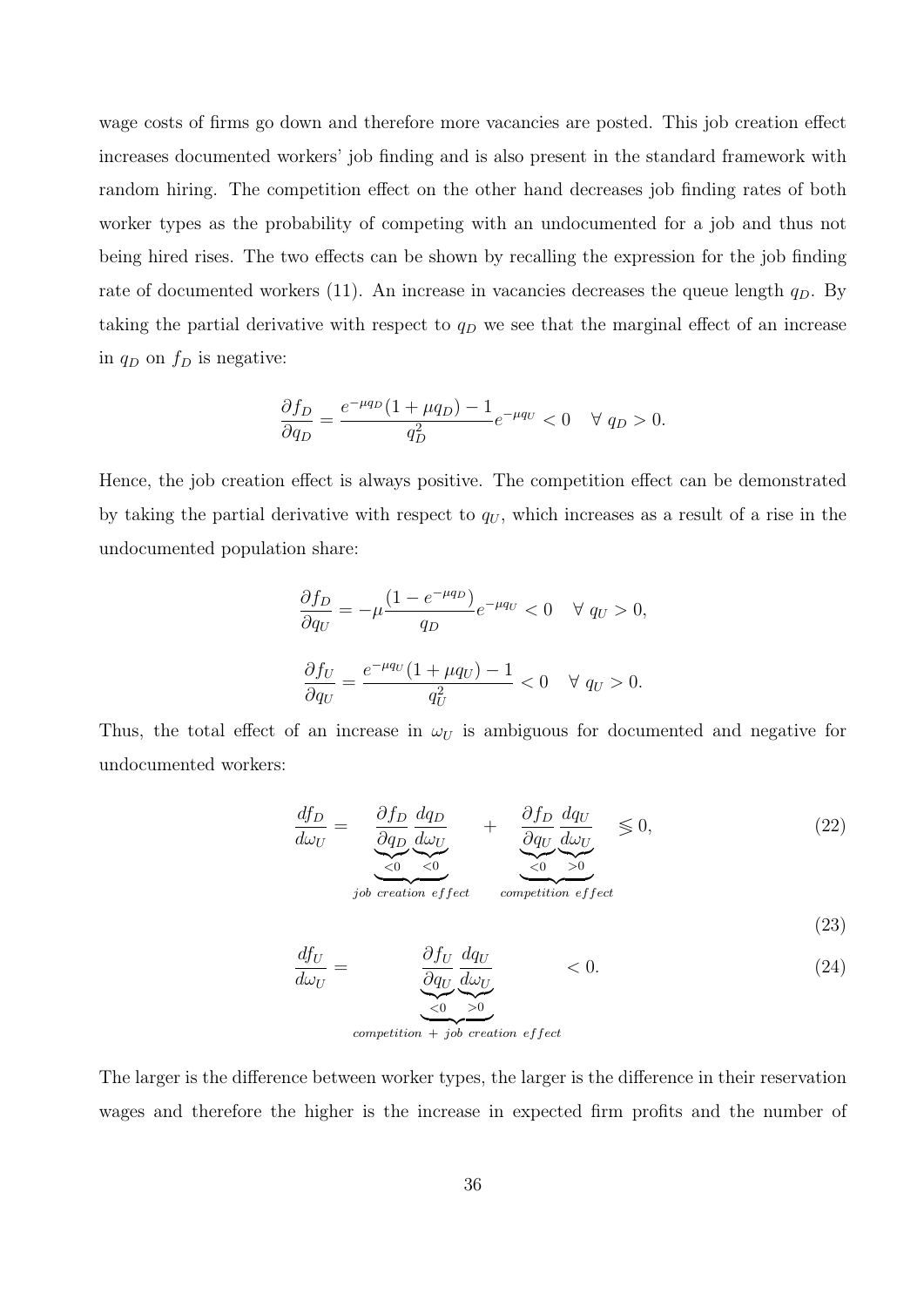wage costs of firms go down and therefore more vacancies are posted. This job creation effect increases documented workers' job finding and is also present in the standard framework with random hiring. The competition effect on the other hand decreases job finding rates of both worker types as the probability of competing with an undocumented for a job and thus not being hired rises. The two effects can be shown by recalling the expression for the job finding rate of documented workers (11). An increase in vacancies decreases the queue length $q_D$. By taking the partial derivative with respect to $q_D$ we see that the marginal effect of an increase in $q_D$ on $f_D$ is negative:

$$\frac{\partial f_D}{\partial q_D} = \frac{e^{-\mu q_D}(1+\mu q_D) - 1}{q_D^2} e^{-\mu q_U} < 0 \quad \forall \; q_D > 0.$$

Hence, the job creation effect is always positive. The competition effect can be demonstrated by taking the partial derivative with respect to $q_U$, which increases as a result of a rise in the undocumented population share:

$$\frac{\partial f_D}{\partial q_U} = -\mu \frac{(1 - e^{-\mu q_D})}{q_D} e^{-\mu q_U} < 0 \quad \forall \; q_U > 0,$$

$$\frac{\partial f_U}{\partial q_U} = \frac{e^{-\mu q_U}(1+\mu q_U) - 1}{q_U^2} < 0 \quad \forall \; q_U > 0.$$

Thus, the total effect of an increase in $\omega_U$ is ambiguous for documented and negative for undocumented workers:

$$\frac{df_D}{d\omega_U} = \underbrace{\underbrace{\frac{\partial f_D}{\partial q_D}}_{<0} \underbrace{\frac{dq_D}{d\omega_U}}_{<0}}_{job\ creation\ effect} + \underbrace{\underbrace{\frac{\partial f_D}{\partial q_U}}_{<0} \underbrace{\frac{dq_U}{d\omega_U}}_{>0}}_{competition\ effect} \lesseqgtr 0, \tag{22}$$

$$\tag{23}$$

$$\frac{df_U}{d\omega_U} = \underbrace{\underbrace{\frac{\partial f_U}{\partial q_U}}_{<0} \underbrace{\frac{dq_U}{d\omega_U}}_{>0}}_{competition\ +\ job\ creation\ effect} < 0. \tag{24}$$

The larger is the difference between worker types, the larger is the difference in their reservation wages and therefore the higher is the increase in expected firm profits and the number of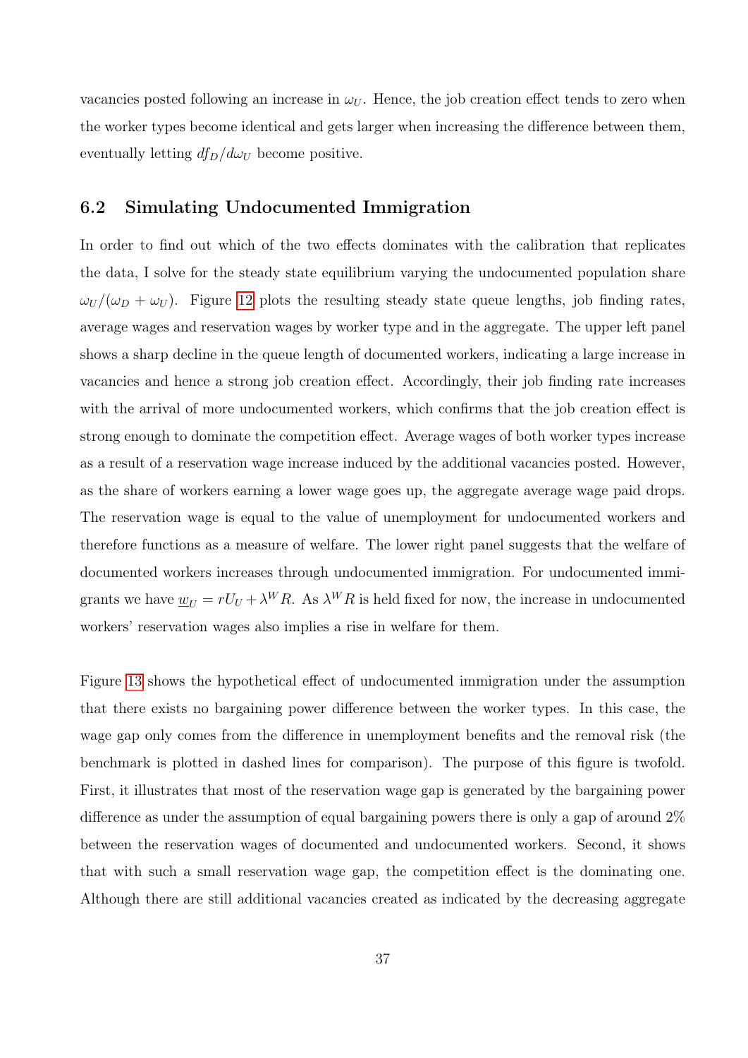vacancies posted following an increase in $\omega_U$. Hence, the job creation effect tends to zero when the worker types become identical and gets larger when increasing the difference between them, eventually letting $df_D/d\omega_U$ become positive.

## 6.2 Simulating Undocumented Immigration

In order to find out which of the two effects dominates with the calibration that replicates the data, I solve for the steady state equilibrium varying the undocumented population share $\omega_U/(\omega_D + \omega_U)$. Figure 12 plots the resulting steady state queue lengths, job finding rates, average wages and reservation wages by worker type and in the aggregate. The upper left panel shows a sharp decline in the queue length of documented workers, indicating a large increase in vacancies and hence a strong job creation effect. Accordingly, their job finding rate increases with the arrival of more undocumented workers, which confirms that the job creation effect is strong enough to dominate the competition effect. Average wages of both worker types increase as a result of a reservation wage increase induced by the additional vacancies posted. However, as the share of workers earning a lower wage goes up, the aggregate average wage paid drops. The reservation wage is equal to the value of unemployment for undocumented workers and therefore functions as a measure of welfare. The lower right panel suggests that the welfare of documented workers increases through undocumented immigration. For undocumented immigrants we have $\underline{w}_U = rU_U + \lambda^W R$. As $\lambda^W R$ is held fixed for now, the increase in undocumented workers' reservation wages also implies a rise in welfare for them.

Figure 13 shows the hypothetical effect of undocumented immigration under the assumption that there exists no bargaining power difference between the worker types. In this case, the wage gap only comes from the difference in unemployment benefits and the removal risk (the benchmark is plotted in dashed lines for comparison). The purpose of this figure is twofold. First, it illustrates that most of the reservation wage gap is generated by the bargaining power difference as under the assumption of equal bargaining powers there is only a gap of around 2% between the reservation wages of documented and undocumented workers. Second, it shows that with such a small reservation wage gap, the competition effect is the dominating one. Although there are still additional vacancies created as indicated by the decreasing aggregate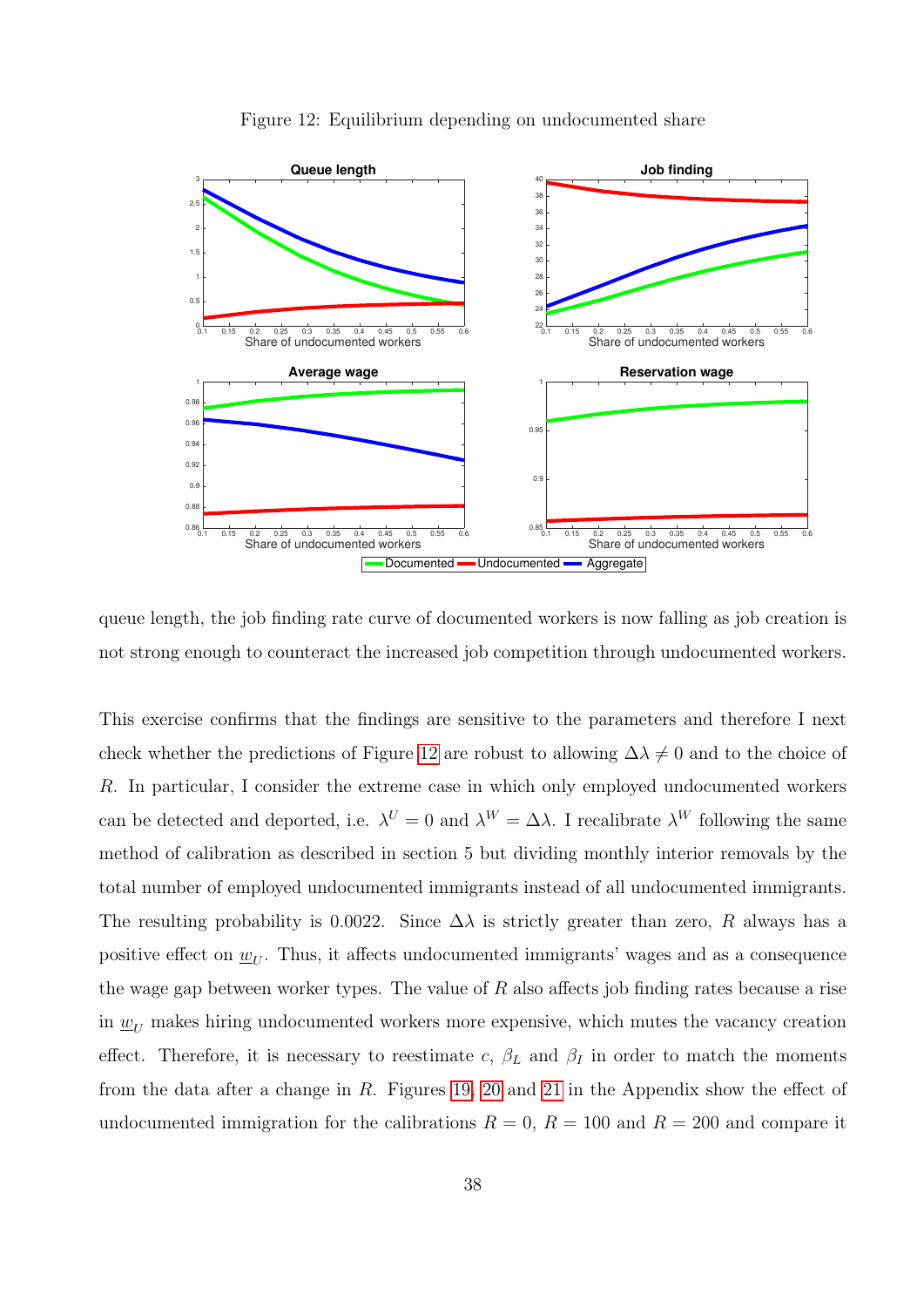Figure 12: Equilibrium depending on undocumented share

queue length, the job finding rate curve of documented workers is now falling as job creation is not strong enough to counteract the increased job competition through undocumented workers.

This exercise confirms that the findings are sensitive to the parameters and therefore I next check whether the predictions of Figure 12 are robust to allowing $\Delta\lambda \neq 0$ and to the choice of $R$. In particular, I consider the extreme case in which only employed undocumented workers can be detected and deported, i.e. $\lambda^U = 0$ and $\lambda^W = \Delta\lambda$. I recalibrate $\lambda^W$ following the same method of calibration as described in section 5 but dividing monthly interior removals by the total number of employed undocumented immigrants instead of all undocumented immigrants. The resulting probability is 0.0022. Since $\Delta\lambda$ is strictly greater than zero, $R$ always has a positive effect on $\underline{w}_U$. Thus, it affects undocumented immigrants' wages and as a consequence the wage gap between worker types. The value of $R$ also affects job finding rates because a rise in $\underline{w}_U$ makes hiring undocumented workers more expensive, which mutes the vacancy creation effect. Therefore, it is necessary to reestimate $c$, $\beta_L$ and $\beta_I$ in order to match the moments from the data after a change in $R$. Figures 19, 20 and 21 in the Appendix show the effect of undocumented immigration for the calibrations $R = 0$, $R = 100$ and $R = 200$ and compare it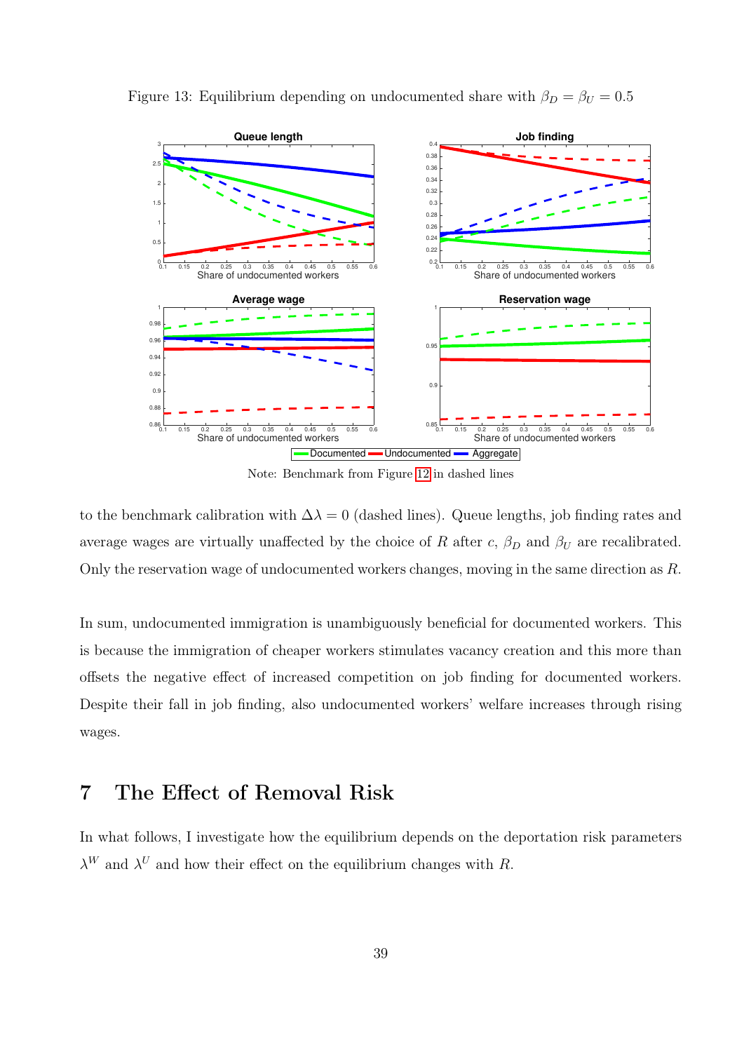Figure 13: Equilibrium depending on undocumented share with $\beta_D = \beta_U = 0.5$

Note: Benchmark from Figure 12 in dashed lines

to the benchmark calibration with $\Delta\lambda = 0$ (dashed lines). Queue lengths, job finding rates and average wages are virtually unaffected by the choice of $R$ after $c$, $\beta_D$ and $\beta_U$ are recalibrated. Only the reservation wage of undocumented workers changes, moving in the same direction as $R$.

In sum, undocumented immigration is unambiguously beneficial for documented workers. This is because the immigration of cheaper workers stimulates vacancy creation and this more than offsets the negative effect of increased competition on job finding for documented workers. Despite their fall in job finding, also undocumented workers' welfare increases through rising wages.

# 7 The Effect of Removal Risk

In what follows, I investigate how the equilibrium depends on the deportation risk parameters $\lambda^W$ and $\lambda^U$ and how their effect on the equilibrium changes with $R$.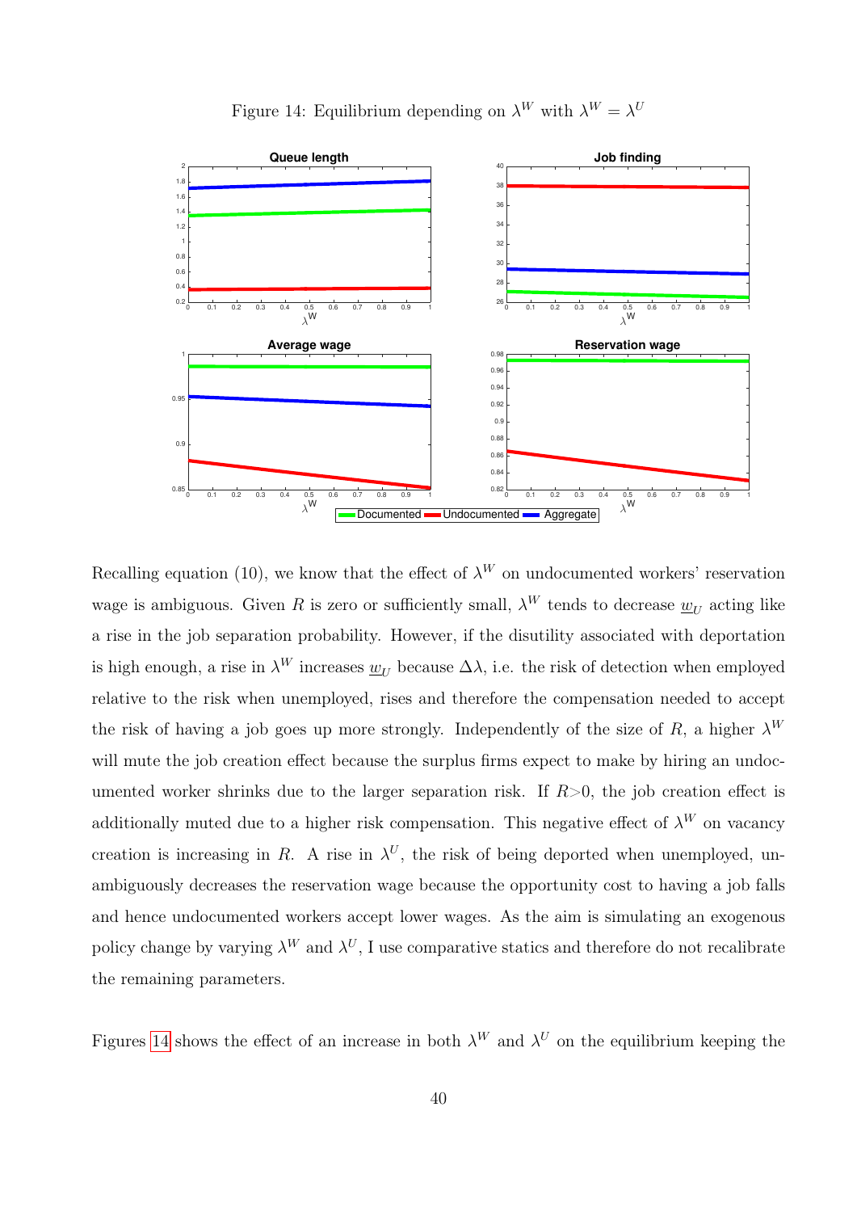Figure 14: Equilibrium depending on $\lambda^W$ with $\lambda^W = \lambda^U$

Recalling equation (10), we know that the effect of $\lambda^W$ on undocumented workers' reservation wage is ambiguous. Given $R$ is zero or sufficiently small, $\lambda^W$ tends to decrease $\underline{w}_U$ acting like a rise in the job separation probability. However, if the disutility associated with deportation is high enough, a rise in $\lambda^W$ increases $\underline{w}_U$ because $\Delta\lambda$, i.e. the risk of detection when employed relative to the risk when unemployed, rises and therefore the compensation needed to accept the risk of having a job goes up more strongly. Independently of the size of $R$, a higher $\lambda^W$ will mute the job creation effect because the surplus firms expect to make by hiring an undocumented worker shrinks due to the larger separation risk. If $R>0$, the job creation effect is additionally muted due to a higher risk compensation. This negative effect of $\lambda^W$ on vacancy creation is increasing in $R$. A rise in $\lambda^U$, the risk of being deported when unemployed, unambiguously decreases the reservation wage because the opportunity cost to having a job falls and hence undocumented workers accept lower wages. As the aim is simulating an exogenous policy change by varying $\lambda^W$ and $\lambda^U$, I use comparative statics and therefore do not recalibrate the remaining parameters.

Figures 14 shows the effect of an increase in both $\lambda^W$ and $\lambda^U$ on the equilibrium keeping the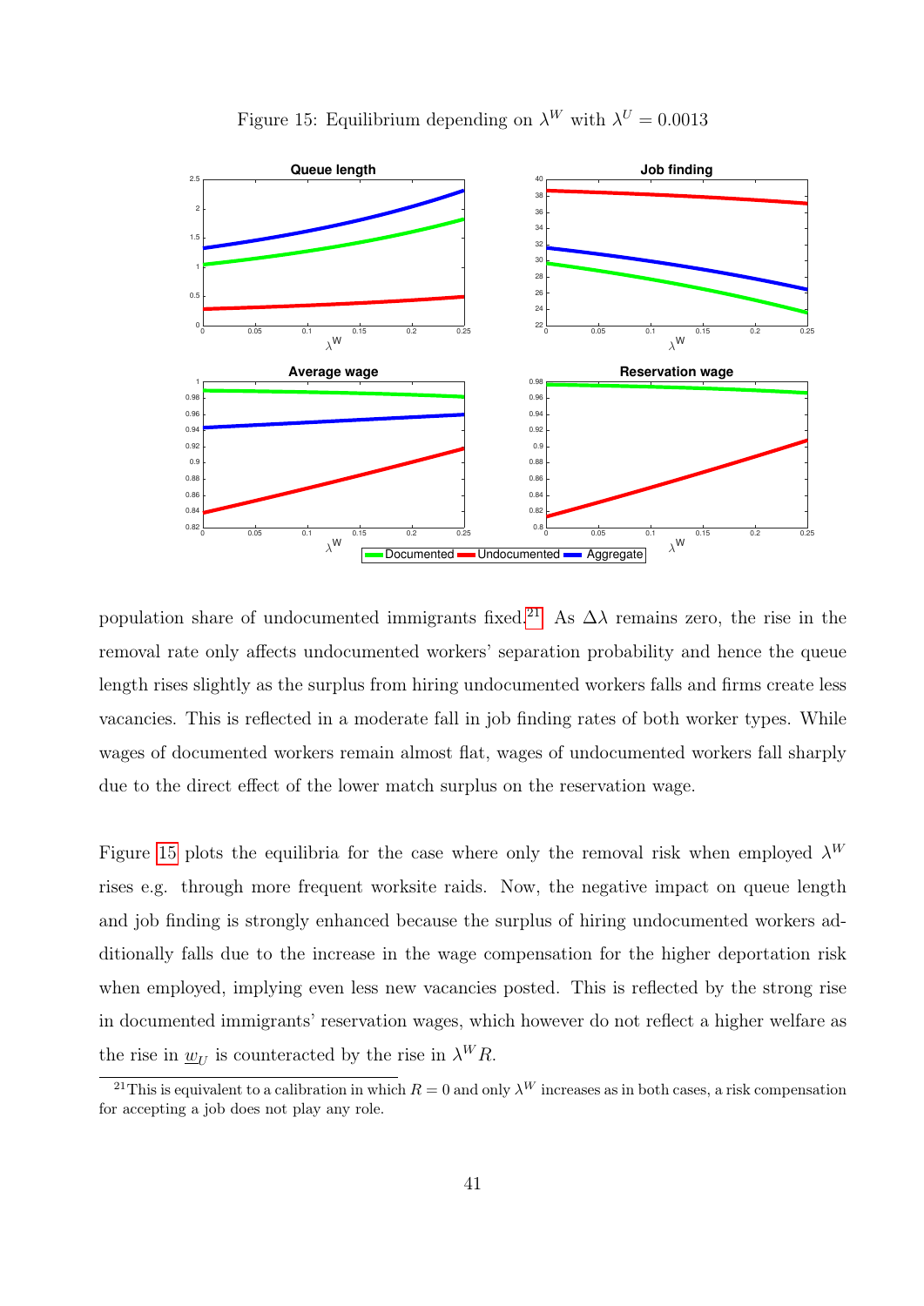Figure 15: Equilibrium depending on $\lambda^W$ with $\lambda^U = 0.0013$

population share of undocumented immigrants fixed.[21] As $\Delta\lambda$ remains zero, the rise in the removal rate only affects undocumented workers' separation probability and hence the queue length rises slightly as the surplus from hiring undocumented workers falls and firms create less vacancies. This is reflected in a moderate fall in job finding rates of both worker types. While wages of documented workers remain almost flat, wages of undocumented workers fall sharply due to the direct effect of the lower match surplus on the reservation wage.

Figure 15 plots the equilibria for the case where only the removal risk when employed $\lambda^W$ rises e.g. through more frequent worksite raids. Now, the negative impact on queue length and job finding is strongly enhanced because the surplus of hiring undocumented workers additionally falls due to the increase in the wage compensation for the higher deportation risk when employed, implying even less new vacancies posted. This is reflected by the strong rise in documented immigrants' reservation wages, which however do not reflect a higher welfare as the rise in $\underline{w}_U$ is counteracted by the rise in $\lambda^W R$.

[21] This is equivalent to a calibration in which $R = 0$ and only $\lambda^W$ increases as in both cases, a risk compensation for accepting a job does not play any role.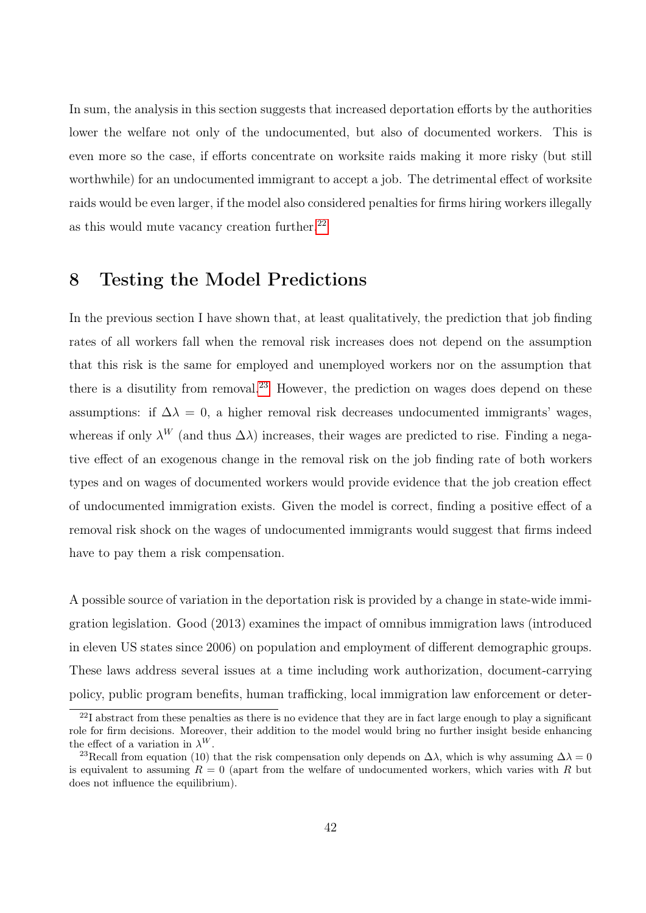In sum, the analysis in this section suggests that increased deportation efforts by the authorities lower the welfare not only of the undocumented, but also of documented workers. This is even more so the case, if efforts concentrate on worksite raids making it more risky (but still worthwhile) for an undocumented immigrant to accept a job. The detrimental effect of worksite raids would be even larger, if the model also considered penalties for firms hiring workers illegally as this would mute vacancy creation further.[22]

# 8 Testing the Model Predictions

In the previous section I have shown that, at least qualitatively, the prediction that job finding rates of all workers fall when the removal risk increases does not depend on the assumption that this risk is the same for employed and unemployed workers nor on the assumption that there is a disutility from removal.[23] However, the prediction on wages does depend on these assumptions: if $\Delta\lambda = 0$, a higher removal risk decreases undocumented immigrants' wages, whereas if only $\lambda^W$ (and thus $\Delta\lambda$) increases, their wages are predicted to rise. Finding a negative effect of an exogenous change in the removal risk on the job finding rate of both workers types and on wages of documented workers would provide evidence that the job creation effect of undocumented immigration exists. Given the model is correct, finding a positive effect of a removal risk shock on the wages of undocumented immigrants would suggest that firms indeed have to pay them a risk compensation.

A possible source of variation in the deportation risk is provided by a change in state-wide immigration legislation. Good (2013) examines the impact of omnibus immigration laws (introduced in eleven US states since 2006) on population and employment of different demographic groups. These laws address several issues at a time including work authorization, document-carrying policy, public program benefits, human trafficking, local immigration law enforcement or deter-

[22] I abstract from these penalties as there is no evidence that they are in fact large enough to play a significant role for firm decisions. Moreover, their addition to the model would bring no further insight beside enhancing the effect of a variation in $\lambda^W$.

[23] Recall from equation (10) that the risk compensation only depends on $\Delta\lambda$, which is why assuming $\Delta\lambda = 0$ is equivalent to assuming $R = 0$ (apart from the welfare of undocumented workers, which varies with $R$ but does not influence the equilibrium).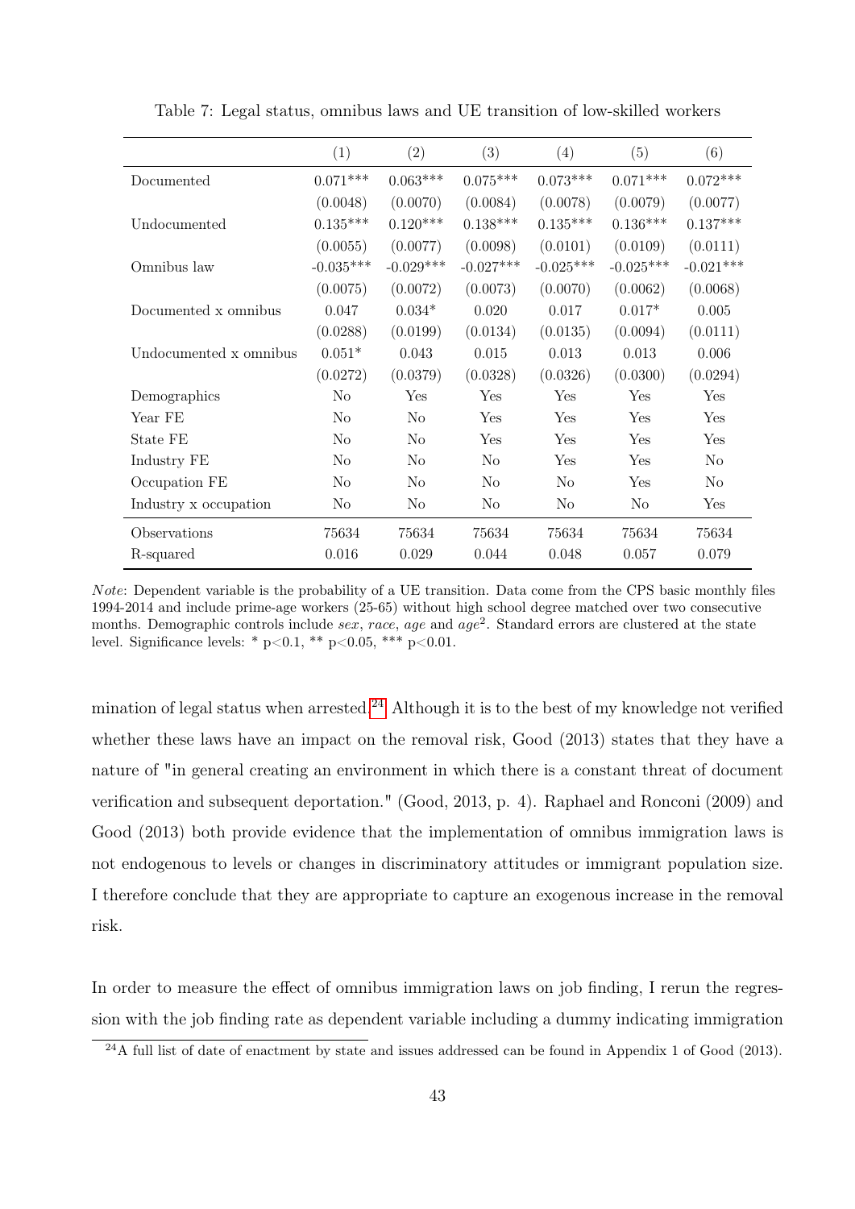Table 7: Legal status, omnibus laws and UE transition of low-skilled workers

| | (1) | (2) | (3) | (4) | (5) | (6) |
|---|---|---|---|---|---|---|
| Documented | 0.071*** | 0.063*** | 0.075*** | 0.073*** | 0.071*** | 0.072*** |
| | (0.0048) | (0.0070) | (0.0084) | (0.0078) | (0.0079) | (0.0077) |
| Undocumented | 0.135*** | 0.120*** | 0.138*** | 0.135*** | 0.136*** | 0.137*** |
| | (0.0055) | (0.0077) | (0.0098) | (0.0101) | (0.0109) | (0.0111) |
| Omnibus law | -0.035*** | -0.029*** | -0.027*** | -0.025*** | -0.025*** | -0.021*** |
| | (0.0075) | (0.0072) | (0.0073) | (0.0070) | (0.0062) | (0.0068) |
| Documented x omnibus | 0.047 | 0.034* | 0.020 | 0.017 | 0.017* | 0.005 |
| | (0.0288) | (0.0199) | (0.0134) | (0.0135) | (0.0094) | (0.0111) |
| Undocumented x omnibus | 0.051* | 0.043 | 0.015 | 0.013 | 0.013 | 0.006 |
| | (0.0272) | (0.0379) | (0.0328) | (0.0326) | (0.0300) | (0.0294) |
| Demographics | No | Yes | Yes | Yes | Yes | Yes |
| Year FE | No | No | Yes | Yes | Yes | Yes |
| State FE | No | No | Yes | Yes | Yes | Yes |
| Industry FE | No | No | No | Yes | Yes | No |
| Occupation FE | No | No | No | No | Yes | No |
| Industry x occupation | No | No | No | No | No | Yes |
| Observations | 75634 | 75634 | 75634 | 75634 | 75634 | 75634 |
| R-squared | 0.016 | 0.029 | 0.044 | 0.048 | 0.057 | 0.079 |

*Note*: Dependent variable is the probability of a UE transition. Data come from the CPS basic monthly files 1994-2014 and include prime-age workers (25-65) without high school degree matched over two consecutive months. Demographic controls include *sex*, *race*, *age* and $age^2$. Standard errors are clustered at the state level. Significance levels: * p<0.1, ** p<0.05, *** p<0.01.

mination of legal status when arrested.[24] Although it is to the best of my knowledge not verified whether these laws have an impact on the removal risk, Good (2013) states that they have a nature of "in general creating an environment in which there is a constant threat of document verification and subsequent deportation." (Good, 2013, p. 4). Raphael and Ronconi (2009) and Good (2013) both provide evidence that the implementation of omnibus immigration laws is not endogenous to levels or changes in discriminatory attitudes or immigrant population size. I therefore conclude that they are appropriate to capture an exogenous increase in the removal risk.

In order to measure the effect of omnibus immigration laws on job finding, I rerun the regression with the job finding rate as dependent variable including a dummy indicating immigration

[24] A full list of date of enactment by state and issues addressed can be found in Appendix 1 of Good (2013).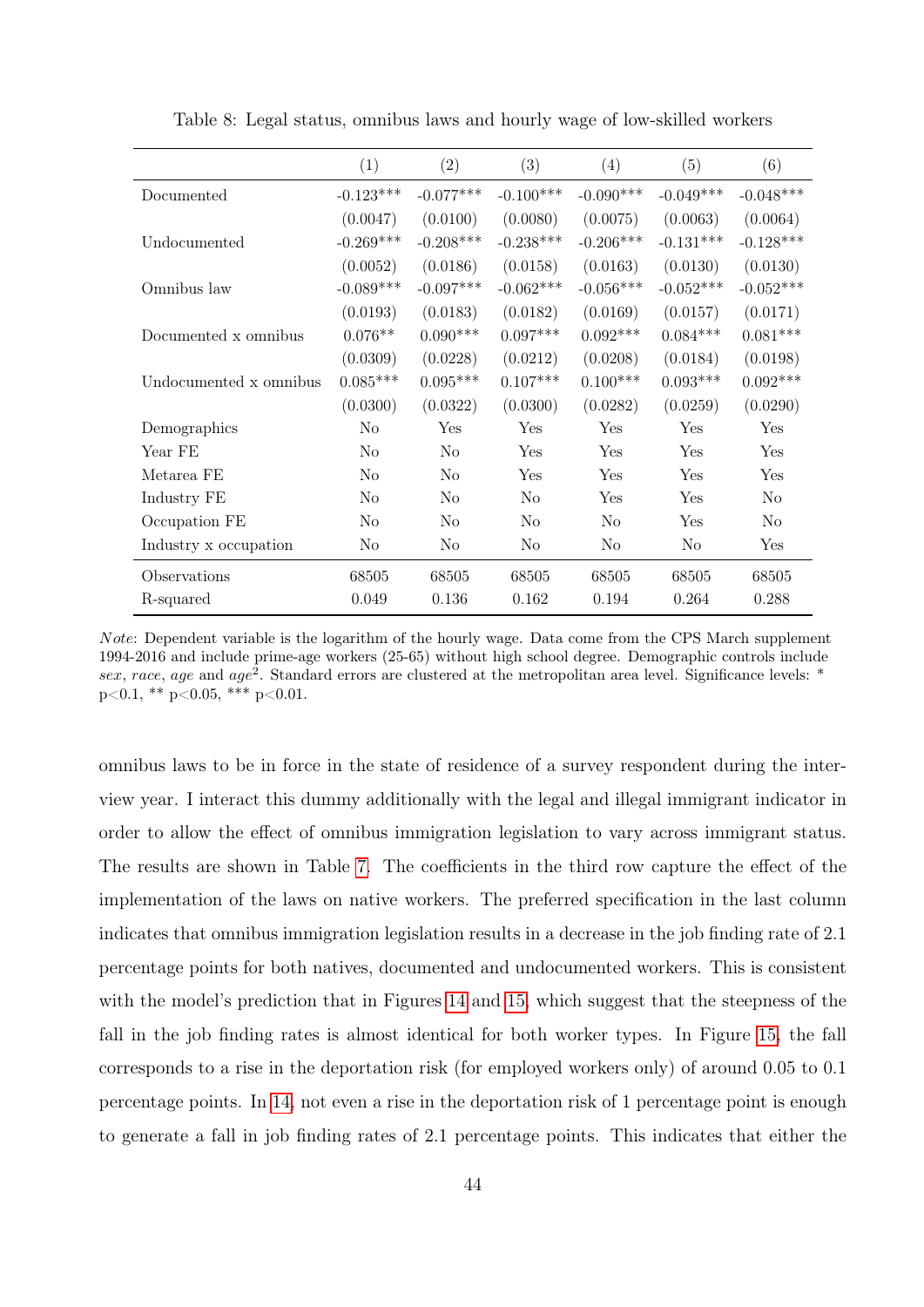Table 8: Legal status, omnibus laws and hourly wage of low-skilled workers

| | (1) | (2) | (3) | (4) | (5) | (6) |
|---|---|---|---|---|---|---|
| Documented | -0.123*** | -0.077*** | -0.100*** | -0.090*** | -0.049*** | -0.048*** |
| | (0.0047) | (0.0100) | (0.0080) | (0.0075) | (0.0063) | (0.0064) |
| Undocumented | -0.269*** | -0.208*** | -0.238*** | -0.206*** | -0.131*** | -0.128*** |
| | (0.0052) | (0.0186) | (0.0158) | (0.0163) | (0.0130) | (0.0130) |
| Omnibus law | -0.089*** | -0.097*** | -0.062*** | -0.056*** | -0.052*** | -0.052*** |
| | (0.0193) | (0.0183) | (0.0182) | (0.0169) | (0.0157) | (0.0171) |
| Documented x omnibus | 0.076** | 0.090*** | 0.097*** | 0.092*** | 0.084*** | 0.081*** |
| | (0.0309) | (0.0228) | (0.0212) | (0.0208) | (0.0184) | (0.0198) |
| Undocumented x omnibus | 0.085*** | 0.095*** | 0.107*** | 0.100*** | 0.093*** | 0.092*** |
| | (0.0300) | (0.0322) | (0.0300) | (0.0282) | (0.0259) | (0.0290) |
| Demographics | No | Yes | Yes | Yes | Yes | Yes |
| Year FE | No | No | Yes | Yes | Yes | Yes |
| Metarea FE | No | No | Yes | Yes | Yes | Yes |
| Industry FE | No | No | No | Yes | Yes | No |
| Occupation FE | No | No | No | No | Yes | No |
| Industry x occupation | No | No | No | No | No | Yes |
| Observations | 68505 | 68505 | 68505 | 68505 | 68505 | 68505 |
| R-squared | 0.049 | 0.136 | 0.162 | 0.194 | 0.264 | 0.288 |

*Note*: Dependent variable is the logarithm of the hourly wage. Data come from the CPS March supplement 1994-2016 and include prime-age workers (25-65) without high school degree. Demographic controls include *sex*, *race*, *age* and $age^2$. Standard errors are clustered at the metropolitan area level. Significance levels: * $p<0.1$, ** $p<0.05$, *** $p<0.01$.

omnibus laws to be in force in the state of residence of a survey respondent during the interview year. I interact this dummy additionally with the legal and illegal immigrant indicator in order to allow the effect of omnibus immigration legislation to vary across immigrant status. The results are shown in Table 7. The coefficients in the third row capture the effect of the implementation of the laws on native workers. The preferred specification in the last column indicates that omnibus immigration legislation results in a decrease in the job finding rate of 2.1 percentage points for both natives, documented and undocumented workers. This is consistent with the model's prediction that in Figures 14 and 15, which suggest that the steepness of the fall in the job finding rates is almost identical for both worker types. In Figure 15, the fall corresponds to a rise in the deportation risk (for employed workers only) of around 0.05 to 0.1 percentage points. In 14, not even a rise in the deportation risk of 1 percentage point is enough to generate a fall in job finding rates of 2.1 percentage points. This indicates that either the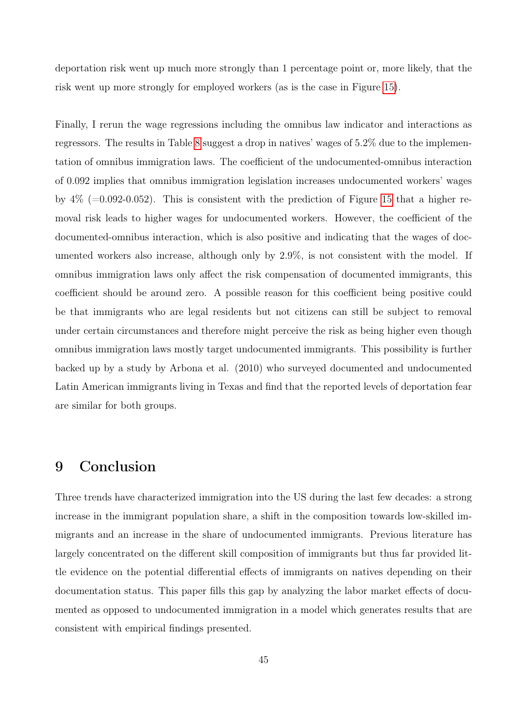deportation risk went up much more strongly than 1 percentage point or, more likely, that the risk went up more strongly for employed workers (as is the case in Figure 15).

Finally, I rerun the wage regressions including the omnibus law indicator and interactions as regressors. The results in Table 8 suggest a drop in natives' wages of 5.2% due to the implementation of omnibus immigration laws. The coefficient of the undocumented-omnibus interaction of 0.092 implies that omnibus immigration legislation increases undocumented workers' wages by 4% (=0.092-0.052). This is consistent with the prediction of Figure 15 that a higher removal risk leads to higher wages for undocumented workers. However, the coefficient of the documented-omnibus interaction, which is also positive and indicating that the wages of documented workers also increase, although only by 2.9%, is not consistent with the model. If omnibus immigration laws only affect the risk compensation of documented immigrants, this coefficient should be around zero. A possible reason for this coefficient being positive could be that immigrants who are legal residents but not citizens can still be subject to removal under certain circumstances and therefore might perceive the risk as being higher even though omnibus immigration laws mostly target undocumented immigrants. This possibility is further backed up by a study by Arbona et al. (2010) who surveyed documented and undocumented Latin American immigrants living in Texas and find that the reported levels of deportation fear are similar for both groups.

# 9 Conclusion

Three trends have characterized immigration into the US during the last few decades: a strong increase in the immigrant population share, a shift in the composition towards low-skilled immigrants and an increase in the share of undocumented immigrants. Previous literature has largely concentrated on the different skill composition of immigrants but thus far provided little evidence on the potential differential effects of immigrants on natives depending on their documentation status. This paper fills this gap by analyzing the labor market effects of documented as opposed to undocumented immigration in a model which generates results that are consistent with empirical findings presented.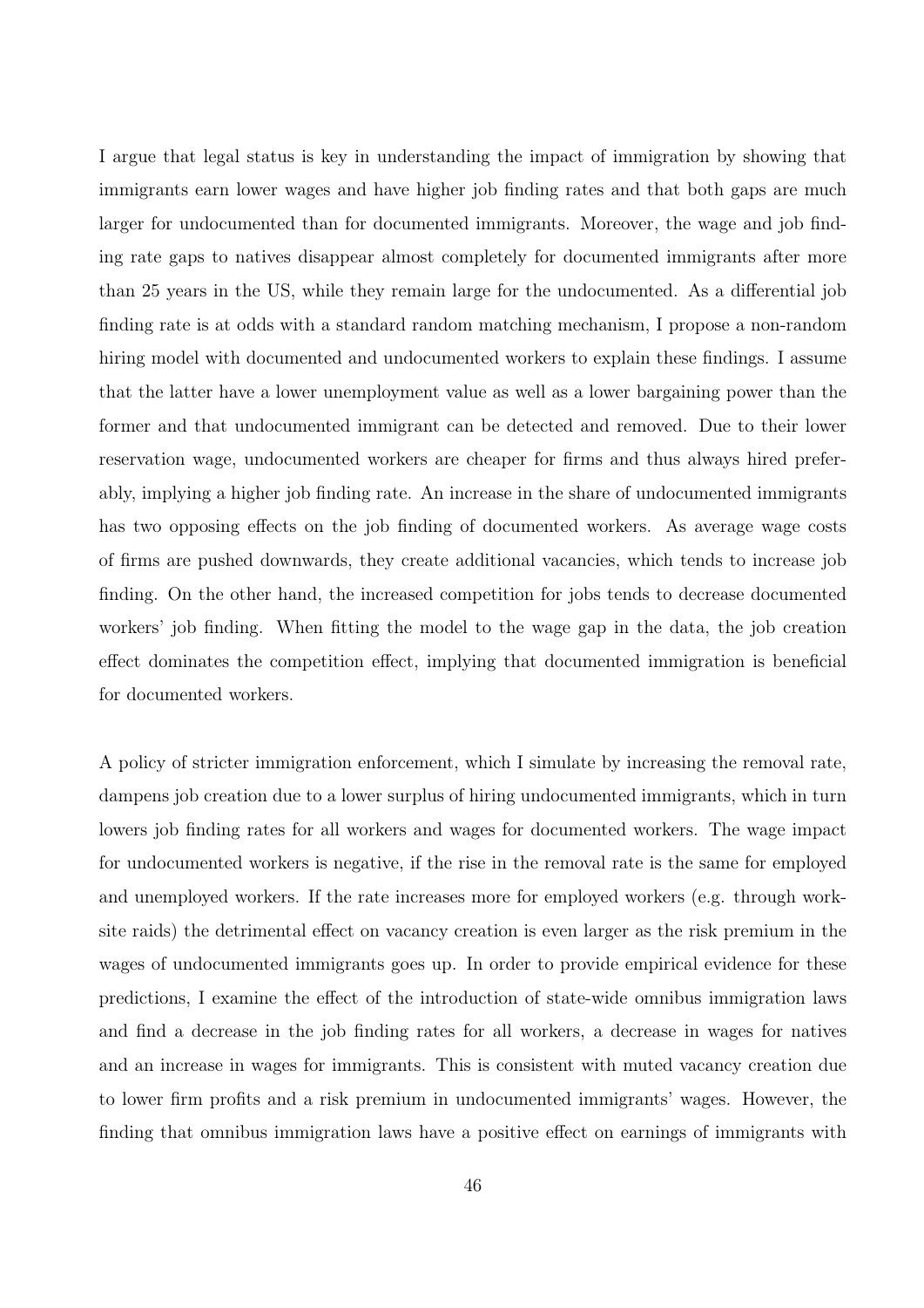I argue that legal status is key in understanding the impact of immigration by showing that immigrants earn lower wages and have higher job finding rates and that both gaps are much larger for undocumented than for documented immigrants. Moreover, the wage and job finding rate gaps to natives disappear almost completely for documented immigrants after more than 25 years in the US, while they remain large for the undocumented. As a differential job finding rate is at odds with a standard random matching mechanism, I propose a non-random hiring model with documented and undocumented workers to explain these findings. I assume that the latter have a lower unemployment value as well as a lower bargaining power than the former and that undocumented immigrant can be detected and removed. Due to their lower reservation wage, undocumented workers are cheaper for firms and thus always hired preferably, implying a higher job finding rate. An increase in the share of undocumented immigrants has two opposing effects on the job finding of documented workers. As average wage costs of firms are pushed downwards, they create additional vacancies, which tends to increase job finding. On the other hand, the increased competition for jobs tends to decrease documented workers' job finding. When fitting the model to the wage gap in the data, the job creation effect dominates the competition effect, implying that documented immigration is beneficial for documented workers.

A policy of stricter immigration enforcement, which I simulate by increasing the removal rate, dampens job creation due to a lower surplus of hiring undocumented immigrants, which in turn lowers job finding rates for all workers and wages for documented workers. The wage impact for undocumented workers is negative, if the rise in the removal rate is the same for employed and unemployed workers. If the rate increases more for employed workers (e.g. through worksite raids) the detrimental effect on vacancy creation is even larger as the risk premium in the wages of undocumented immigrants goes up. In order to provide empirical evidence for these predictions, I examine the effect of the introduction of state-wide omnibus immigration laws and find a decrease in the job finding rates for all workers, a decrease in wages for natives and an increase in wages for immigrants. This is consistent with muted vacancy creation due to lower firm profits and a risk premium in undocumented immigrants' wages. However, the finding that omnibus immigration laws have a positive effect on earnings of immigrants with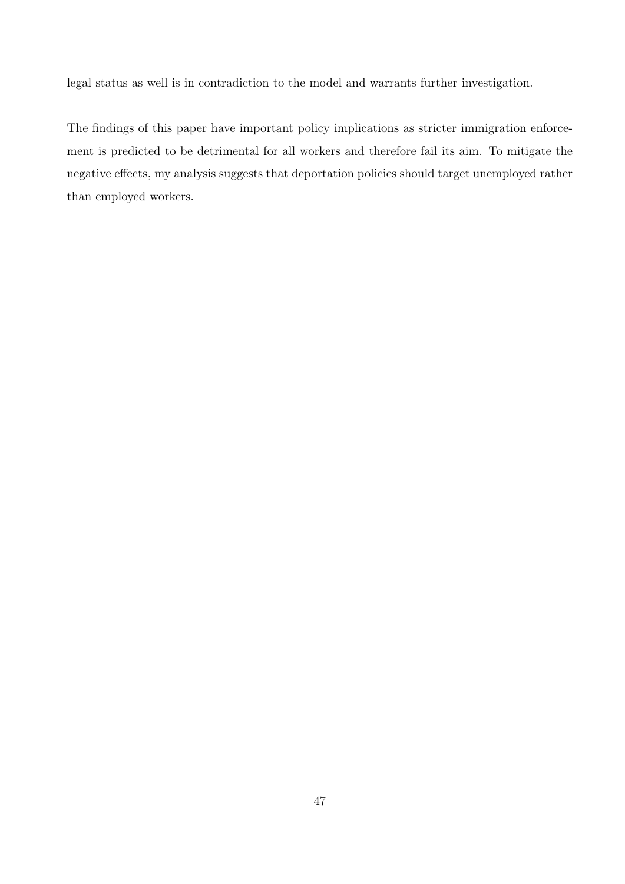legal status as well is in contradiction to the model and warrants further investigation.

The findings of this paper have important policy implications as stricter immigration enforcement is predicted to be detrimental for all workers and therefore fail its aim. To mitigate the negative effects, my analysis suggests that deportation policies should target unemployed rather than employed workers.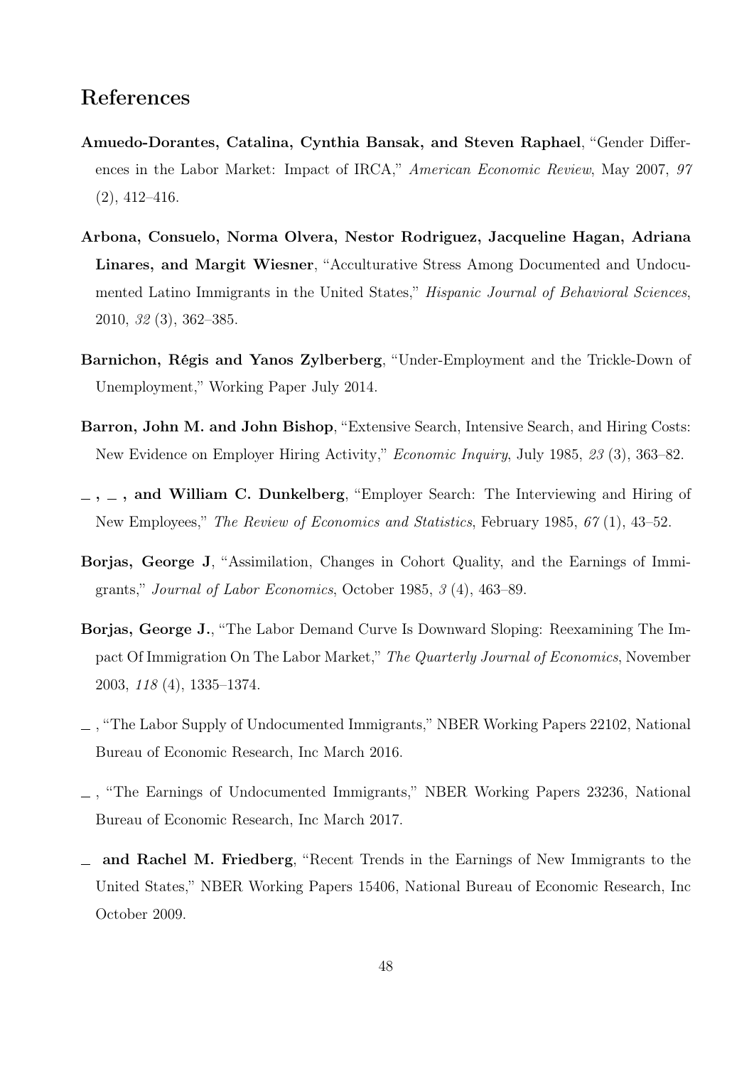## References

**Amuedo-Dorantes, Catalina, Cynthia Bansak, and Steven Raphael**, "Gender Differences in the Labor Market: Impact of IRCA," *American Economic Review*, May 2007, *97* (2), 412–416.

**Arbona, Consuelo, Norma Olvera, Nestor Rodriguez, Jacqueline Hagan, Adriana Linares, and Margit Wiesner**, "Acculturative Stress Among Documented and Undocumented Latino Immigrants in the United States," *Hispanic Journal of Behavioral Sciences*, 2010, *32* (3), 362–385.

**Barnichon, Régis and Yanos Zylberberg**, "Under-Employment and the Trickle-Down of Unemployment," Working Paper July 2014.

**Barron, John M. and John Bishop**, "Extensive Search, Intensive Search, and Hiring Costs: New Evidence on Employer Hiring Activity," *Economic Inquiry*, July 1985, *23* (3), 363–82.

**_ , _ , and William C. Dunkelberg**, "Employer Search: The Interviewing and Hiring of New Employees," *The Review of Economics and Statistics*, February 1985, *67* (1), 43–52.

**Borjas, George J**, "Assimilation, Changes in Cohort Quality, and the Earnings of Immigrants," *Journal of Labor Economics*, October 1985, *3* (4), 463–89.

**Borjas, George J.**, "The Labor Demand Curve Is Downward Sloping: Reexamining The Impact Of Immigration On The Labor Market," *The Quarterly Journal of Economics*, November 2003, *118* (4), 1335–1374.

_ , "The Labor Supply of Undocumented Immigrants," NBER Working Papers 22102, National Bureau of Economic Research, Inc March 2016.

_ , "The Earnings of Undocumented Immigrants," NBER Working Papers 23236, National Bureau of Economic Research, Inc March 2017.

_ **and Rachel M. Friedberg**, "Recent Trends in the Earnings of New Immigrants to the United States," NBER Working Papers 15406, National Bureau of Economic Research, Inc October 2009.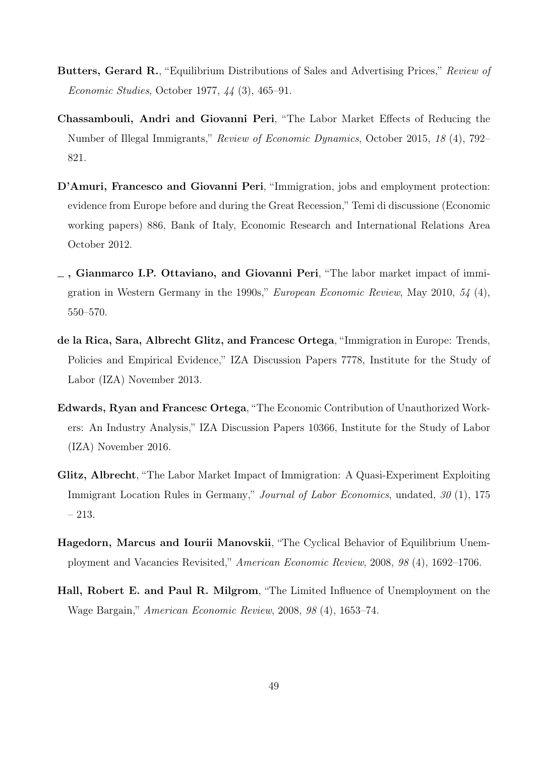**Butters, Gerard R.**, "Equilibrium Distributions of Sales and Advertising Prices," *Review of Economic Studies*, October 1977, *44* (3), 465–91.

**Chassambouli, Andri and Giovanni Peri**, "The Labor Market Effects of Reducing the Number of Illegal Immigrants," *Review of Economic Dynamics*, October 2015, *18* (4), 792–821.

**D'Amuri, Francesco and Giovanni Peri**, "Immigration, jobs and employment protection: evidence from Europe before and during the Great Recession," Temi di discussione (Economic working papers) 886, Bank of Italy, Economic Research and International Relations Area October 2012.

**_ , Gianmarco I.P. Ottaviano, and Giovanni Peri**, "The labor market impact of immigration in Western Germany in the 1990s," *European Economic Review*, May 2010, *54* (4), 550–570.

**de la Rica, Sara, Albrecht Glitz, and Francesc Ortega**, "Immigration in Europe: Trends, Policies and Empirical Evidence," IZA Discussion Papers 7778, Institute for the Study of Labor (IZA) November 2013.

**Edwards, Ryan and Francesc Ortega**, "The Economic Contribution of Unauthorized Workers: An Industry Analysis," IZA Discussion Papers 10366, Institute for the Study of Labor (IZA) November 2016.

**Glitz, Albrecht**, "The Labor Market Impact of Immigration: A Quasi-Experiment Exploiting Immigrant Location Rules in Germany," *Journal of Labor Economics*, undated, *30* (1), 175 – 213.

**Hagedorn, Marcus and Iourii Manovskii**, "The Cyclical Behavior of Equilibrium Unemployment and Vacancies Revisited," *American Economic Review*, 2008, *98* (4), 1692–1706.

**Hall, Robert E. and Paul R. Milgrom**, "The Limited Influence of Unemployment on the Wage Bargain," *American Economic Review*, 2008, *98* (4), 1653–74.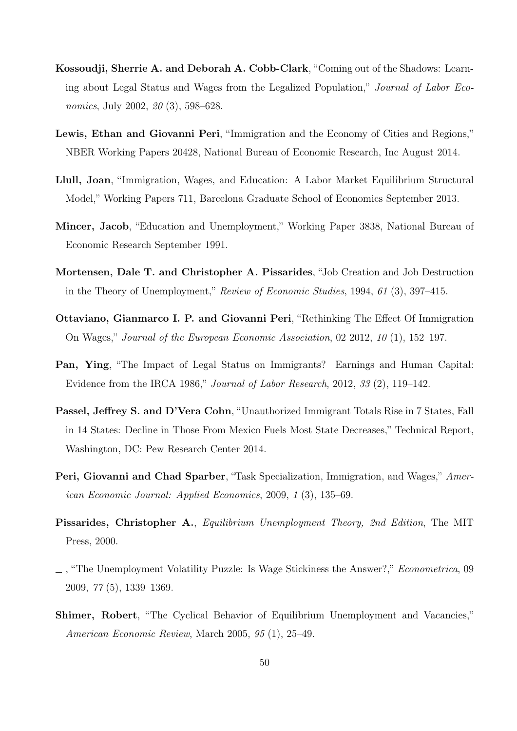**Kossoudji, Sherrie A. and Deborah A. Cobb-Clark**, "Coming out of the Shadows: Learning about Legal Status and Wages from the Legalized Population," *Journal of Labor Economics*, July 2002, *20* (3), 598–628.

**Lewis, Ethan and Giovanni Peri**, "Immigration and the Economy of Cities and Regions," NBER Working Papers 20428, National Bureau of Economic Research, Inc August 2014.

**Llull, Joan**, "Immigration, Wages, and Education: A Labor Market Equilibrium Structural Model," Working Papers 711, Barcelona Graduate School of Economics September 2013.

**Mincer, Jacob**, "Education and Unemployment," Working Paper 3838, National Bureau of Economic Research September 1991.

**Mortensen, Dale T. and Christopher A. Pissarides**, "Job Creation and Job Destruction in the Theory of Unemployment," *Review of Economic Studies*, 1994, *61* (3), 397–415.

**Ottaviano, Gianmarco I. P. and Giovanni Peri**, "Rethinking The Effect Of Immigration On Wages," *Journal of the European Economic Association*, 02 2012, *10* (1), 152–197.

**Pan, Ying**, "The Impact of Legal Status on Immigrants? Earnings and Human Capital: Evidence from the IRCA 1986," *Journal of Labor Research*, 2012, *33* (2), 119–142.

**Passel, Jeffrey S. and D'Vera Cohn**, "Unauthorized Immigrant Totals Rise in 7 States, Fall in 14 States: Decline in Those From Mexico Fuels Most State Decreases," Technical Report, Washington, DC: Pew Research Center 2014.

**Peri, Giovanni and Chad Sparber**, "Task Specialization, Immigration, and Wages," *American Economic Journal: Applied Economics*, 2009, *1* (3), 135–69.

**Pissarides, Christopher A.**, *Equilibrium Unemployment Theory, 2nd Edition*, The MIT Press, 2000.

\_ , "The Unemployment Volatility Puzzle: Is Wage Stickiness the Answer?," *Econometrica*, 09 2009, *77* (5), 1339–1369.

**Shimer, Robert**, "The Cyclical Behavior of Equilibrium Unemployment and Vacancies," *American Economic Review*, March 2005, *95* (1), 25–49.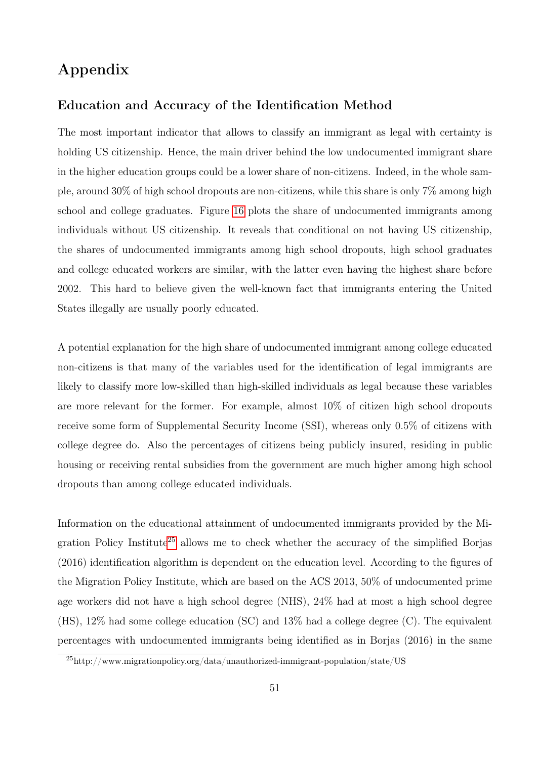# Appendix

## Education and Accuracy of the Identification Method

The most important indicator that allows to classify an immigrant as legal with certainty is holding US citizenship. Hence, the main driver behind the low undocumented immigrant share in the higher education groups could be a lower share of non-citizens. Indeed, in the whole sample, around 30% of high school dropouts are non-citizens, while this share is only 7% among high school and college graduates. Figure 16 plots the share of undocumented immigrants among individuals without US citizenship. It reveals that conditional on not having US citizenship, the shares of undocumented immigrants among high school dropouts, high school graduates and college educated workers are similar, with the latter even having the highest share before 2002. This hard to believe given the well-known fact that immigrants entering the United States illegally are usually poorly educated.

A potential explanation for the high share of undocumented immigrant among college educated non-citizens is that many of the variables used for the identification of legal immigrants are likely to classify more low-skilled than high-skilled individuals as legal because these variables are more relevant for the former. For example, almost 10% of citizen high school dropouts receive some form of Supplemental Security Income (SSI), whereas only 0.5% of citizens with college degree do. Also the percentages of citizens being publicly insured, residing in public housing or receiving rental subsidies from the government are much higher among high school dropouts than among college educated individuals.

Information on the educational attainment of undocumented immigrants provided by the Migration Policy Institute[25] allows me to check whether the accuracy of the simplified Borjas (2016) identification algorithm is dependent on the education level. According to the figures of the Migration Policy Institute, which are based on the ACS 2013, 50% of undocumented prime age workers did not have a high school degree (NHS), 24% had at most a high school degree (HS), 12% had some college education (SC) and 13% had a college degree (C). The equivalent percentages with undocumented immigrants being identified as in Borjas (2016) in the same

[25] http://www.migrationpolicy.org/data/unauthorized-immigrant-population/state/US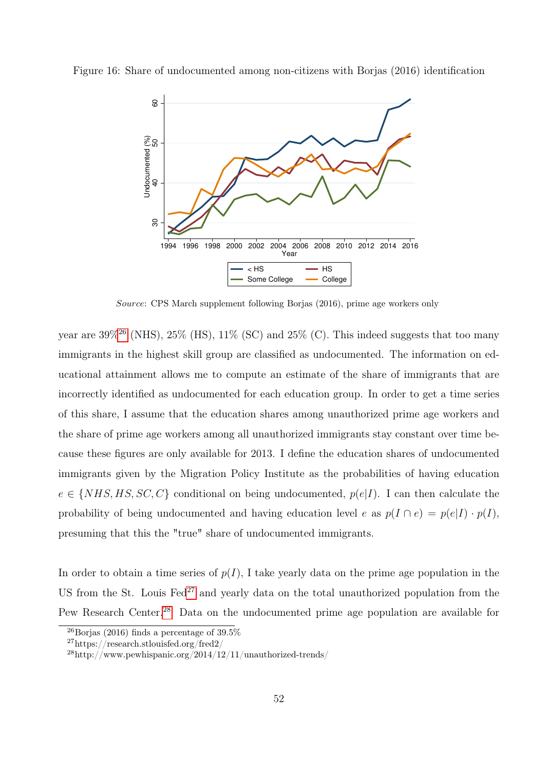Figure 16: Share of undocumented among non-citizens with Borjas (2016) identification

*Source*: CPS March supplement following Borjas (2016), prime age workers only

year are 39%[26] (NHS), 25% (HS), 11% (SC) and 25% (C). This indeed suggests that too many immigrants in the highest skill group are classified as undocumented. The information on educational attainment allows me to compute an estimate of the share of immigrants that are incorrectly identified as undocumented for each education group. In order to get a time series of this share, I assume that the education shares among unauthorized prime age workers and the share of prime age workers among all unauthorized immigrants stay constant over time because these figures are only available for 2013. I define the education shares of undocumented immigrants given by the Migration Policy Institute as the probabilities of having education $e \in \{NHS, HS, SC, C\}$ conditional on being undocumented, $p(e|I)$. I can then calculate the probability of being undocumented and having education level $e$ as $p(I \cap e) = p(e|I) \cdot p(I)$, presuming that this the "true" share of undocumented immigrants.

In order to obtain a time series of $p(I)$, I take yearly data on the prime age population in the US from the St. Louis Fed[27] and yearly data on the total unauthorized population from the Pew Research Center.[28] Data on the undocumented prime age population are available for

[26] Borjas (2016) finds a percentage of 39.5%

[27] https://research.stlouisfed.org/fred2/

[28] http://www.pewhispanic.org/2014/12/11/unauthorized-trends/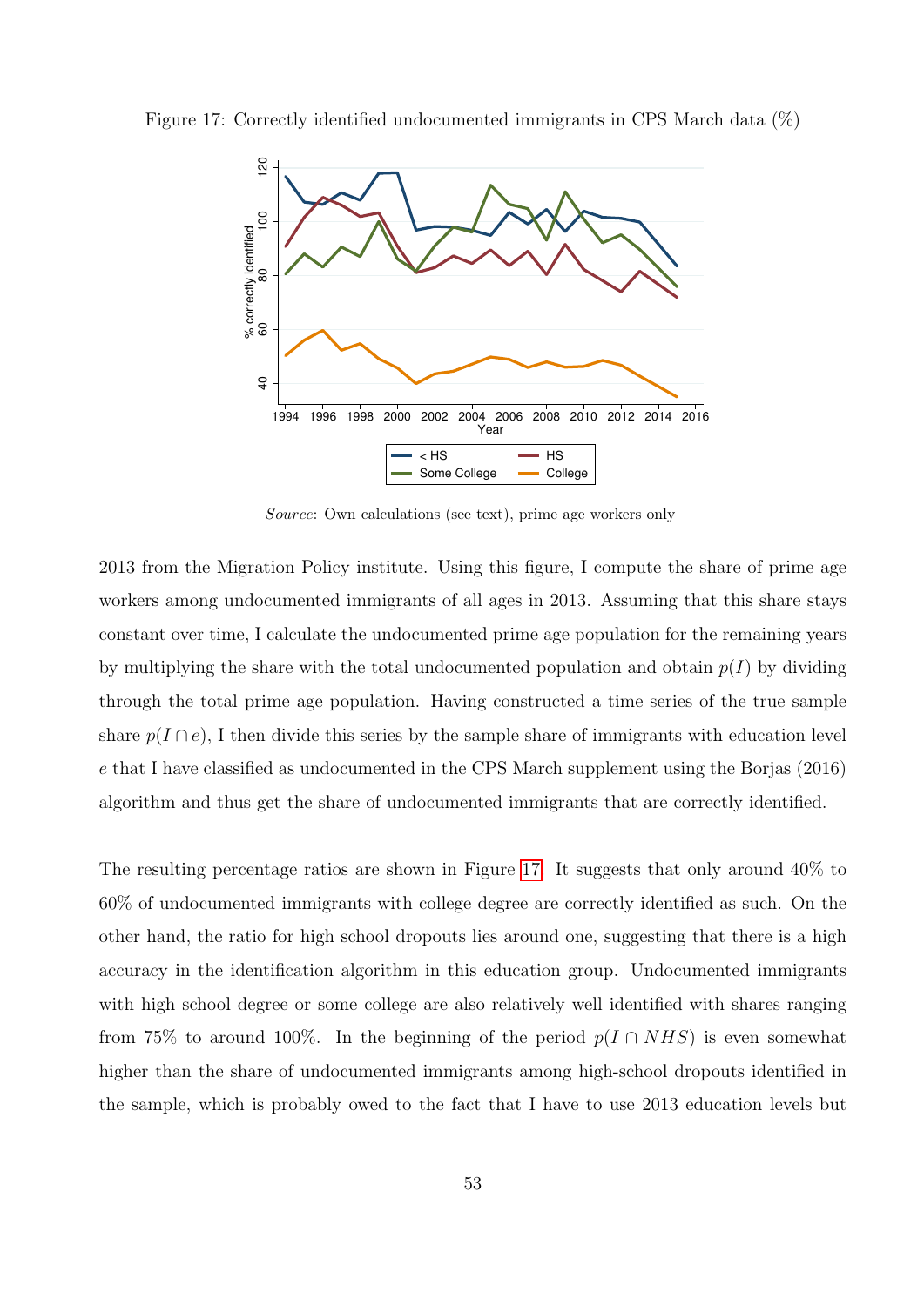Figure 17: Correctly identified undocumented immigrants in CPS March data (%)

*Source*: Own calculations (see text), prime age workers only

2013 from the Migration Policy institute. Using this figure, I compute the share of prime age workers among undocumented immigrants of all ages in 2013. Assuming that this share stays constant over time, I calculate the undocumented prime age population for the remaining years by multiplying the share with the total undocumented population and obtain $p(I)$ by dividing through the total prime age population. Having constructed a time series of the true sample share $p(I \cap e)$, I then divide this series by the sample share of immigrants with education level $e$ that I have classified as undocumented in the CPS March supplement using the Borjas (2016) algorithm and thus get the share of undocumented immigrants that are correctly identified.

The resulting percentage ratios are shown in Figure 17. It suggests that only around 40% to 60% of undocumented immigrants with college degree are correctly identified as such. On the other hand, the ratio for high school dropouts lies around one, suggesting that there is a high accuracy in the identification algorithm in this education group. Undocumented immigrants with high school degree or some college are also relatively well identified with shares ranging from 75% to around 100%. In the beginning of the period $p(I \cap NHS)$ is even somewhat higher than the share of undocumented immigrants among high-school dropouts identified in the sample, which is probably owed to the fact that I have to use 2013 education levels but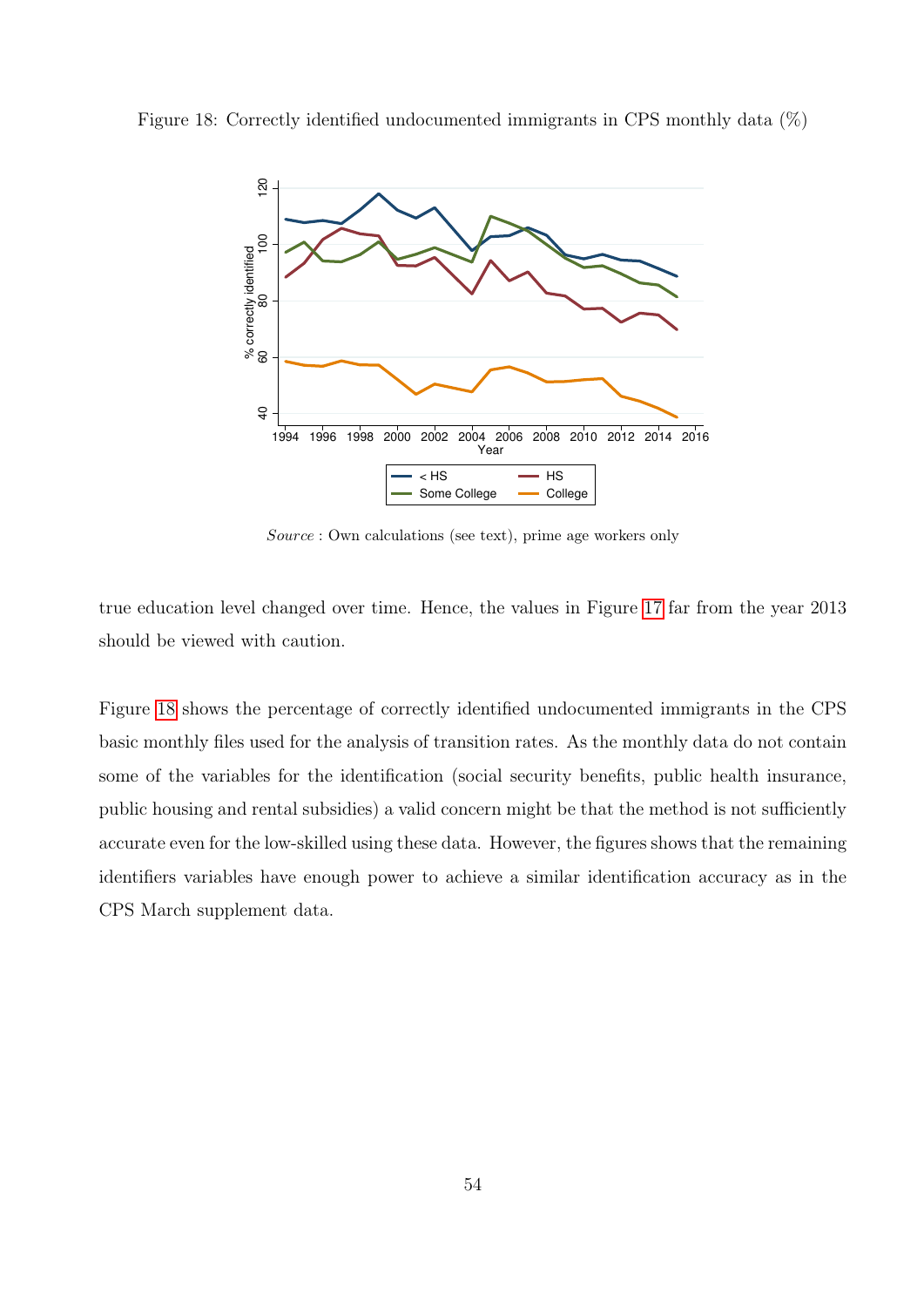Figure 18: Correctly identified undocumented immigrants in CPS monthly data (%)

*Source* : Own calculations (see text), prime age workers only

true education level changed over time. Hence, the values in Figure 17 far from the year 2013 should be viewed with caution.

Figure 18 shows the percentage of correctly identified undocumented immigrants in the CPS basic monthly files used for the analysis of transition rates. As the monthly data do not contain some of the variables for the identification (social security benefits, public health insurance, public housing and rental subsidies) a valid concern might be that the method is not sufficiently accurate even for the low-skilled using these data. However, the figures shows that the remaining identifiers variables have enough power to achieve a similar identification accuracy as in the CPS March supplement data.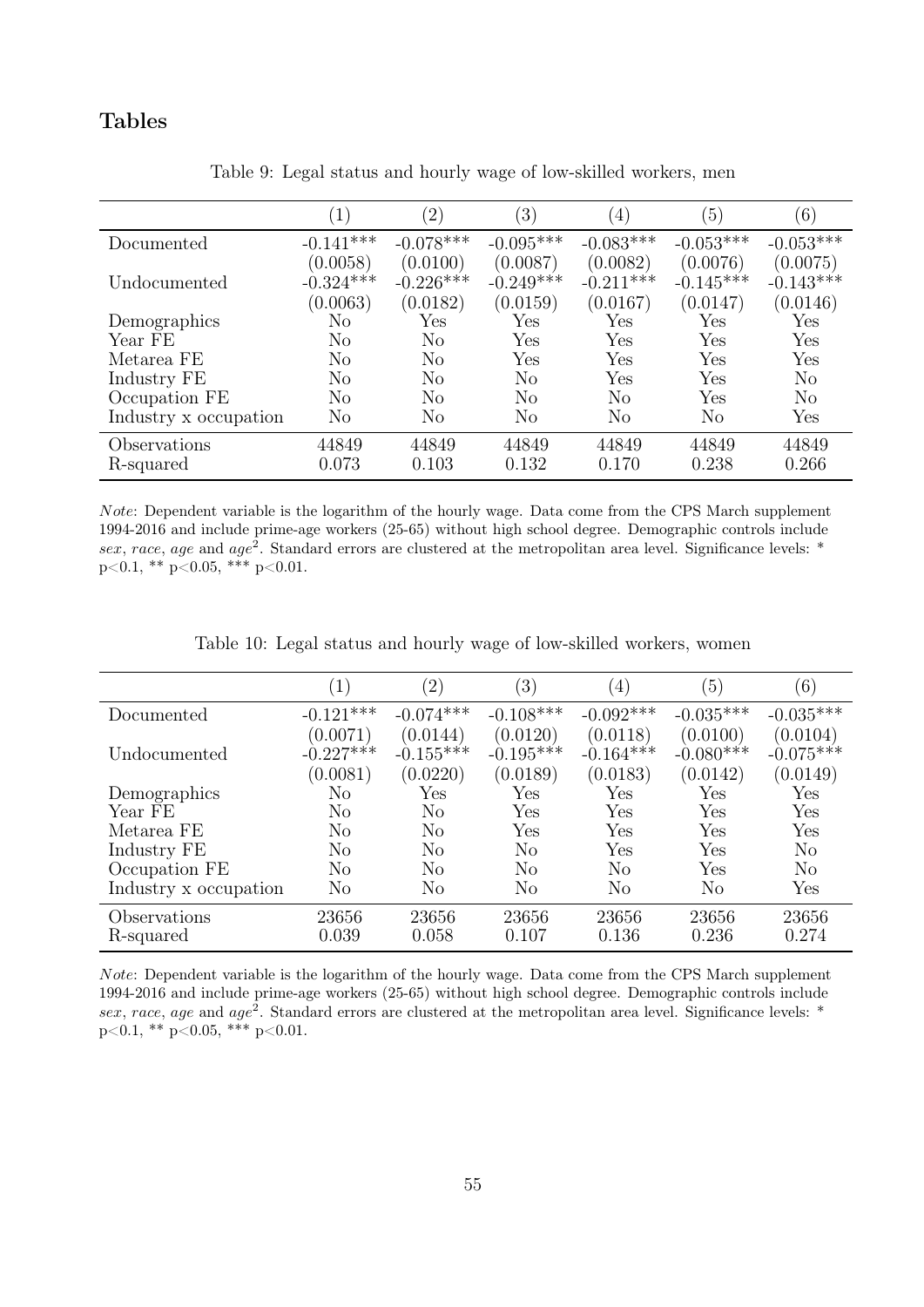## Tables

Table 9: Legal status and hourly wage of low-skilled workers, men

| | (1) | (2) | (3) | (4) | (5) | (6) |
|---|---|---|---|---|---|---|
| Documented | -0.141*** | -0.078*** | -0.095*** | -0.083*** | -0.053*** | -0.053*** |
| | (0.0058) | (0.0100) | (0.0087) | (0.0082) | (0.0076) | (0.0075) |
| Undocumented | -0.324*** | -0.226*** | -0.249*** | -0.211*** | -0.145*** | -0.143*** |
| | (0.0063) | (0.0182) | (0.0159) | (0.0167) | (0.0147) | (0.0146) |
| Demographics | No | Yes | Yes | Yes | Yes | Yes |
| Year FE | No | No | Yes | Yes | Yes | Yes |
| Metarea FE | No | No | Yes | Yes | Yes | Yes |
| Industry FE | No | No | No | Yes | Yes | No |
| Occupation FE | No | No | No | No | Yes | No |
| Industry x occupation | No | No | No | No | No | Yes |
| Observations | 44849 | 44849 | 44849 | 44849 | 44849 | 44849 |
| R-squared | 0.073 | 0.103 | 0.132 | 0.170 | 0.238 | 0.266 |

*Note*: Dependent variable is the logarithm of the hourly wage. Data come from the CPS March supplement 1994-2016 and include prime-age workers (25-65) without high school degree. Demographic controls include *sex*, *race*, *age* and $age^2$. Standard errors are clustered at the metropolitan area level. Significance levels: * p<0.1, ** p<0.05, *** p<0.01.

Table 10: Legal status and hourly wage of low-skilled workers, women

| | (1) | (2) | (3) | (4) | (5) | (6) |
|---|---|---|---|---|---|---|
| Documented | -0.121*** | -0.074*** | -0.108*** | -0.092*** | -0.035*** | -0.035*** |
| | (0.0071) | (0.0144) | (0.0120) | (0.0118) | (0.0100) | (0.0104) |
| Undocumented | -0.227*** | -0.155*** | -0.195*** | -0.164*** | -0.080*** | -0.075*** |
| | (0.0081) | (0.0220) | (0.0189) | (0.0183) | (0.0142) | (0.0149) |
| Demographics | No | Yes | Yes | Yes | Yes | Yes |
| Year FE | No | No | Yes | Yes | Yes | Yes |
| Metarea FE | No | No | Yes | Yes | Yes | Yes |
| Industry FE | No | No | No | Yes | Yes | No |
| Occupation FE | No | No | No | No | Yes | No |
| Industry x occupation | No | No | No | No | No | Yes |
| Observations | 23656 | 23656 | 23656 | 23656 | 23656 | 23656 |
| R-squared | 0.039 | 0.058 | 0.107 | 0.136 | 0.236 | 0.274 |

*Note*: Dependent variable is the logarithm of the hourly wage. Data come from the CPS March supplement 1994-2016 and include prime-age workers (25-65) without high school degree. Demographic controls include *sex*, *race*, *age* and $age^2$. Standard errors are clustered at the metropolitan area level. Significance levels: * p<0.1, ** p<0.05, *** p<0.01.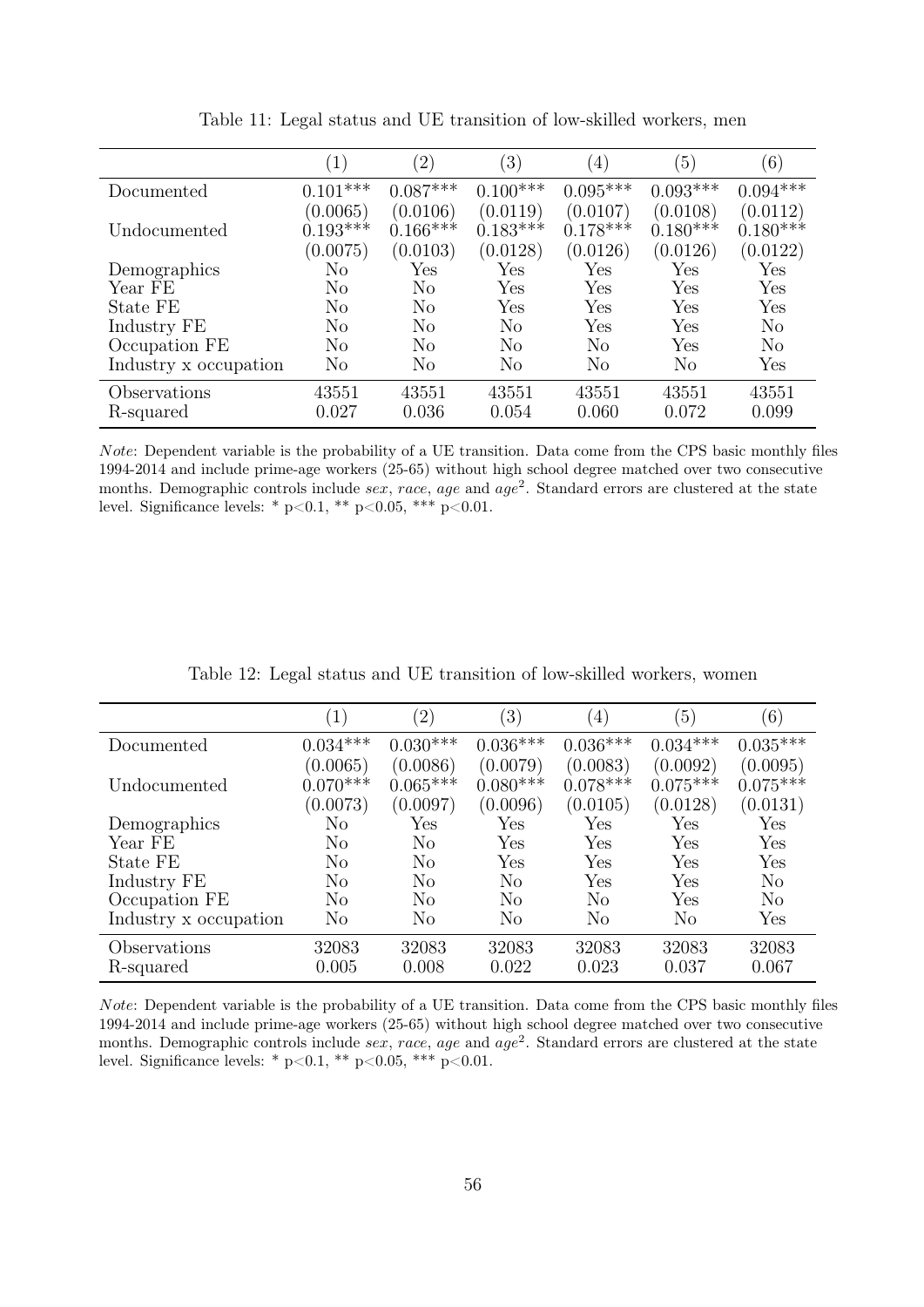Table 11: Legal status and UE transition of low-skilled workers, men

| | (1) | (2) | (3) | (4) | (5) | (6) |
|---|---|---|---|---|---|---|
| Documented | 0.101*** | 0.087*** | 0.100*** | 0.095*** | 0.093*** | 0.094*** |
| | (0.0065) | (0.0106) | (0.0119) | (0.0107) | (0.0108) | (0.0112) |
| Undocumented | 0.193*** | 0.166*** | 0.183*** | 0.178*** | 0.180*** | 0.180*** |
| | (0.0075) | (0.0103) | (0.0128) | (0.0126) | (0.0126) | (0.0122) |
| Demographics | No | Yes | Yes | Yes | Yes | Yes |
| Year FE | No | No | Yes | Yes | Yes | Yes |
| State FE | No | No | Yes | Yes | Yes | Yes |
| Industry FE | No | No | No | Yes | Yes | No |
| Occupation FE | No | No | No | No | Yes | No |
| Industry x occupation | No | No | No | No | No | Yes |
| Observations | 43551 | 43551 | 43551 | 43551 | 43551 | 43551 |
| R-squared | 0.027 | 0.036 | 0.054 | 0.060 | 0.072 | 0.099 |

*Note*: Dependent variable is the probability of a UE transition. Data come from the CPS basic monthly files 1994-2014 and include prime-age workers (25-65) without high school degree matched over two consecutive months. Demographic controls include *sex*, *race*, *age* and $age^2$. Standard errors are clustered at the state level. Significance levels: * p<0.1, ** p<0.05, *** p<0.01.

Table 12: Legal status and UE transition of low-skilled workers, women

| | (1) | (2) | (3) | (4) | (5) | (6) |
|---|---|---|---|---|---|---|
| Documented | 0.034*** | 0.030*** | 0.036*** | 0.036*** | 0.034*** | 0.035*** |
| | (0.0065) | (0.0086) | (0.0079) | (0.0083) | (0.0092) | (0.0095) |
| Undocumented | 0.070*** | 0.065*** | 0.080*** | 0.078*** | 0.075*** | 0.075*** |
| | (0.0073) | (0.0097) | (0.0096) | (0.0105) | (0.0128) | (0.0131) |
| Demographics | No | Yes | Yes | Yes | Yes | Yes |
| Year FE | No | No | Yes | Yes | Yes | Yes |
| State FE | No | No | Yes | Yes | Yes | Yes |
| Industry FE | No | No | No | Yes | Yes | No |
| Occupation FE | No | No | No | No | Yes | No |
| Industry x occupation | No | No | No | No | No | Yes |
| Observations | 32083 | 32083 | 32083 | 32083 | 32083 | 32083 |
| R-squared | 0.005 | 0.008 | 0.022 | 0.023 | 0.037 | 0.067 |

*Note*: Dependent variable is the probability of a UE transition. Data come from the CPS basic monthly files 1994-2014 and include prime-age workers (25-65) without high school degree matched over two consecutive months. Demographic controls include *sex*, *race*, *age* and $age^2$. Standard errors are clustered at the state level. Significance levels: * p<0.1, ** p<0.05, *** p<0.01.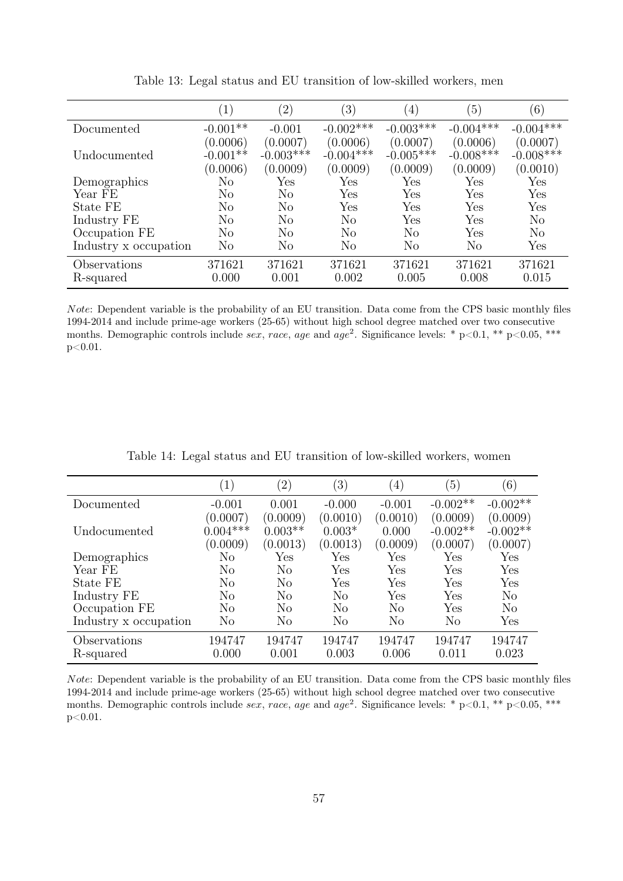Table 13: Legal status and EU transition of low-skilled workers, men

| | (1) | (2) | (3) | (4) | (5) | (6) |
|---|---|---|---|---|---|---|
| Documented | -0.001** | -0.001 | -0.002*** | -0.003*** | -0.004*** | -0.004*** |
| | (0.0006) | (0.0007) | (0.0006) | (0.0007) | (0.0006) | (0.0007) |
| Undocumented | -0.001** | -0.003*** | -0.004*** | -0.005*** | -0.008*** | -0.008*** |
| | (0.0006) | (0.0009) | (0.0009) | (0.0009) | (0.0009) | (0.0010) |
| Demographics | No | Yes | Yes | Yes | Yes | Yes |
| Year FE | No | No | Yes | Yes | Yes | Yes |
| State FE | No | No | Yes | Yes | Yes | Yes |
| Industry FE | No | No | No | Yes | Yes | No |
| Occupation FE | No | No | No | No | Yes | No |
| Industry x occupation | No | No | No | No | No | Yes |
| Observations | 371621 | 371621 | 371621 | 371621 | 371621 | 371621 |
| R-squared | 0.000 | 0.001 | 0.002 | 0.005 | 0.008 | 0.015 |

*Note*: Dependent variable is the probability of an EU transition. Data come from the CPS basic monthly files 1994-2014 and include prime-age workers (25-65) without high school degree matched over two consecutive months. Demographic controls include *sex*, *race*, *age* and $age^2$. Significance levels: * p<0.1, ** p<0.05, *** p<0.01.

Table 14: Legal status and EU transition of low-skilled workers, women

| | (1) | (2) | (3) | (4) | (5) | (6) |
|---|---|---|---|---|---|---|
| Documented | -0.001 | 0.001 | -0.000 | -0.001 | -0.002** | -0.002** |
| | (0.0007) | (0.0009) | (0.0010) | (0.0010) | (0.0009) | (0.0009) |
| Undocumented | 0.004*** | 0.003** | 0.003* | 0.000 | -0.002** | -0.002** |
| | (0.0009) | (0.0013) | (0.0013) | (0.0009) | (0.0007) | (0.0007) |
| Demographics | No | Yes | Yes | Yes | Yes | Yes |
| Year FE | No | No | Yes | Yes | Yes | Yes |
| State FE | No | No | Yes | Yes | Yes | Yes |
| Industry FE | No | No | No | Yes | Yes | No |
| Occupation FE | No | No | No | No | Yes | No |
| Industry x occupation | No | No | No | No | No | Yes |
| Observations | 194747 | 194747 | 194747 | 194747 | 194747 | 194747 |
| R-squared | 0.000 | 0.001 | 0.003 | 0.006 | 0.011 | 0.023 |

*Note*: Dependent variable is the probability of an EU transition. Data come from the CPS basic monthly files 1994-2014 and include prime-age workers (25-65) without high school degree matched over two consecutive months. Demographic controls include *sex*, *race*, *age* and $age^2$. Significance levels: * p<0.1, ** p<0.05, *** p<0.01.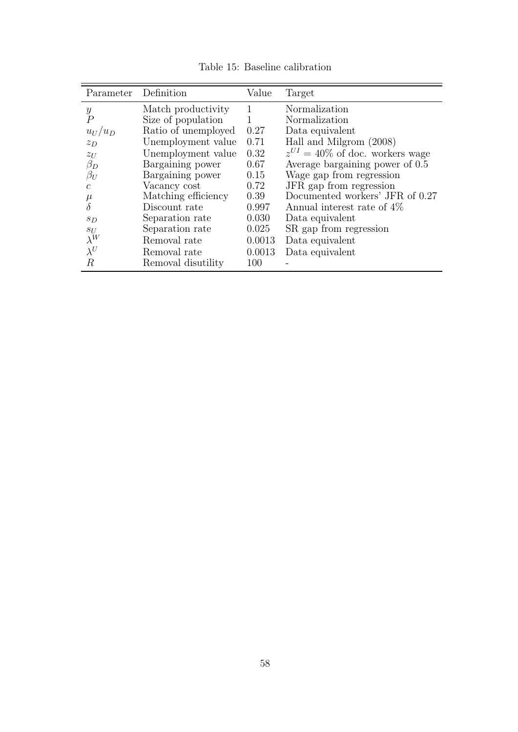Table 15: Baseline calibration

| Parameter | Definition | Value | Target |
|---|---|---|---|
| $y$ | Match productivity | 1 | Normalization |
| $P$ | Size of population | 1 | Normalization |
| $u_U/u_D$ | Ratio of unemployed | 0.27 | Data equivalent |
| $z_D$ | Unemployment value | 0.71 | Hall and Milgrom (2008) |
| $z_U$ | Unemployment value | 0.32 | $z^{UI}$ = 40% of doc. workers wage |
| $\beta_D$ | Bargaining power | 0.67 | Average bargaining power of 0.5 |
| $\beta_U$ | Bargaining power | 0.15 | Wage gap from regression |
| $c$ | Vacancy cost | 0.72 | JFR gap from regression |
| $\mu$ | Matching efficiency | 0.39 | Documented workers' JFR of 0.27 |
| $\delta$ | Discount rate | 0.997 | Annual interest rate of 4% |
| $s_D$ | Separation rate | 0.030 | Data equivalent |
| $s_U$ | Separation rate | 0.025 | SR gap from regression |
| $\lambda^W$ | Removal rate | 0.0013 | Data equivalent |
| $\lambda^U$ | Removal rate | 0.0013 | Data equivalent |
| $R$ | Removal disutility | 100 | - |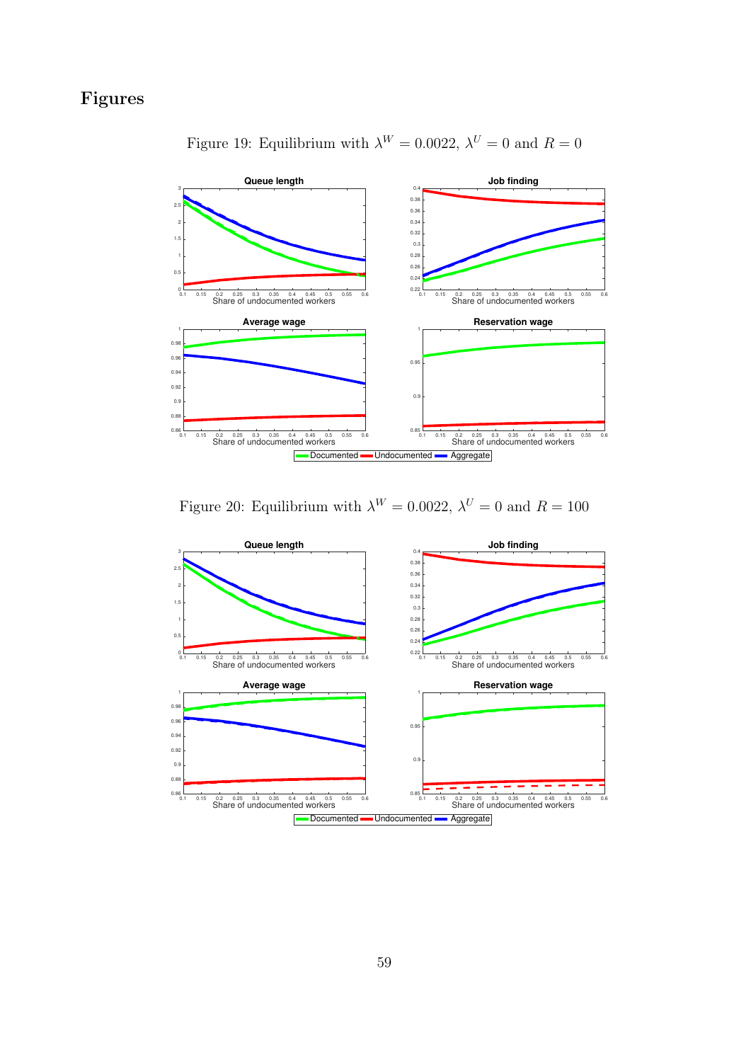# Figures

Figure 19: Equilibrium with $\lambda^W = 0.0022$, $\lambda^U = 0$ and $R = 0$

Figure 20: Equilibrium with $\lambda^W = 0.0022$, $\lambda^U = 0$ and $R = 100$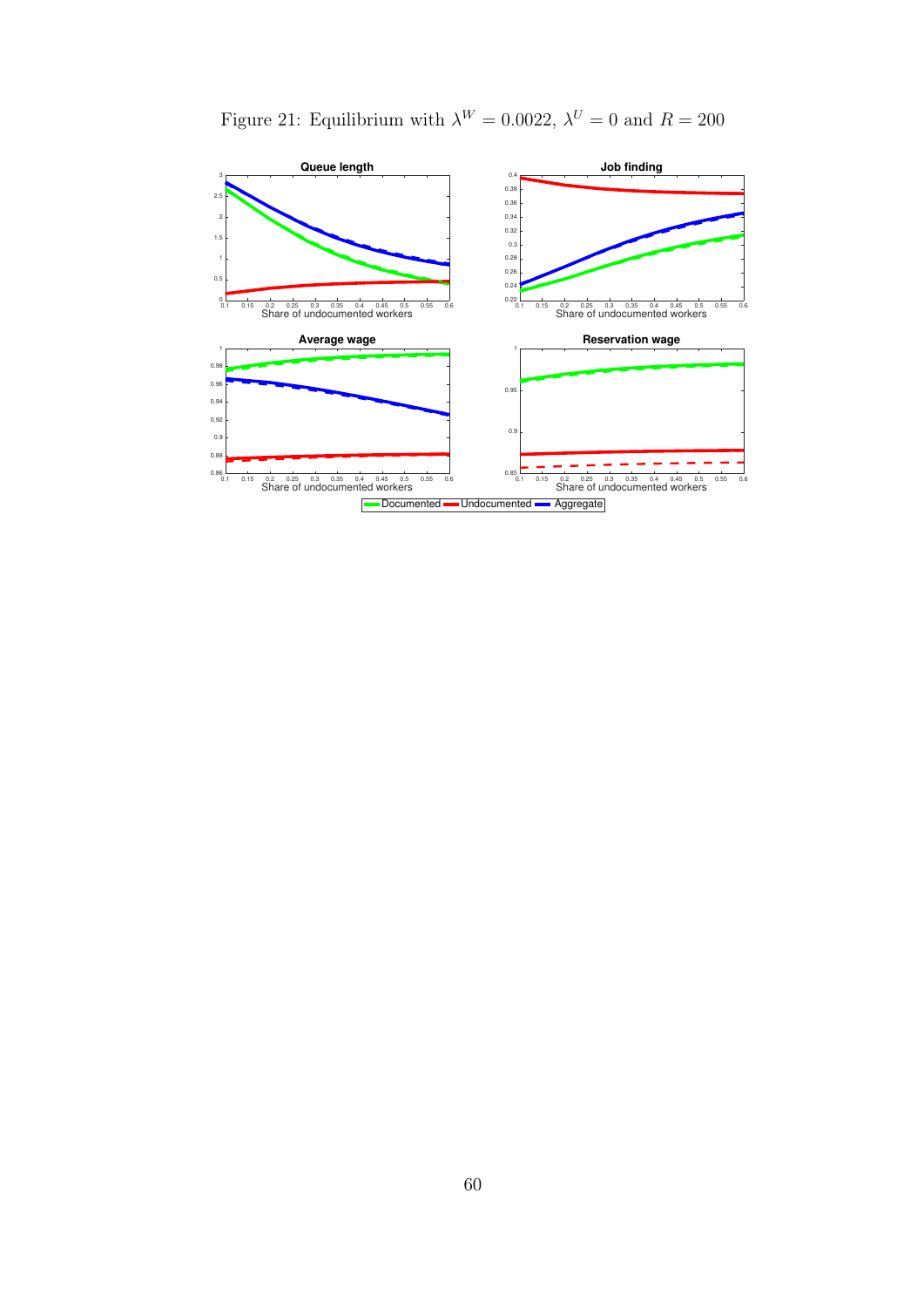Figure 21: Equilibrium with $\lambda^W = 0.0022$, $\lambda^U = 0$ and $R = 200$

Queue length

3
2.5
2
1.5
1
0.5
0

0.1 0.15 0.2 0.25 0.3 0.35 0.4 0.45 0.5 0.55 0.6

Share of undocumented workers

Job finding

0.4
0.38
0.36
0.34
0.32
0.3
0.28
0.26
0.24
0.22

0.1 0.15 0.2 0.25 0.3 0.35 0.4 0.45 0.5 0.55 0.6

Share of undocumented workers

Average wage

1
0.98
0.96
0.94
0.92
0.9
0.88
0.86

0.1 0.15 0.2 0.25 0.3 0.35 0.4 0.45 0.5 0.55 0.6

Share of undocumented workers

Reservation wage

1
0.95
0.9
0.85

0.1 0.15 0.2 0.25 0.3 0.35 0.4 0.45 0.5 0.55 0.6

Share of undocumented workers

Documented Undocumented Aggregate